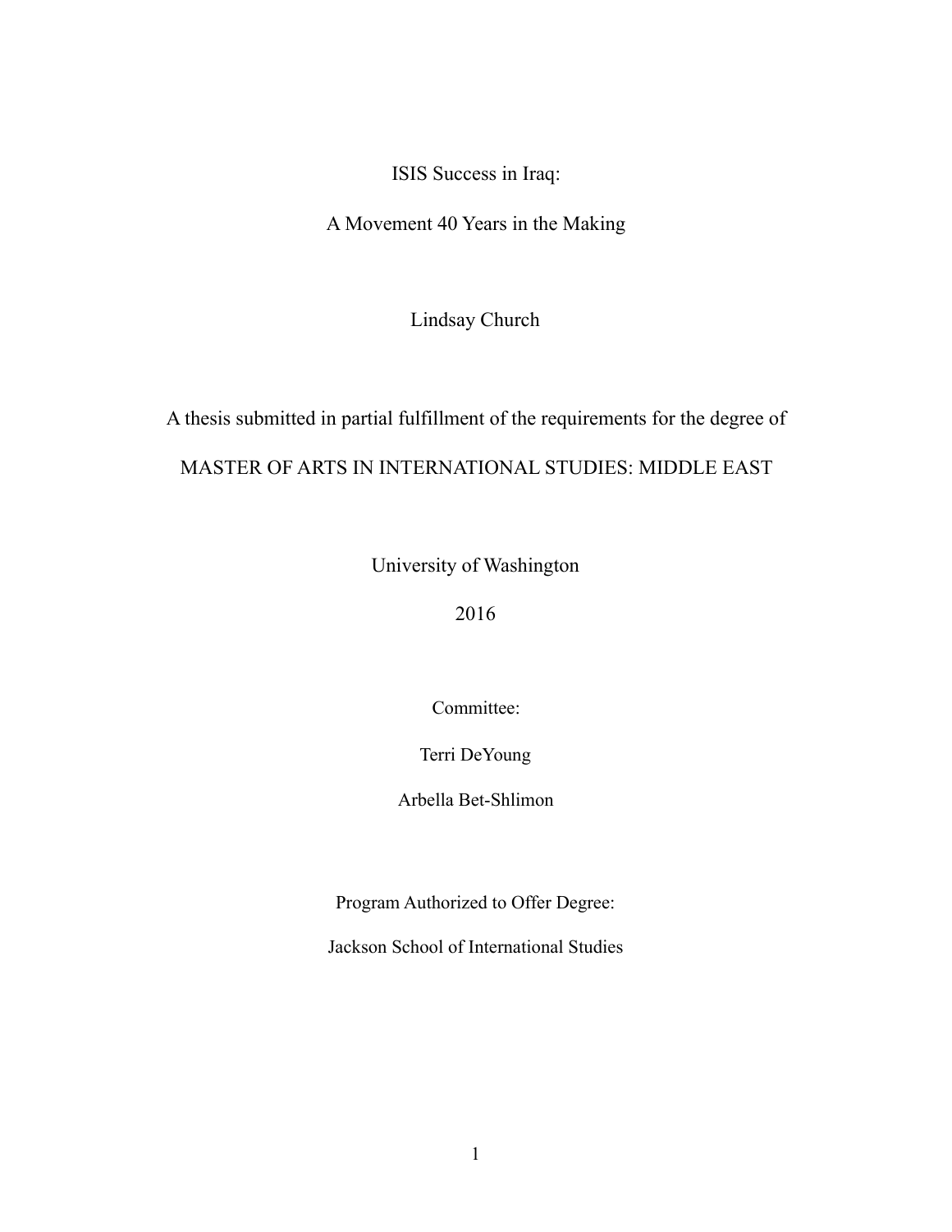# ISIS Success in Iraq:

# A Movement 40 Years in the Making

Lindsay Church

A thesis submitted in partial fulfillment of the requirements for the degree of

MASTER OF ARTS IN INTERNATIONAL STUDIES: MIDDLE EAST

University of Washington

2016

Committee:

Terri DeYoung

Arbella Bet-Shlimon

Program Authorized to Offer Degree:

Jackson School of International Studies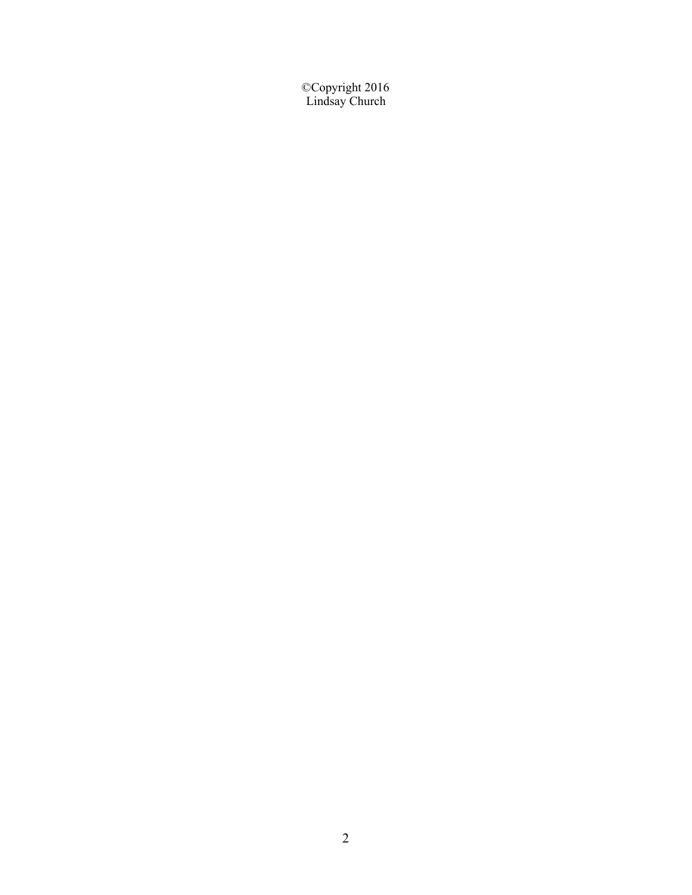©Copyright 2016
Lindsay Church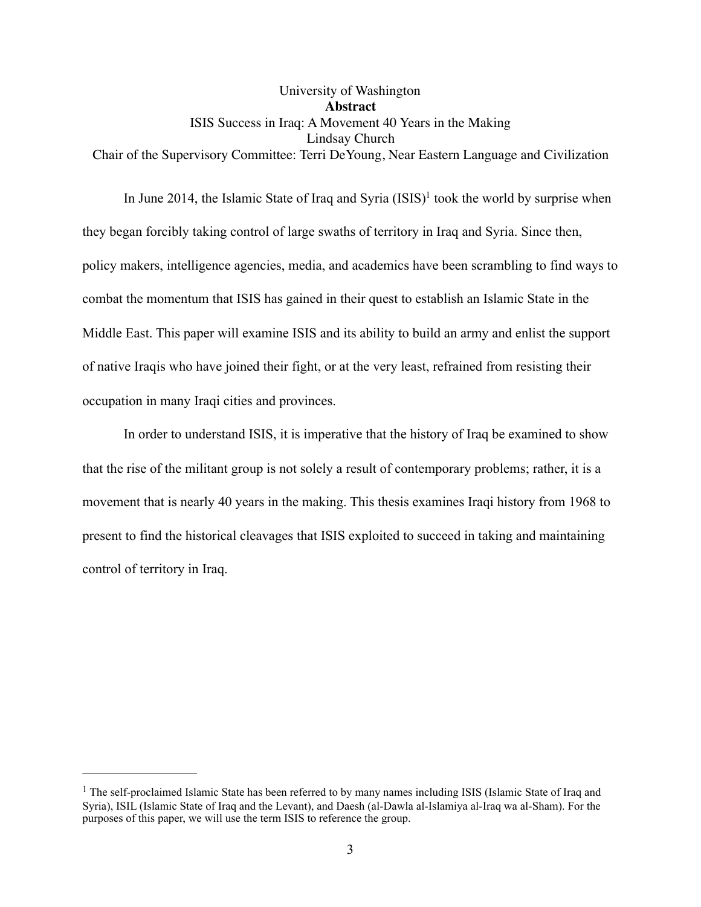University of Washington

**Abstract**

ISIS Success in Iraq: A Movement 40 Years in the Making

Lindsay Church

Chair of the Supervisory Committee: Terri DeYoung, Near Eastern Language and Civilization

In June 2014, the Islamic State of Iraq and Syria (ISIS)[1] took the world by surprise when they began forcibly taking control of large swaths of territory in Iraq and Syria. Since then, policy makers, intelligence agencies, media, and academics have been scrambling to find ways to combat the momentum that ISIS has gained in their quest to establish an Islamic State in the Middle East. This paper will examine ISIS and its ability to build an army and enlist the support of native Iraqis who have joined their fight, or at the very least, refrained from resisting their occupation in many Iraqi cities and provinces.

In order to understand ISIS, it is imperative that the history of Iraq be examined to show that the rise of the militant group is not solely a result of contemporary problems; rather, it is a movement that is nearly 40 years in the making. This thesis examines Iraqi history from 1968 to present to find the historical cleavages that ISIS exploited to succeed in taking and maintaining control of territory in Iraq.

---

[1] The self-proclaimed Islamic State has been referred to by many names including ISIS (Islamic State of Iraq and Syria), ISIL (Islamic State of Iraq and the Levant), and Daesh (al-Dawla al-Islamiya al-Iraq wa al-Sham). For the purposes of this paper, we will use the term ISIS to reference the group.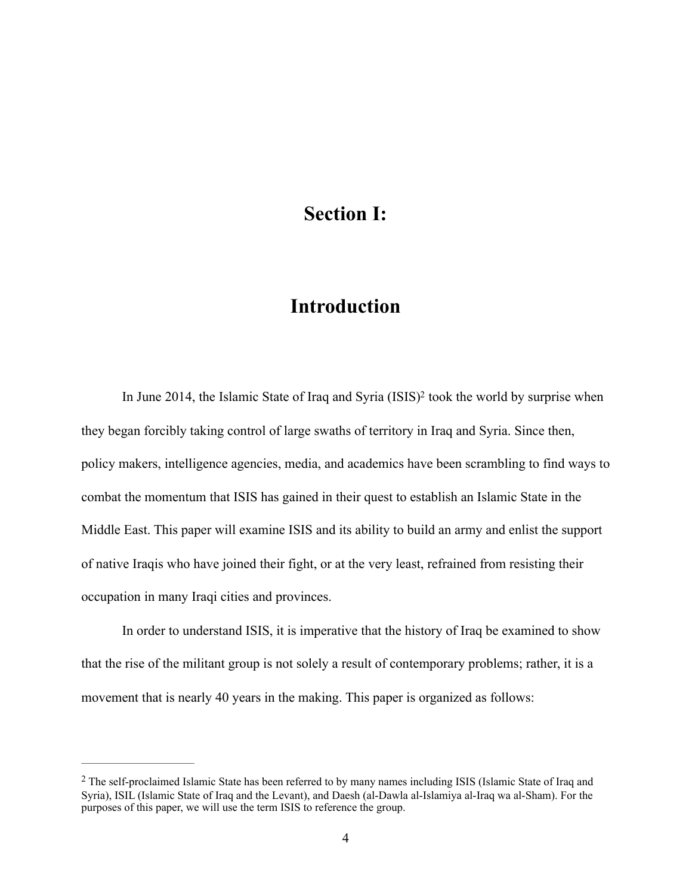# Section I:

# Introduction

In June 2014, the Islamic State of Iraq and Syria (ISIS)[2] took the world by surprise when they began forcibly taking control of large swaths of territory in Iraq and Syria. Since then, policy makers, intelligence agencies, media, and academics have been scrambling to find ways to combat the momentum that ISIS has gained in their quest to establish an Islamic State in the Middle East. This paper will examine ISIS and its ability to build an army and enlist the support of native Iraqis who have joined their fight, or at the very least, refrained from resisting their occupation in many Iraqi cities and provinces.

In order to understand ISIS, it is imperative that the history of Iraq be examined to show that the rise of the militant group is not solely a result of contemporary problems; rather, it is a movement that is nearly 40 years in the making. This paper is organized as follows:

---

[2] The self-proclaimed Islamic State has been referred to by many names including ISIS (Islamic State of Iraq and Syria), ISIL (Islamic State of Iraq and the Levant), and Daesh (al-Dawla al-Islamiya al-Iraq wa al-Sham). For the purposes of this paper, we will use the term ISIS to reference the group.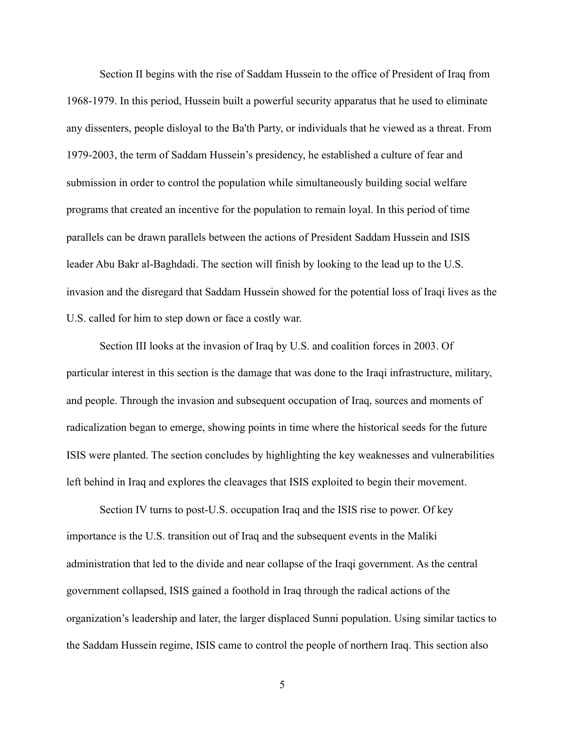Section II begins with the rise of Saddam Hussein to the office of President of Iraq from 1968-1979. In this period, Hussein built a powerful security apparatus that he used to eliminate any dissenters, people disloyal to the Ba'th Party, or individuals that he viewed as a threat. From 1979-2003, the term of Saddam Hussein's presidency, he established a culture of fear and submission in order to control the population while simultaneously building social welfare programs that created an incentive for the population to remain loyal. In this period of time parallels can be drawn parallels between the actions of President Saddam Hussein and ISIS leader Abu Bakr al-Baghdadi. The section will finish by looking to the lead up to the U.S. invasion and the disregard that Saddam Hussein showed for the potential loss of Iraqi lives as the U.S. called for him to step down or face a costly war.

Section III looks at the invasion of Iraq by U.S. and coalition forces in 2003. Of particular interest in this section is the damage that was done to the Iraqi infrastructure, military, and people. Through the invasion and subsequent occupation of Iraq, sources and moments of radicalization began to emerge, showing points in time where the historical seeds for the future ISIS were planted. The section concludes by highlighting the key weaknesses and vulnerabilities left behind in Iraq and explores the cleavages that ISIS exploited to begin their movement.

Section IV turns to post-U.S. occupation Iraq and the ISIS rise to power. Of key importance is the U.S. transition out of Iraq and the subsequent events in the Maliki administration that led to the divide and near collapse of the Iraqi government. As the central government collapsed, ISIS gained a foothold in Iraq through the radical actions of the organization's leadership and later, the larger displaced Sunni population. Using similar tactics to the Saddam Hussein regime, ISIS came to control the people of northern Iraq. This section also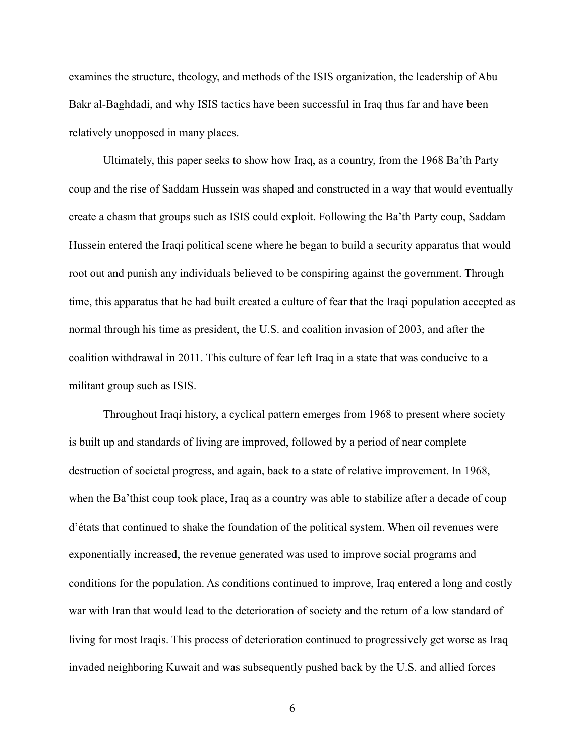examines the structure, theology, and methods of the ISIS organization, the leadership of Abu Bakr al-Baghdadi, and why ISIS tactics have been successful in Iraq thus far and have been relatively unopposed in many places.

Ultimately, this paper seeks to show how Iraq, as a country, from the 1968 Ba'th Party coup and the rise of Saddam Hussein was shaped and constructed in a way that would eventually create a chasm that groups such as ISIS could exploit. Following the Ba'th Party coup, Saddam Hussein entered the Iraqi political scene where he began to build a security apparatus that would root out and punish any individuals believed to be conspiring against the government. Through time, this apparatus that he had built created a culture of fear that the Iraqi population accepted as normal through his time as president, the U.S. and coalition invasion of 2003, and after the coalition withdrawal in 2011. This culture of fear left Iraq in a state that was conducive to a militant group such as ISIS.

Throughout Iraqi history, a cyclical pattern emerges from 1968 to present where society is built up and standards of living are improved, followed by a period of near complete destruction of societal progress, and again, back to a state of relative improvement. In 1968, when the Ba'thist coup took place, Iraq as a country was able to stabilize after a decade of coup d'états that continued to shake the foundation of the political system. When oil revenues were exponentially increased, the revenue generated was used to improve social programs and conditions for the population. As conditions continued to improve, Iraq entered a long and costly war with Iran that would lead to the deterioration of society and the return of a low standard of living for most Iraqis. This process of deterioration continued to progressively get worse as Iraq invaded neighboring Kuwait and was subsequently pushed back by the U.S. and allied forces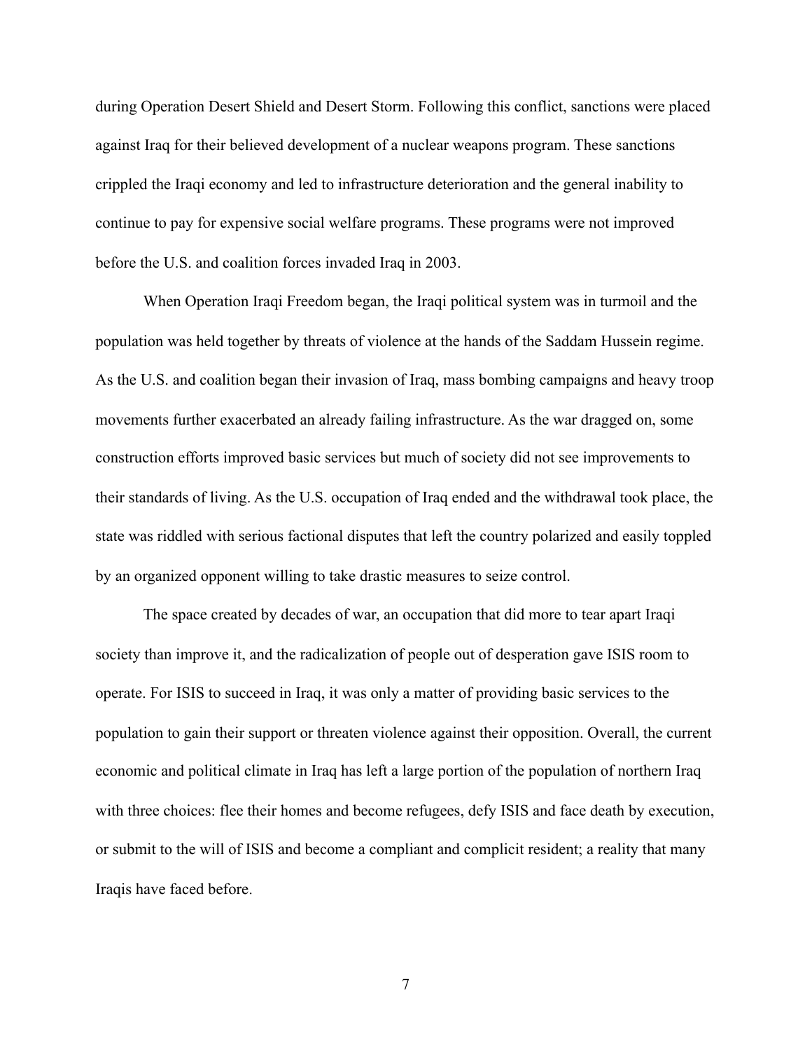during Operation Desert Shield and Desert Storm. Following this conflict, sanctions were placed against Iraq for their believed development of a nuclear weapons program. These sanctions crippled the Iraqi economy and led to infrastructure deterioration and the general inability to continue to pay for expensive social welfare programs. These programs were not improved before the U.S. and coalition forces invaded Iraq in 2003.

When Operation Iraqi Freedom began, the Iraqi political system was in turmoil and the population was held together by threats of violence at the hands of the Saddam Hussein regime. As the U.S. and coalition began their invasion of Iraq, mass bombing campaigns and heavy troop movements further exacerbated an already failing infrastructure. As the war dragged on, some construction efforts improved basic services but much of society did not see improvements to their standards of living. As the U.S. occupation of Iraq ended and the withdrawal took place, the state was riddled with serious factional disputes that left the country polarized and easily toppled by an organized opponent willing to take drastic measures to seize control.

The space created by decades of war, an occupation that did more to tear apart Iraqi society than improve it, and the radicalization of people out of desperation gave ISIS room to operate. For ISIS to succeed in Iraq, it was only a matter of providing basic services to the population to gain their support or threaten violence against their opposition. Overall, the current economic and political climate in Iraq has left a large portion of the population of northern Iraq with three choices: flee their homes and become refugees, defy ISIS and face death by execution, or submit to the will of ISIS and become a compliant and complicit resident; a reality that many Iraqis have faced before.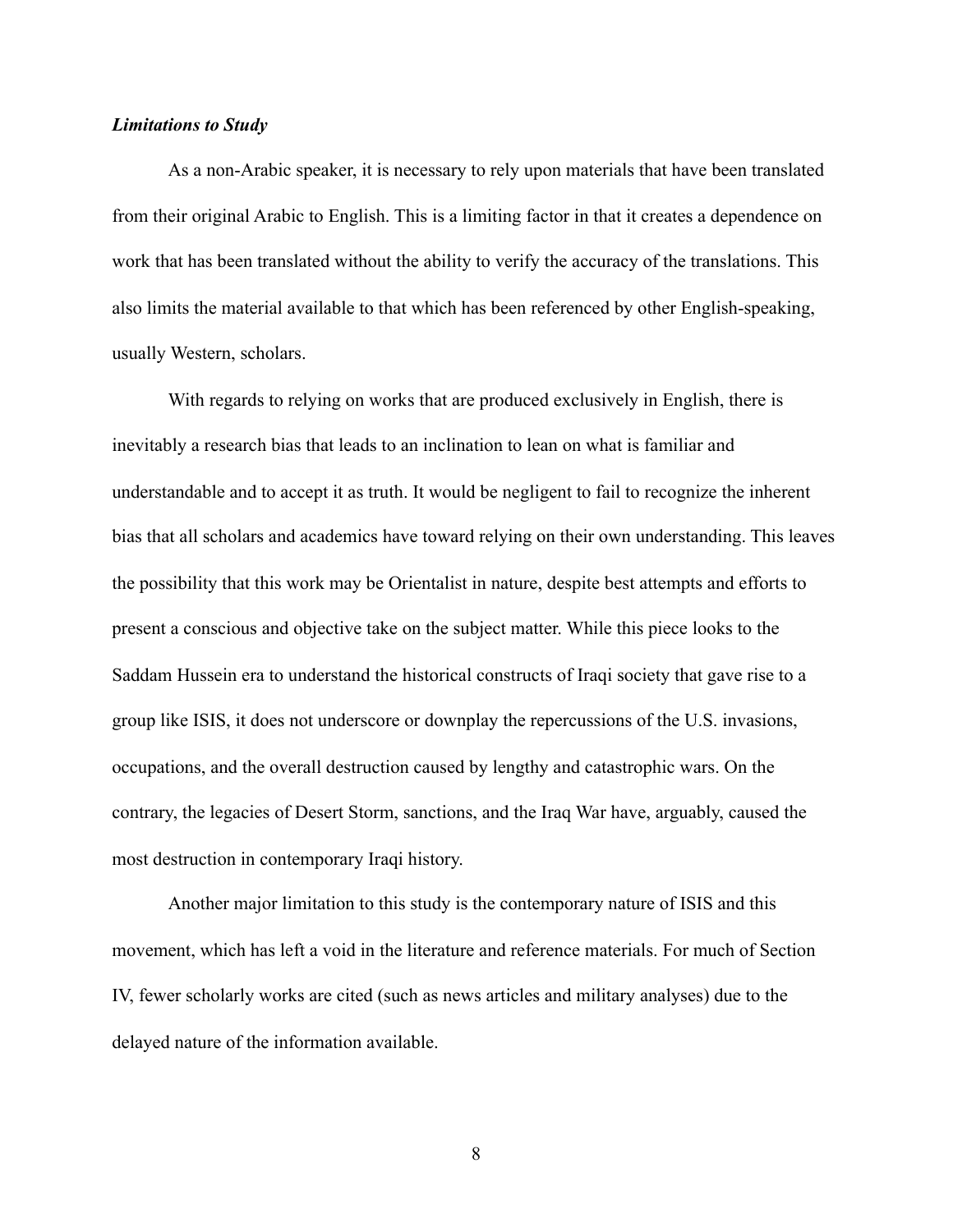***Limitations to Study***

As a non-Arabic speaker, it is necessary to rely upon materials that have been translated from their original Arabic to English. This is a limiting factor in that it creates a dependence on work that has been translated without the ability to verify the accuracy of the translations. This also limits the material available to that which has been referenced by other English-speaking, usually Western, scholars.

With regards to relying on works that are produced exclusively in English, there is inevitably a research bias that leads to an inclination to lean on what is familiar and understandable and to accept it as truth. It would be negligent to fail to recognize the inherent bias that all scholars and academics have toward relying on their own understanding. This leaves the possibility that this work may be Orientalist in nature, despite best attempts and efforts to present a conscious and objective take on the subject matter. While this piece looks to the Saddam Hussein era to understand the historical constructs of Iraqi society that gave rise to a group like ISIS, it does not underscore or downplay the repercussions of the U.S. invasions, occupations, and the overall destruction caused by lengthy and catastrophic wars. On the contrary, the legacies of Desert Storm, sanctions, and the Iraq War have, arguably, caused the most destruction in contemporary Iraqi history.

Another major limitation to this study is the contemporary nature of ISIS and this movement, which has left a void in the literature and reference materials. For much of Section IV, fewer scholarly works are cited (such as news articles and military analyses) due to the delayed nature of the information available.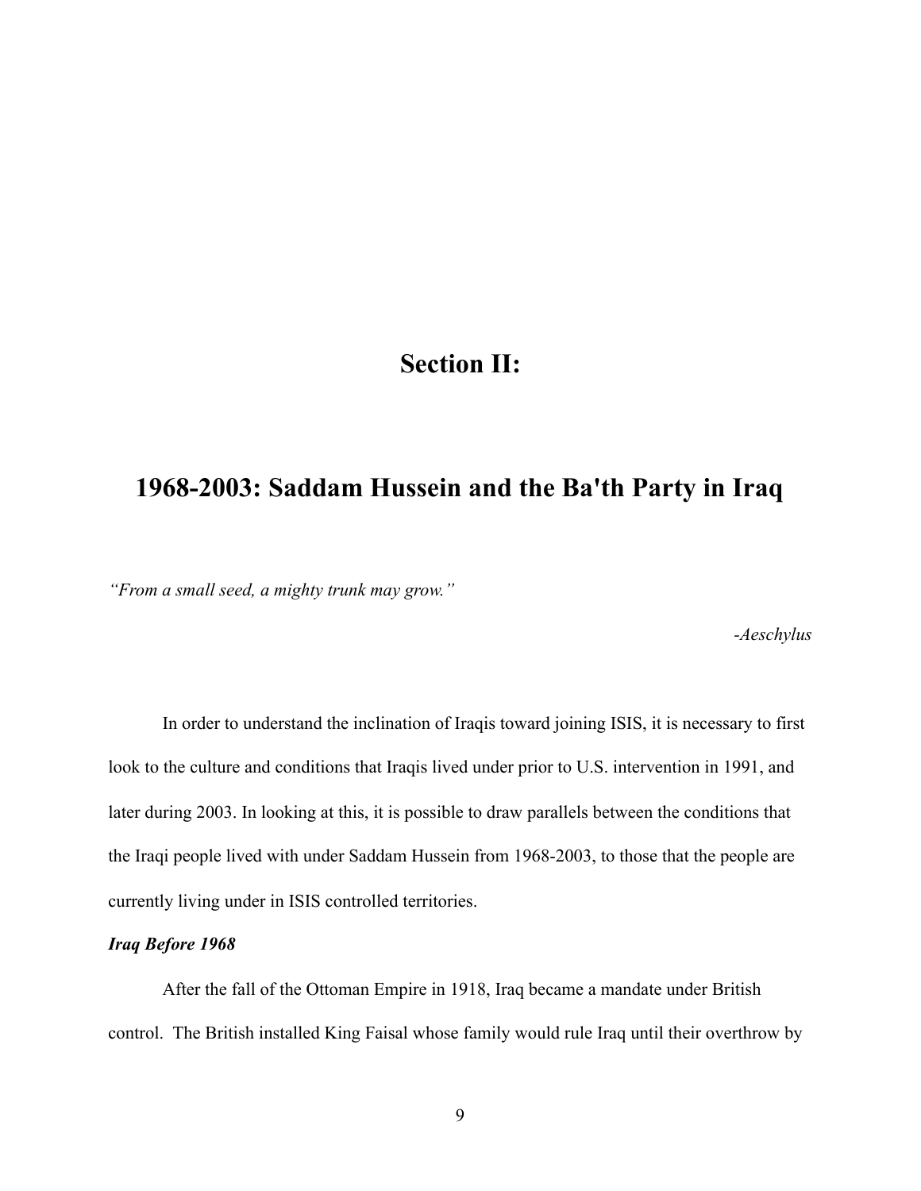# Section II:

## 1968-2003: Saddam Hussein and the Ba'th Party in Iraq

*"From a small seed, a mighty trunk may grow."*

*-Aeschylus*

In order to understand the inclination of Iraqis toward joining ISIS, it is necessary to first look to the culture and conditions that Iraqis lived under prior to U.S. intervention in 1991, and later during 2003. In looking at this, it is possible to draw parallels between the conditions that the Iraqi people lived with under Saddam Hussein from 1968-2003, to those that the people are currently living under in ISIS controlled territories.

***Iraq Before 1968***

After the fall of the Ottoman Empire in 1918, Iraq became a mandate under British control. The British installed King Faisal whose family would rule Iraq until their overthrow by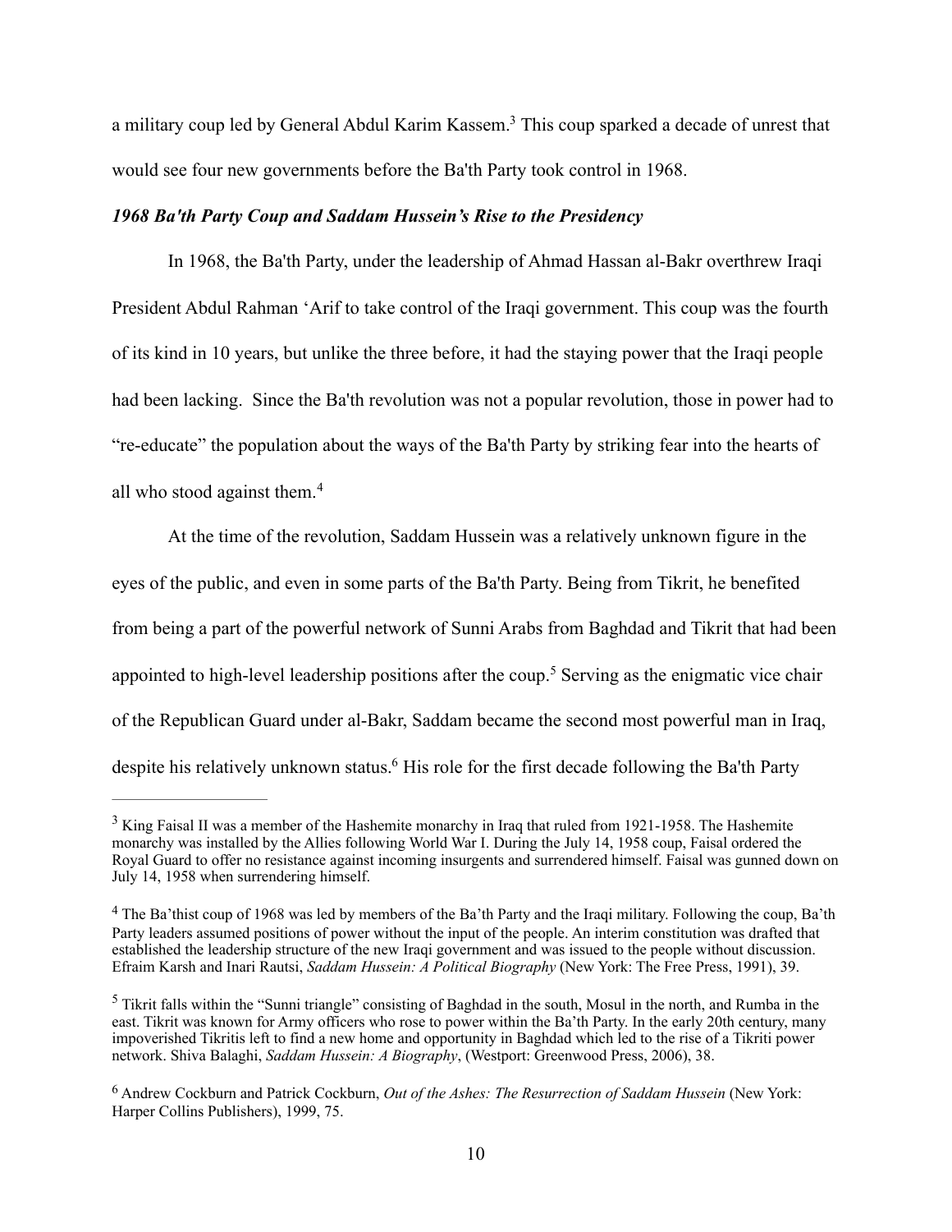a military coup led by General Abdul Karim Kassem.[3] This coup sparked a decade of unrest that would see four new governments before the Ba'th Party took control in 1968.

### *1968 Ba'th Party Coup and Saddam Hussein's Rise to the Presidency*

In 1968, the Ba'th Party, under the leadership of Ahmad Hassan al-Bakr overthrew Iraqi President Abdul Rahman 'Arif to take control of the Iraqi government. This coup was the fourth of its kind in 10 years, but unlike the three before, it had the staying power that the Iraqi people had been lacking. Since the Ba'th revolution was not a popular revolution, those in power had to "re-educate" the population about the ways of the Ba'th Party by striking fear into the hearts of all who stood against them.[4]

At the time of the revolution, Saddam Hussein was a relatively unknown figure in the eyes of the public, and even in some parts of the Ba'th Party. Being from Tikrit, he benefited from being a part of the powerful network of Sunni Arabs from Baghdad and Tikrit that had been appointed to high-level leadership positions after the coup.[5] Serving as the enigmatic vice chair of the Republican Guard under al-Bakr, Saddam became the second most powerful man in Iraq, despite his relatively unknown status.[6] His role for the first decade following the Ba'th Party

---

[3] King Faisal II was a member of the Hashemite monarchy in Iraq that ruled from 1921-1958. The Hashemite monarchy was installed by the Allies following World War I. During the July 14, 1958 coup, Faisal ordered the Royal Guard to offer no resistance against incoming insurgents and surrendered himself. Faisal was gunned down on July 14, 1958 when surrendering himself.

[4] The Ba'thist coup of 1968 was led by members of the Ba'th Party and the Iraqi military. Following the coup, Ba'th Party leaders assumed positions of power without the input of the people. An interim constitution was drafted that established the leadership structure of the new Iraqi government and was issued to the people without discussion. Efraim Karsh and Inari Rautsi, *Saddam Hussein: A Political Biography* (New York: The Free Press, 1991), 39.

[5] Tikrit falls within the "Sunni triangle" consisting of Baghdad in the south, Mosul in the north, and Rumba in the east. Tikrit was known for Army officers who rose to power within the Ba'th Party. In the early 20th century, many impoverished Tikritis left to find a new home and opportunity in Baghdad which led to the rise of a Tikriti power network. Shiva Balaghi, *Saddam Hussein: A Biography*, (Westport: Greenwood Press, 2006), 38.

[6] Andrew Cockburn and Patrick Cockburn, *Out of the Ashes: The Resurrection of Saddam Hussein* (New York: Harper Collins Publishers), 1999, 75.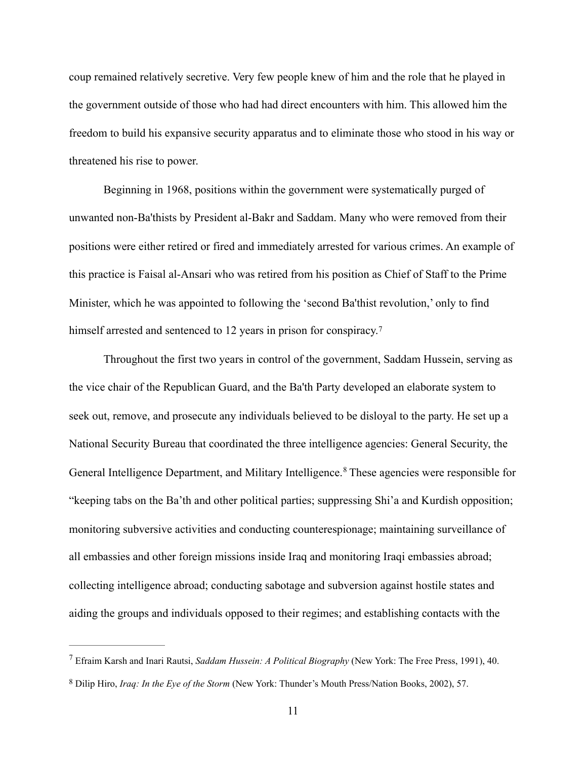coup remained relatively secretive. Very few people knew of him and the role that he played in the government outside of those who had had direct encounters with him. This allowed him the freedom to build his expansive security apparatus and to eliminate those who stood in his way or threatened his rise to power.

Beginning in 1968, positions within the government were systematically purged of unwanted non-Ba'thists by President al-Bakr and Saddam. Many who were removed from their positions were either retired or fired and immediately arrested for various crimes. An example of this practice is Faisal al-Ansari who was retired from his position as Chief of Staff to the Prime Minister, which he was appointed to following the 'second Ba'thist revolution,' only to find himself arrested and sentenced to 12 years in prison for conspiracy.[7]

Throughout the first two years in control of the government, Saddam Hussein, serving as the vice chair of the Republican Guard, and the Ba'th Party developed an elaborate system to seek out, remove, and prosecute any individuals believed to be disloyal to the party. He set up a National Security Bureau that coordinated the three intelligence agencies: General Security, the General Intelligence Department, and Military Intelligence.[8] These agencies were responsible for "keeping tabs on the Ba'th and other political parties; suppressing Shi'a and Kurdish opposition; monitoring subversive activities and conducting counterespionage; maintaining surveillance of all embassies and other foreign missions inside Iraq and monitoring Iraqi embassies abroad; collecting intelligence abroad; conducting sabotage and subversion against hostile states and aiding the groups and individuals opposed to their regimes; and establishing contacts with the

---

[7] Efraim Karsh and Inari Rautsi, *Saddam Hussein: A Political Biography* (New York: The Free Press, 1991), 40.

[8] Dilip Hiro, *Iraq: In the Eye of the Storm* (New York: Thunder's Mouth Press/Nation Books, 2002), 57.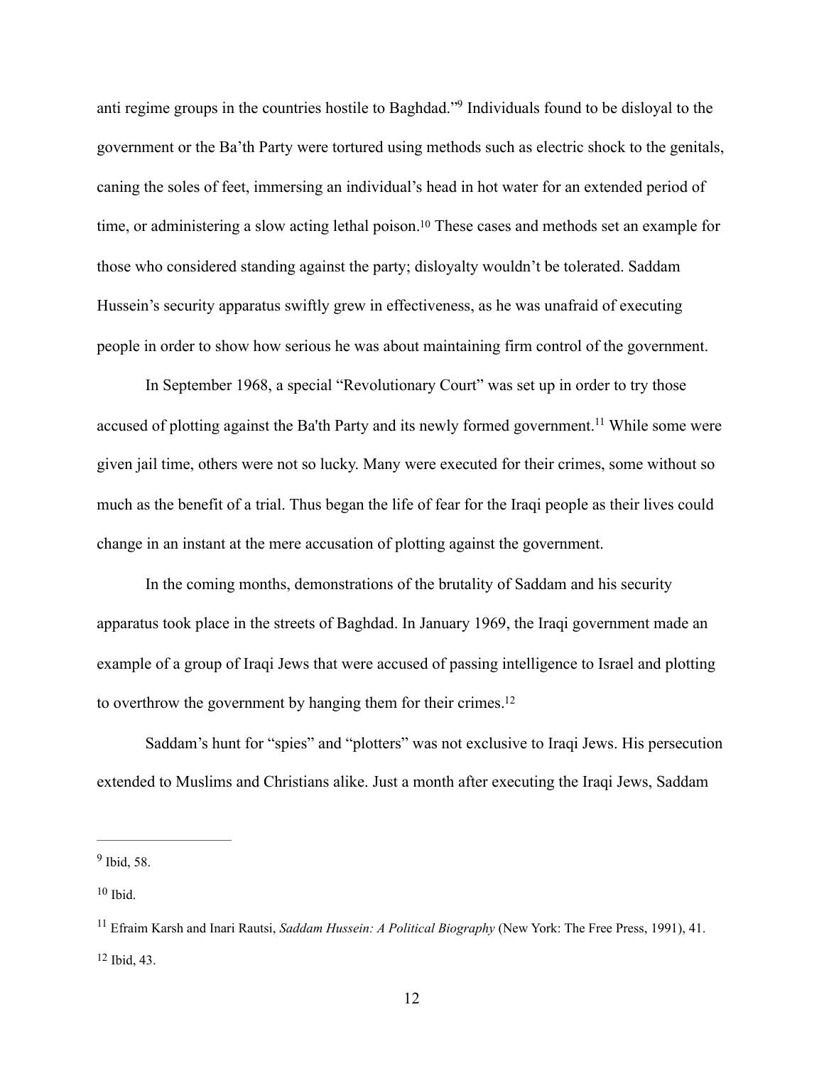anti regime groups in the countries hostile to Baghdad."[9] Individuals found to be disloyal to the government or the Ba'th Party were tortured using methods such as electric shock to the genitals, caning the soles of feet, immersing an individual's head in hot water for an extended period of time, or administering a slow acting lethal poison.[10] These cases and methods set an example for those who considered standing against the party; disloyalty wouldn't be tolerated. Saddam Hussein's security apparatus swiftly grew in effectiveness, as he was unafraid of executing people in order to show how serious he was about maintaining firm control of the government.

In September 1968, a special "Revolutionary Court" was set up in order to try those accused of plotting against the Ba'th Party and its newly formed government.[11] While some were given jail time, others were not so lucky. Many were executed for their crimes, some without so much as the benefit of a trial. Thus began the life of fear for the Iraqi people as their lives could change in an instant at the mere accusation of plotting against the government.

In the coming months, demonstrations of the brutality of Saddam and his security apparatus took place in the streets of Baghdad. In January 1969, the Iraqi government made an example of a group of Iraqi Jews that were accused of passing intelligence to Israel and plotting to overthrow the government by hanging them for their crimes.[12]

Saddam's hunt for "spies" and "plotters" was not exclusive to Iraqi Jews. His persecution extended to Muslims and Christians alike. Just a month after executing the Iraqi Jews, Saddam

---

[9] Ibid, 58.

[10] Ibid.

[11] Efraim Karsh and Inari Rautsi, *Saddam Hussein: A Political Biography* (New York: The Free Press, 1991), 41.

[12] Ibid, 43.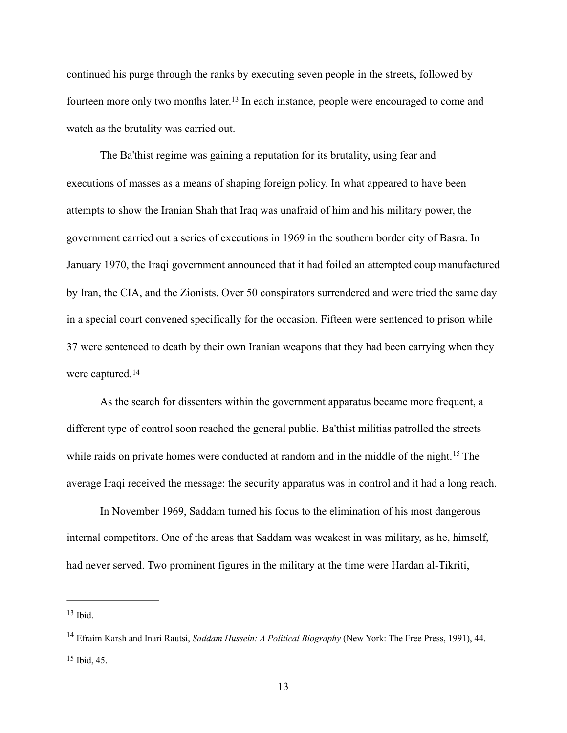continued his purge through the ranks by executing seven people in the streets, followed by fourteen more only two months later.[13] In each instance, people were encouraged to come and watch as the brutality was carried out.

The Ba'thist regime was gaining a reputation for its brutality, using fear and executions of masses as a means of shaping foreign policy. In what appeared to have been attempts to show the Iranian Shah that Iraq was unafraid of him and his military power, the government carried out a series of executions in 1969 in the southern border city of Basra. In January 1970, the Iraqi government announced that it had foiled an attempted coup manufactured by Iran, the CIA, and the Zionists. Over 50 conspirators surrendered and were tried the same day in a special court convened specifically for the occasion. Fifteen were sentenced to prison while 37 were sentenced to death by their own Iranian weapons that they had been carrying when they were captured.[14]

As the search for dissenters within the government apparatus became more frequent, a different type of control soon reached the general public. Ba'thist militias patrolled the streets while raids on private homes were conducted at random and in the middle of the night.[15] The average Iraqi received the message: the security apparatus was in control and it had a long reach.

In November 1969, Saddam turned his focus to the elimination of his most dangerous internal competitors. One of the areas that Saddam was weakest in was military, as he, himself, had never served. Two prominent figures in the military at the time were Hardan al-Tikriti,

---

[13] Ibid.

[14] Efraim Karsh and Inari Rautsi, *Saddam Hussein: A Political Biography* (New York: The Free Press, 1991), 44.

[15] Ibid, 45.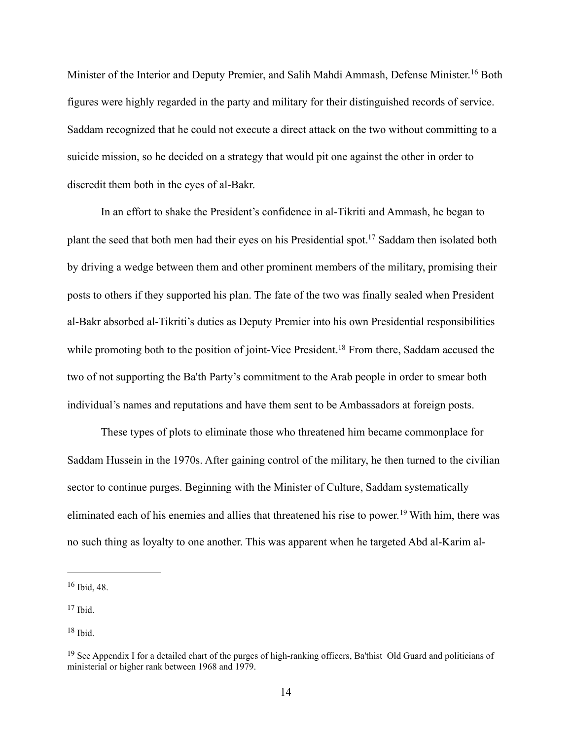Minister of the Interior and Deputy Premier, and Salih Mahdi Ammash, Defense Minister.[16] Both figures were highly regarded in the party and military for their distinguished records of service. Saddam recognized that he could not execute a direct attack on the two without committing to a suicide mission, so he decided on a strategy that would pit one against the other in order to discredit them both in the eyes of al-Bakr.

In an effort to shake the President's confidence in al-Tikriti and Ammash, he began to plant the seed that both men had their eyes on his Presidential spot.[17] Saddam then isolated both by driving a wedge between them and other prominent members of the military, promising their posts to others if they supported his plan. The fate of the two was finally sealed when President al-Bakr absorbed al-Tikriti's duties as Deputy Premier into his own Presidential responsibilities while promoting both to the position of joint-Vice President.[18] From there, Saddam accused the two of not supporting the Ba'th Party's commitment to the Arab people in order to smear both individual's names and reputations and have them sent to be Ambassadors at foreign posts.

These types of plots to eliminate those who threatened him became commonplace for Saddam Hussein in the 1970s. After gaining control of the military, he then turned to the civilian sector to continue purges. Beginning with the Minister of Culture, Saddam systematically eliminated each of his enemies and allies that threatened his rise to power.[19] With him, there was no such thing as loyalty to one another. This was apparent when he targeted Abd al-Karim al-

---

[16] Ibid, 48.

[17] Ibid.

[18] Ibid.

[19] See Appendix I for a detailed chart of the purges of high-ranking officers, Ba'thist Old Guard and politicians of ministerial or higher rank between 1968 and 1979.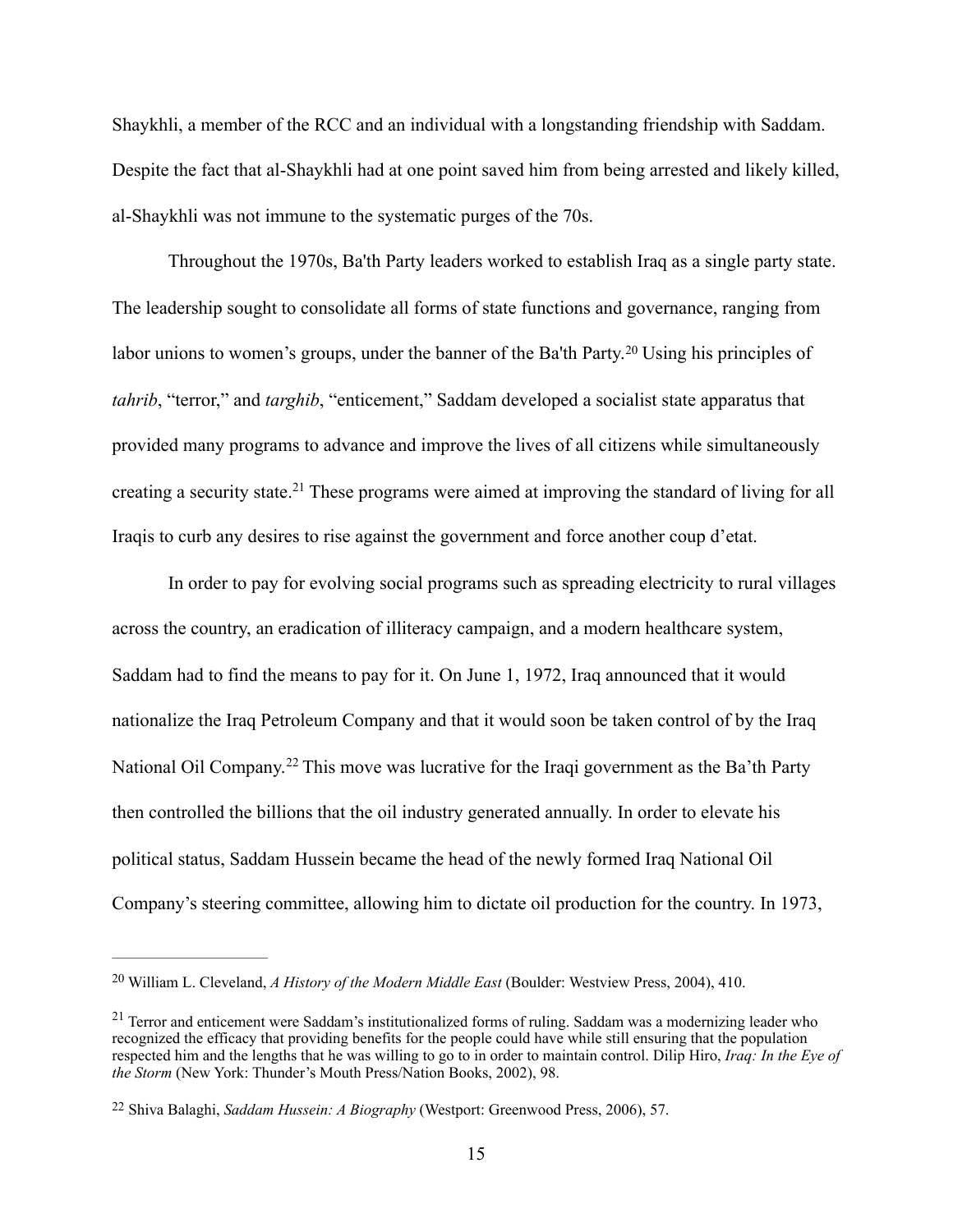Shaykhli, a member of the RCC and an individual with a longstanding friendship with Saddam. Despite the fact that al-Shaykhli had at one point saved him from being arrested and likely killed, al-Shaykhli was not immune to the systematic purges of the 70s.

Throughout the 1970s, Ba'th Party leaders worked to establish Iraq as a single party state. The leadership sought to consolidate all forms of state functions and governance, ranging from labor unions to women's groups, under the banner of the Ba'th Party.[20] Using his principles of *tahrib*, "terror," and *targhib*, "enticement," Saddam developed a socialist state apparatus that provided many programs to advance and improve the lives of all citizens while simultaneously creating a security state.[21] These programs were aimed at improving the standard of living for all Iraqis to curb any desires to rise against the government and force another coup d'etat.

In order to pay for evolving social programs such as spreading electricity to rural villages across the country, an eradication of illiteracy campaign, and a modern healthcare system, Saddam had to find the means to pay for it. On June 1, 1972, Iraq announced that it would nationalize the Iraq Petroleum Company and that it would soon be taken control of by the Iraq National Oil Company.[22] This move was lucrative for the Iraqi government as the Ba'th Party then controlled the billions that the oil industry generated annually. In order to elevate his political status, Saddam Hussein became the head of the newly formed Iraq National Oil Company's steering committee, allowing him to dictate oil production for the country. In 1973,

---

[20] William L. Cleveland, *A History of the Modern Middle East* (Boulder: Westview Press, 2004), 410.

[21] Terror and enticement were Saddam's institutionalized forms of ruling. Saddam was a modernizing leader who recognized the efficacy that providing benefits for the people could have while still ensuring that the population respected him and the lengths that he was willing to go to in order to maintain control. Dilip Hiro, *Iraq: In the Eye of the Storm* (New York: Thunder's Mouth Press/Nation Books, 2002), 98.

[22] Shiva Balaghi, *Saddam Hussein: A Biography* (Westport: Greenwood Press, 2006), 57.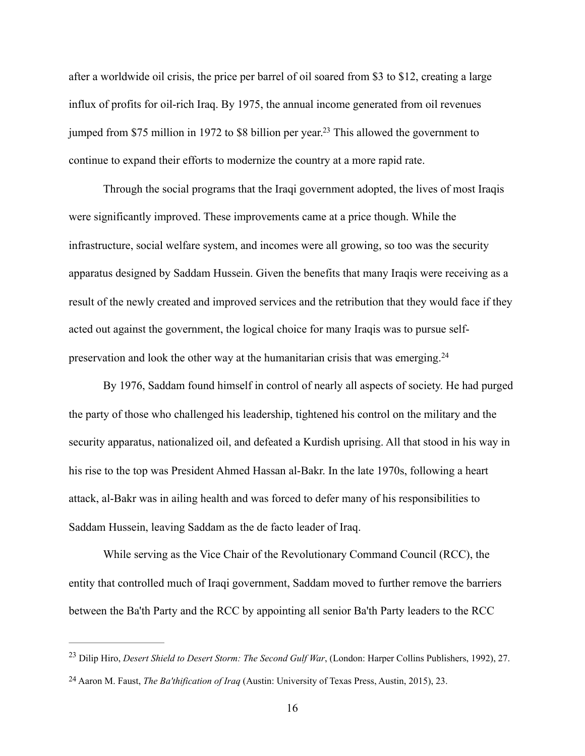after a worldwide oil crisis, the price per barrel of oil soared from $3 to $12, creating a large influx of profits for oil-rich Iraq. By 1975, the annual income generated from oil revenues jumped from $75 million in 1972 to $8 billion per year.[23] This allowed the government to continue to expand their efforts to modernize the country at a more rapid rate.

Through the social programs that the Iraqi government adopted, the lives of most Iraqis were significantly improved. These improvements came at a price though. While the infrastructure, social welfare system, and incomes were all growing, so too was the security apparatus designed by Saddam Hussein. Given the benefits that many Iraqis were receiving as a result of the newly created and improved services and the retribution that they would face if they acted out against the government, the logical choice for many Iraqis was to pursue self-preservation and look the other way at the humanitarian crisis that was emerging.[24]

By 1976, Saddam found himself in control of nearly all aspects of society. He had purged the party of those who challenged his leadership, tightened his control on the military and the security apparatus, nationalized oil, and defeated a Kurdish uprising. All that stood in his way in his rise to the top was President Ahmed Hassan al-Bakr. In the late 1970s, following a heart attack, al-Bakr was in ailing health and was forced to defer many of his responsibilities to Saddam Hussein, leaving Saddam as the de facto leader of Iraq.

While serving as the Vice Chair of the Revolutionary Command Council (RCC), the entity that controlled much of Iraqi government, Saddam moved to further remove the barriers between the Ba'th Party and the RCC by appointing all senior Ba'th Party leaders to the RCC

---

[23] Dilip Hiro, *Desert Shield to Desert Storm: The Second Gulf War*, (London: Harper Collins Publishers, 1992), 27.

[24] Aaron M. Faust, *The Ba'thification of Iraq* (Austin: University of Texas Press, Austin, 2015), 23.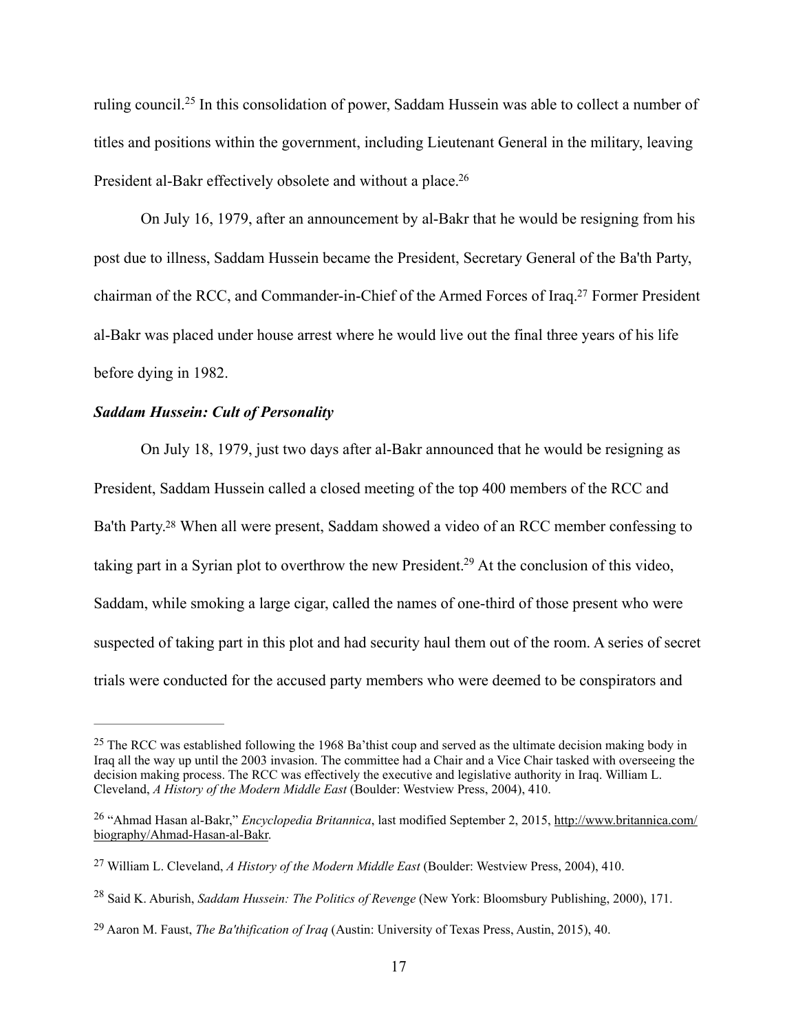ruling council.[25] In this consolidation of power, Saddam Hussein was able to collect a number of titles and positions within the government, including Lieutenant General in the military, leaving President al-Bakr effectively obsolete and without a place.[26]

On July 16, 1979, after an announcement by al-Bakr that he would be resigning from his post due to illness, Saddam Hussein became the President, Secretary General of the Ba'th Party, chairman of the RCC, and Commander-in-Chief of the Armed Forces of Iraq.[27] Former President al-Bakr was placed under house arrest where he would live out the final three years of his life before dying in 1982.

***Saddam Hussein: Cult of Personality***

On July 18, 1979, just two days after al-Bakr announced that he would be resigning as President, Saddam Hussein called a closed meeting of the top 400 members of the RCC and Ba'th Party.[28] When all were present, Saddam showed a video of an RCC member confessing to taking part in a Syrian plot to overthrow the new President.[29] At the conclusion of this video, Saddam, while smoking a large cigar, called the names of one-third of those present who were suspected of taking part in this plot and had security haul them out of the room. A series of secret trials were conducted for the accused party members who were deemed to be conspirators and

---

[25] The RCC was established following the 1968 Ba'thist coup and served as the ultimate decision making body in Iraq all the way up until the 2003 invasion. The committee had a Chair and a Vice Chair tasked with overseeing the decision making process. The RCC was effectively the executive and legislative authority in Iraq. William L. Cleveland, *A History of the Modern Middle East* (Boulder: Westview Press, 2004), 410.

[26] "Ahmad Hasan al-Bakr," *Encyclopedia Britannica*, last modified September 2, 2015, http://www.britannica.com/biography/Ahmad-Hasan-al-Bakr.

[27] William L. Cleveland, *A History of the Modern Middle East* (Boulder: Westview Press, 2004), 410.

[28] Said K. Aburish, *Saddam Hussein: The Politics of Revenge* (New York: Bloomsbury Publishing, 2000), 171.

[29] Aaron M. Faust, *The Ba'thification of Iraq* (Austin: University of Texas Press, Austin, 2015), 40.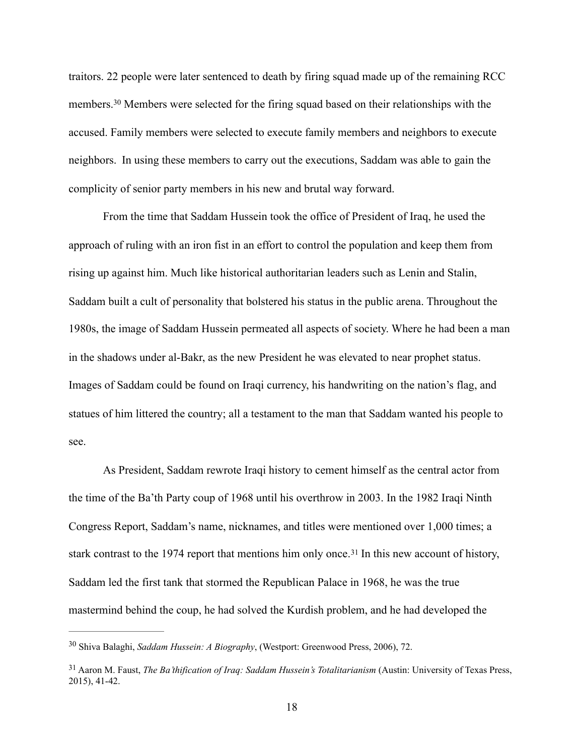traitors. 22 people were later sentenced to death by firing squad made up of the remaining RCC members.[30] Members were selected for the firing squad based on their relationships with the accused. Family members were selected to execute family members and neighbors to execute neighbors. In using these members to carry out the executions, Saddam was able to gain the complicity of senior party members in his new and brutal way forward.

From the time that Saddam Hussein took the office of President of Iraq, he used the approach of ruling with an iron fist in an effort to control the population and keep them from rising up against him. Much like historical authoritarian leaders such as Lenin and Stalin, Saddam built a cult of personality that bolstered his status in the public arena. Throughout the 1980s, the image of Saddam Hussein permeated all aspects of society. Where he had been a man in the shadows under al-Bakr, as the new President he was elevated to near prophet status. Images of Saddam could be found on Iraqi currency, his handwriting on the nation's flag, and statues of him littered the country; all a testament to the man that Saddam wanted his people to see.

As President, Saddam rewrote Iraqi history to cement himself as the central actor from the time of the Ba'th Party coup of 1968 until his overthrow in 2003. In the 1982 Iraqi Ninth Congress Report, Saddam's name, nicknames, and titles were mentioned over 1,000 times; a stark contrast to the 1974 report that mentions him only once.[31] In this new account of history, Saddam led the first tank that stormed the Republican Palace in 1968, he was the true mastermind behind the coup, he had solved the Kurdish problem, and he had developed the

---

[30] Shiva Balaghi, *Saddam Hussein: A Biography*, (Westport: Greenwood Press, 2006), 72.

[31] Aaron M. Faust, *The Ba'thification of Iraq: Saddam Hussein's Totalitarianism* (Austin: University of Texas Press, 2015), 41-42.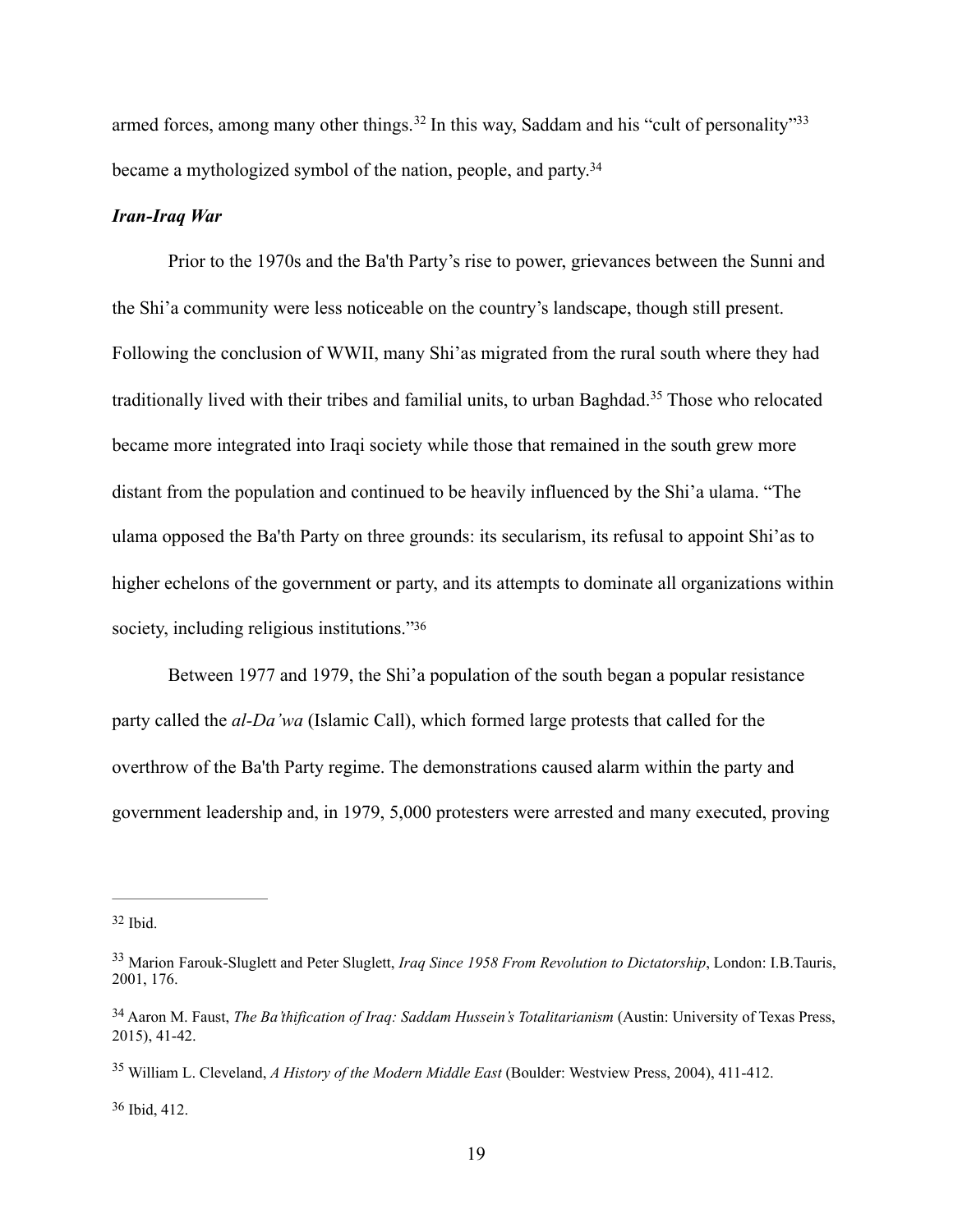armed forces, among many other things.[32] In this way, Saddam and his "cult of personality"[33] became a mythologized symbol of the nation, people, and party.[34]

***Iran-Iraq War***

Prior to the 1970s and the Ba'th Party's rise to power, grievances between the Sunni and the Shi'a community were less noticeable on the country's landscape, though still present. Following the conclusion of WWII, many Shi'as migrated from the rural south where they had traditionally lived with their tribes and familial units, to urban Baghdad.[35] Those who relocated became more integrated into Iraqi society while those that remained in the south grew more distant from the population and continued to be heavily influenced by the Shi'a ulama. "The ulama opposed the Ba'th Party on three grounds: its secularism, its refusal to appoint Shi'as to higher echelons of the government or party, and its attempts to dominate all organizations within society, including religious institutions."[36]

Between 1977 and 1979, the Shi'a population of the south began a popular resistance party called the *al-Da'wa* (Islamic Call), which formed large protests that called for the overthrow of the Ba'th Party regime. The demonstrations caused alarm within the party and government leadership and, in 1979, 5,000 protesters were arrested and many executed, proving

---

[32] Ibid.

[33] Marion Farouk-Sluglett and Peter Sluglett, *Iraq Since 1958 From Revolution to Dictatorship*, London: I.B.Tauris, 2001, 176.

[34] Aaron M. Faust, *The Ba'thification of Iraq: Saddam Hussein's Totalitarianism* (Austin: University of Texas Press, 2015), 41-42.

[35] William L. Cleveland, *A History of the Modern Middle East* (Boulder: Westview Press, 2004), 411-412.

[36] Ibid, 412.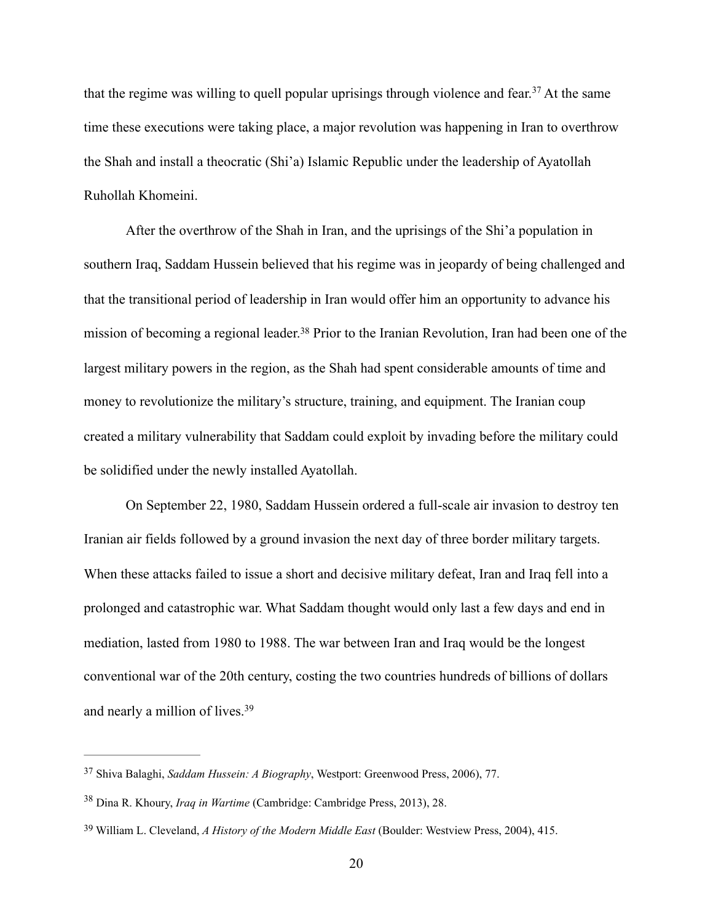that the regime was willing to quell popular uprisings through violence and fear.[37] At the same time these executions were taking place, a major revolution was happening in Iran to overthrow the Shah and install a theocratic (Shi'a) Islamic Republic under the leadership of Ayatollah Ruhollah Khomeini.

After the overthrow of the Shah in Iran, and the uprisings of the Shi'a population in southern Iraq, Saddam Hussein believed that his regime was in jeopardy of being challenged and that the transitional period of leadership in Iran would offer him an opportunity to advance his mission of becoming a regional leader.[38] Prior to the Iranian Revolution, Iran had been one of the largest military powers in the region, as the Shah had spent considerable amounts of time and money to revolutionize the military's structure, training, and equipment. The Iranian coup created a military vulnerability that Saddam could exploit by invading before the military could be solidified under the newly installed Ayatollah.

On September 22, 1980, Saddam Hussein ordered a full-scale air invasion to destroy ten Iranian air fields followed by a ground invasion the next day of three border military targets. When these attacks failed to issue a short and decisive military defeat, Iran and Iraq fell into a prolonged and catastrophic war. What Saddam thought would only last a few days and end in mediation, lasted from 1980 to 1988. The war between Iran and Iraq would be the longest conventional war of the 20th century, costing the two countries hundreds of billions of dollars and nearly a million of lives.[39]

---

[37] Shiva Balaghi, *Saddam Hussein: A Biography*, Westport: Greenwood Press, 2006), 77.

[38] Dina R. Khoury, *Iraq in Wartime* (Cambridge: Cambridge Press, 2013), 28.

[39] William L. Cleveland, *A History of the Modern Middle East* (Boulder: Westview Press, 2004), 415.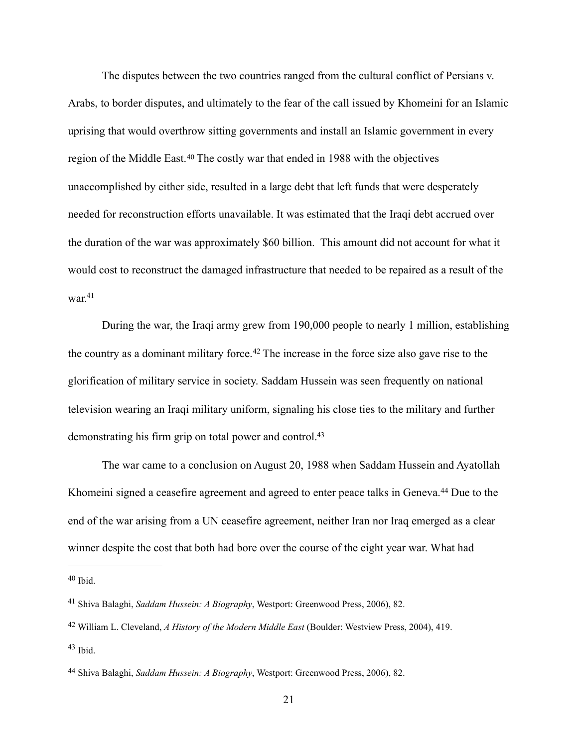The disputes between the two countries ranged from the cultural conflict of Persians v. Arabs, to border disputes, and ultimately to the fear of the call issued by Khomeini for an Islamic uprising that would overthrow sitting governments and install an Islamic government in every region of the Middle East.[40] The costly war that ended in 1988 with the objectives unaccomplished by either side, resulted in a large debt that left funds that were desperately needed for reconstruction efforts unavailable. It was estimated that the Iraqi debt accrued over the duration of the war was approximately $60 billion. This amount did not account for what it would cost to reconstruct the damaged infrastructure that needed to be repaired as a result of the war.[41]

During the war, the Iraqi army grew from 190,000 people to nearly 1 million, establishing the country as a dominant military force.[42] The increase in the force size also gave rise to the glorification of military service in society. Saddam Hussein was seen frequently on national television wearing an Iraqi military uniform, signaling his close ties to the military and further demonstrating his firm grip on total power and control.[43]

The war came to a conclusion on August 20, 1988 when Saddam Hussein and Ayatollah Khomeini signed a ceasefire agreement and agreed to enter peace talks in Geneva.[44] Due to the end of the war arising from a UN ceasefire agreement, neither Iran nor Iraq emerged as a clear winner despite the cost that both had bore over the course of the eight year war. What had

---

[40] Ibid.

[41] Shiva Balaghi, *Saddam Hussein: A Biography*, Westport: Greenwood Press, 2006), 82.

[42] William L. Cleveland, *A History of the Modern Middle East* (Boulder: Westview Press, 2004), 419.

[43] Ibid.

[44] Shiva Balaghi, *Saddam Hussein: A Biography*, Westport: Greenwood Press, 2006), 82.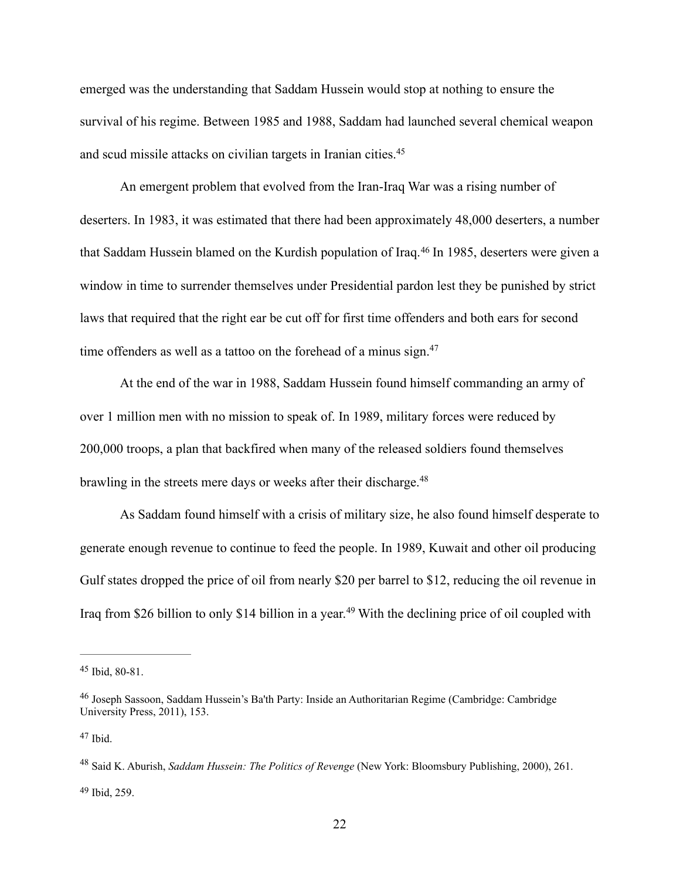emerged was the understanding that Saddam Hussein would stop at nothing to ensure the survival of his regime. Between 1985 and 1988, Saddam had launched several chemical weapon and scud missile attacks on civilian targets in Iranian cities.[45]

An emergent problem that evolved from the Iran-Iraq War was a rising number of deserters. In 1983, it was estimated that there had been approximately 48,000 deserters, a number that Saddam Hussein blamed on the Kurdish population of Iraq.[46] In 1985, deserters were given a window in time to surrender themselves under Presidential pardon lest they be punished by strict laws that required that the right ear be cut off for first time offenders and both ears for second time offenders as well as a tattoo on the forehead of a minus sign.[47]

At the end of the war in 1988, Saddam Hussein found himself commanding an army of over 1 million men with no mission to speak of. In 1989, military forces were reduced by 200,000 troops, a plan that backfired when many of the released soldiers found themselves brawling in the streets mere days or weeks after their discharge.[48]

As Saddam found himself with a crisis of military size, he also found himself desperate to generate enough revenue to continue to feed the people. In 1989, Kuwait and other oil producing Gulf states dropped the price of oil from nearly $20 per barrel to $12, reducing the oil revenue in Iraq from $26 billion to only $14 billion in a year.[49] With the declining price of oil coupled with

---

[45] Ibid, 80-81.

[46] Joseph Sassoon, Saddam Hussein's Ba'th Party: Inside an Authoritarian Regime (Cambridge: Cambridge University Press, 2011), 153.

[47] Ibid.

[48] Said K. Aburish, *Saddam Hussein: The Politics of Revenge* (New York: Bloomsbury Publishing, 2000), 261.

[49] Ibid, 259.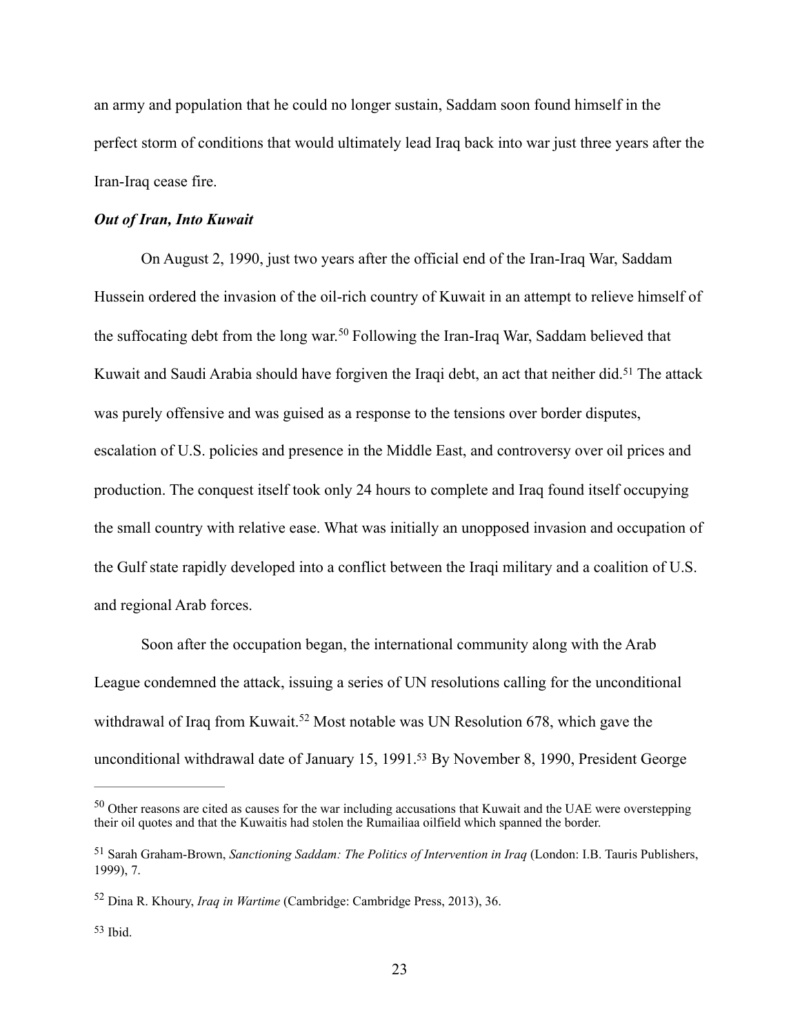an army and population that he could no longer sustain, Saddam soon found himself in the perfect storm of conditions that would ultimately lead Iraq back into war just three years after the Iran-Iraq cease fire.

***Out of Iran, Into Kuwait***

On August 2, 1990, just two years after the official end of the Iran-Iraq War, Saddam Hussein ordered the invasion of the oil-rich country of Kuwait in an attempt to relieve himself of the suffocating debt from the long war.[50] Following the Iran-Iraq War, Saddam believed that Kuwait and Saudi Arabia should have forgiven the Iraqi debt, an act that neither did.[51] The attack was purely offensive and was guised as a response to the tensions over border disputes, escalation of U.S. policies and presence in the Middle East, and controversy over oil prices and production. The conquest itself took only 24 hours to complete and Iraq found itself occupying the small country with relative ease. What was initially an unopposed invasion and occupation of the Gulf state rapidly developed into a conflict between the Iraqi military and a coalition of U.S. and regional Arab forces.

Soon after the occupation began, the international community along with the Arab League condemned the attack, issuing a series of UN resolutions calling for the unconditional withdrawal of Iraq from Kuwait.[52] Most notable was UN Resolution 678, which gave the unconditional withdrawal date of January 15, 1991.[53] By November 8, 1990, President George

---

[50] Other reasons are cited as causes for the war including accusations that Kuwait and the UAE were overstepping their oil quotes and that the Kuwaitis had stolen the Rumailiaa oilfield which spanned the border.

[51] Sarah Graham-Brown, *Sanctioning Saddam: The Politics of Intervention in Iraq* (London: I.B. Tauris Publishers, 1999), 7.

[52] Dina R. Khoury, *Iraq in Wartime* (Cambridge: Cambridge Press, 2013), 36.

[53] Ibid.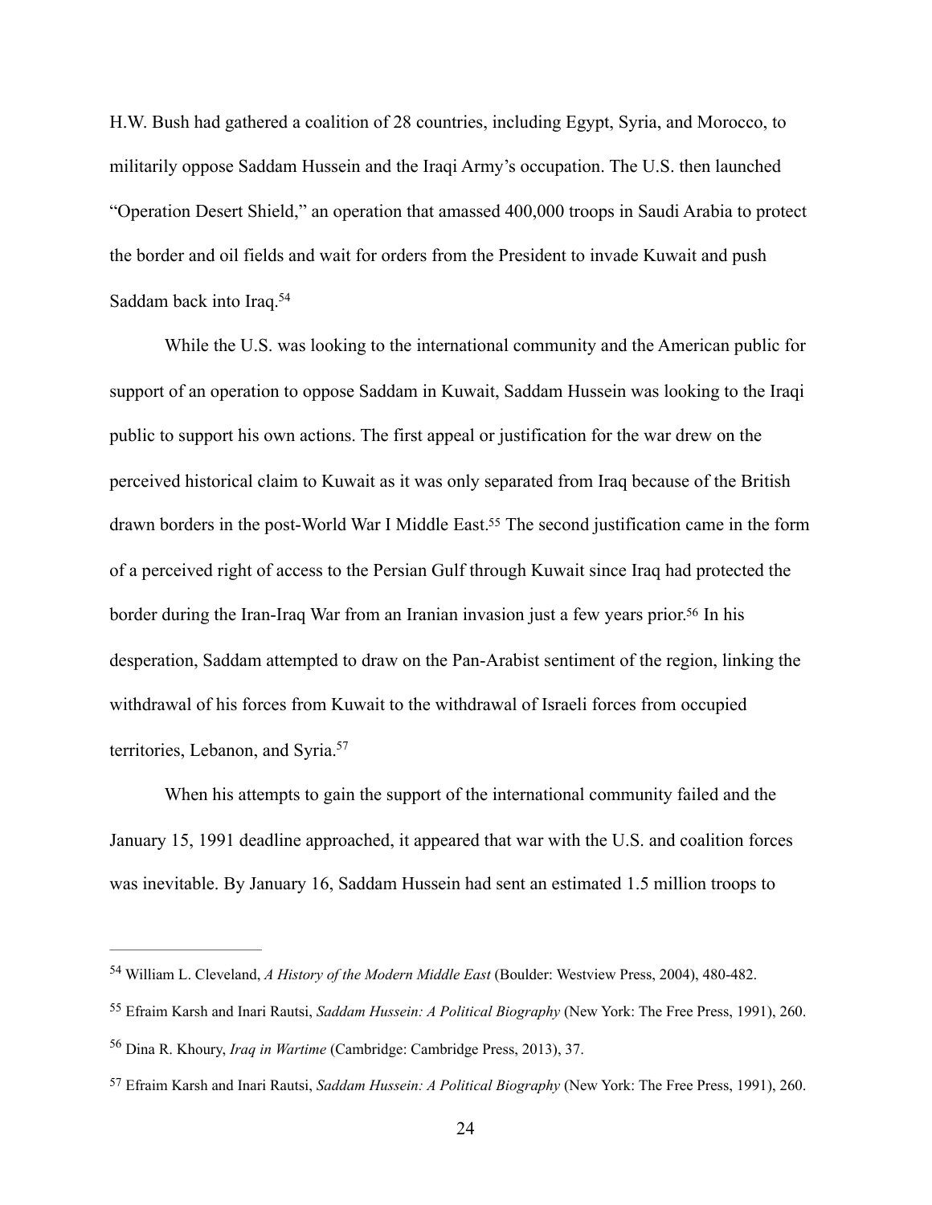H.W. Bush had gathered a coalition of 28 countries, including Egypt, Syria, and Morocco, to militarily oppose Saddam Hussein and the Iraqi Army's occupation. The U.S. then launched "Operation Desert Shield," an operation that amassed 400,000 troops in Saudi Arabia to protect the border and oil fields and wait for orders from the President to invade Kuwait and push Saddam back into Iraq.[54]

While the U.S. was looking to the international community and the American public for support of an operation to oppose Saddam in Kuwait, Saddam Hussein was looking to the Iraqi public to support his own actions. The first appeal or justification for the war drew on the perceived historical claim to Kuwait as it was only separated from Iraq because of the British drawn borders in the post-World War I Middle East.[55] The second justification came in the form of a perceived right of access to the Persian Gulf through Kuwait since Iraq had protected the border during the Iran-Iraq War from an Iranian invasion just a few years prior.[56] In his desperation, Saddam attempted to draw on the Pan-Arabist sentiment of the region, linking the withdrawal of his forces from Kuwait to the withdrawal of Israeli forces from occupied territories, Lebanon, and Syria.[57]

When his attempts to gain the support of the international community failed and the January 15, 1991 deadline approached, it appeared that war with the U.S. and coalition forces was inevitable. By January 16, Saddam Hussein had sent an estimated 1.5 million troops to

---

[54] William L. Cleveland, *A History of the Modern Middle East* (Boulder: Westview Press, 2004), 480-482.

[55] Efraim Karsh and Inari Rautsi, *Saddam Hussein: A Political Biography* (New York: The Free Press, 1991), 260.

[56] Dina R. Khoury, *Iraq in Wartime* (Cambridge: Cambridge Press, 2013), 37.

[57] Efraim Karsh and Inari Rautsi, *Saddam Hussein: A Political Biography* (New York: The Free Press, 1991), 260.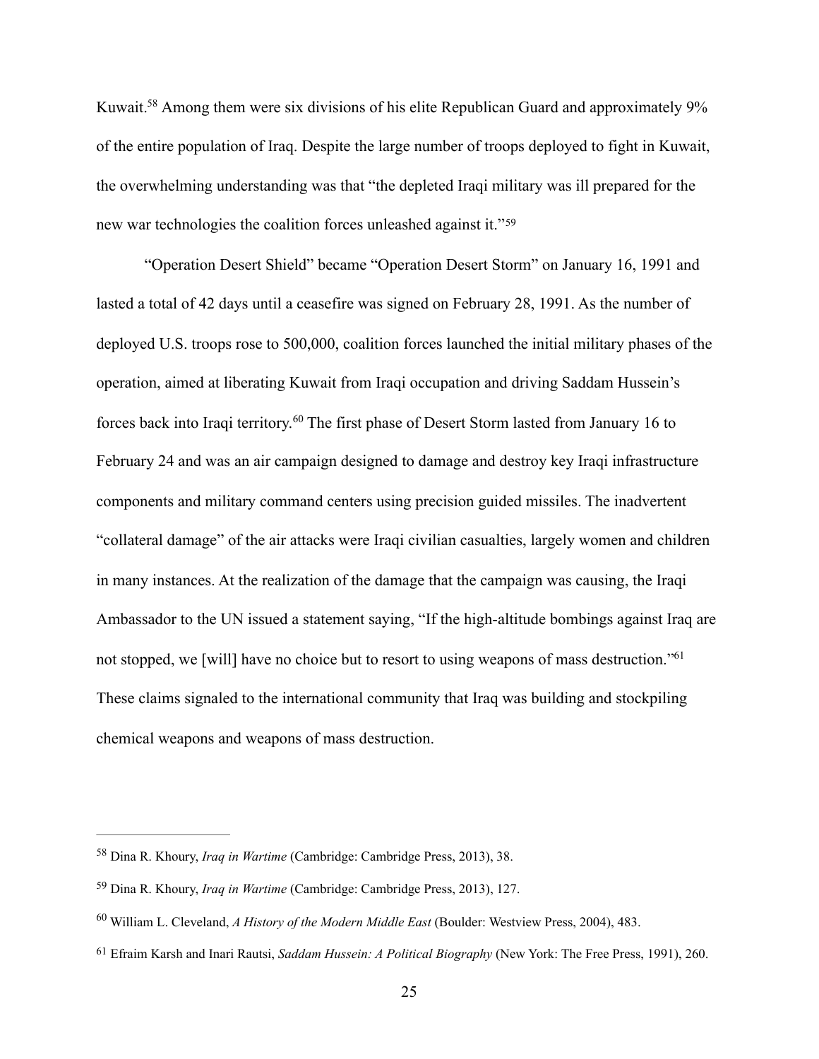Kuwait.[58] Among them were six divisions of his elite Republican Guard and approximately 9% of the entire population of Iraq. Despite the large number of troops deployed to fight in Kuwait, the overwhelming understanding was that "the depleted Iraqi military was ill prepared for the new war technologies the coalition forces unleashed against it."[59]

"Operation Desert Shield" became "Operation Desert Storm" on January 16, 1991 and lasted a total of 42 days until a ceasefire was signed on February 28, 1991. As the number of deployed U.S. troops rose to 500,000, coalition forces launched the initial military phases of the operation, aimed at liberating Kuwait from Iraqi occupation and driving Saddam Hussein's forces back into Iraqi territory.[60] The first phase of Desert Storm lasted from January 16 to February 24 and was an air campaign designed to damage and destroy key Iraqi infrastructure components and military command centers using precision guided missiles. The inadvertent "collateral damage" of the air attacks were Iraqi civilian casualties, largely women and children in many instances. At the realization of the damage that the campaign was causing, the Iraqi Ambassador to the UN issued a statement saying, "If the high-altitude bombings against Iraq are not stopped, we [will] have no choice but to resort to using weapons of mass destruction."[61] These claims signaled to the international community that Iraq was building and stockpiling chemical weapons and weapons of mass destruction.

---

[58] Dina R. Khoury, *Iraq in Wartime* (Cambridge: Cambridge Press, 2013), 38.

[59] Dina R. Khoury, *Iraq in Wartime* (Cambridge: Cambridge Press, 2013), 127.

[60] William L. Cleveland, *A History of the Modern Middle East* (Boulder: Westview Press, 2004), 483.

[61] Efraim Karsh and Inari Rautsi, *Saddam Hussein: A Political Biography* (New York: The Free Press, 1991), 260.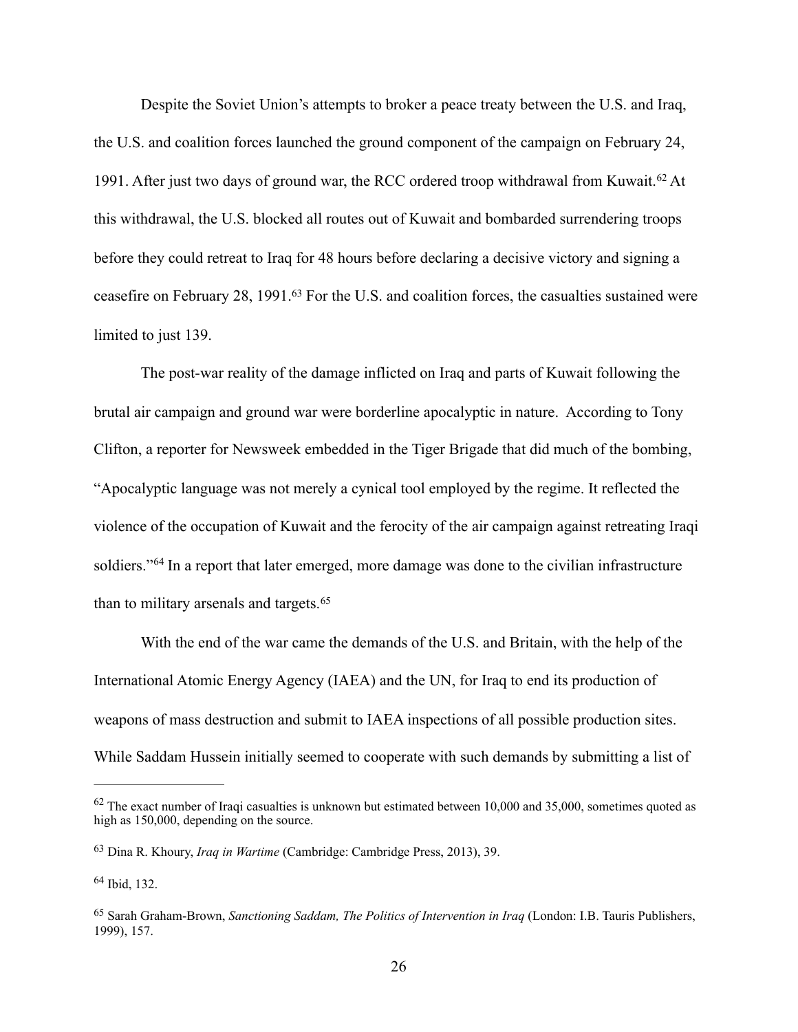Despite the Soviet Union's attempts to broker a peace treaty between the U.S. and Iraq, the U.S. and coalition forces launched the ground component of the campaign on February 24, 1991. After just two days of ground war, the RCC ordered troop withdrawal from Kuwait.[62] At this withdrawal, the U.S. blocked all routes out of Kuwait and bombarded surrendering troops before they could retreat to Iraq for 48 hours before declaring a decisive victory and signing a ceasefire on February 28, 1991.[63] For the U.S. and coalition forces, the casualties sustained were limited to just 139.

The post-war reality of the damage inflicted on Iraq and parts of Kuwait following the brutal air campaign and ground war were borderline apocalyptic in nature. According to Tony Clifton, a reporter for Newsweek embedded in the Tiger Brigade that did much of the bombing, "Apocalyptic language was not merely a cynical tool employed by the regime. It reflected the violence of the occupation of Kuwait and the ferocity of the air campaign against retreating Iraqi soldiers."[64] In a report that later emerged, more damage was done to the civilian infrastructure than to military arsenals and targets.[65]

With the end of the war came the demands of the U.S. and Britain, with the help of the International Atomic Energy Agency (IAEA) and the UN, for Iraq to end its production of weapons of mass destruction and submit to IAEA inspections of all possible production sites. While Saddam Hussein initially seemed to cooperate with such demands by submitting a list of

---

[62] The exact number of Iraqi casualties is unknown but estimated between 10,000 and 35,000, sometimes quoted as high as 150,000, depending on the source.

[63] Dina R. Khoury, *Iraq in Wartime* (Cambridge: Cambridge Press, 2013), 39.

[64] Ibid, 132.

[65] Sarah Graham-Brown, *Sanctioning Saddam, The Politics of Intervention in Iraq* (London: I.B. Tauris Publishers, 1999), 157.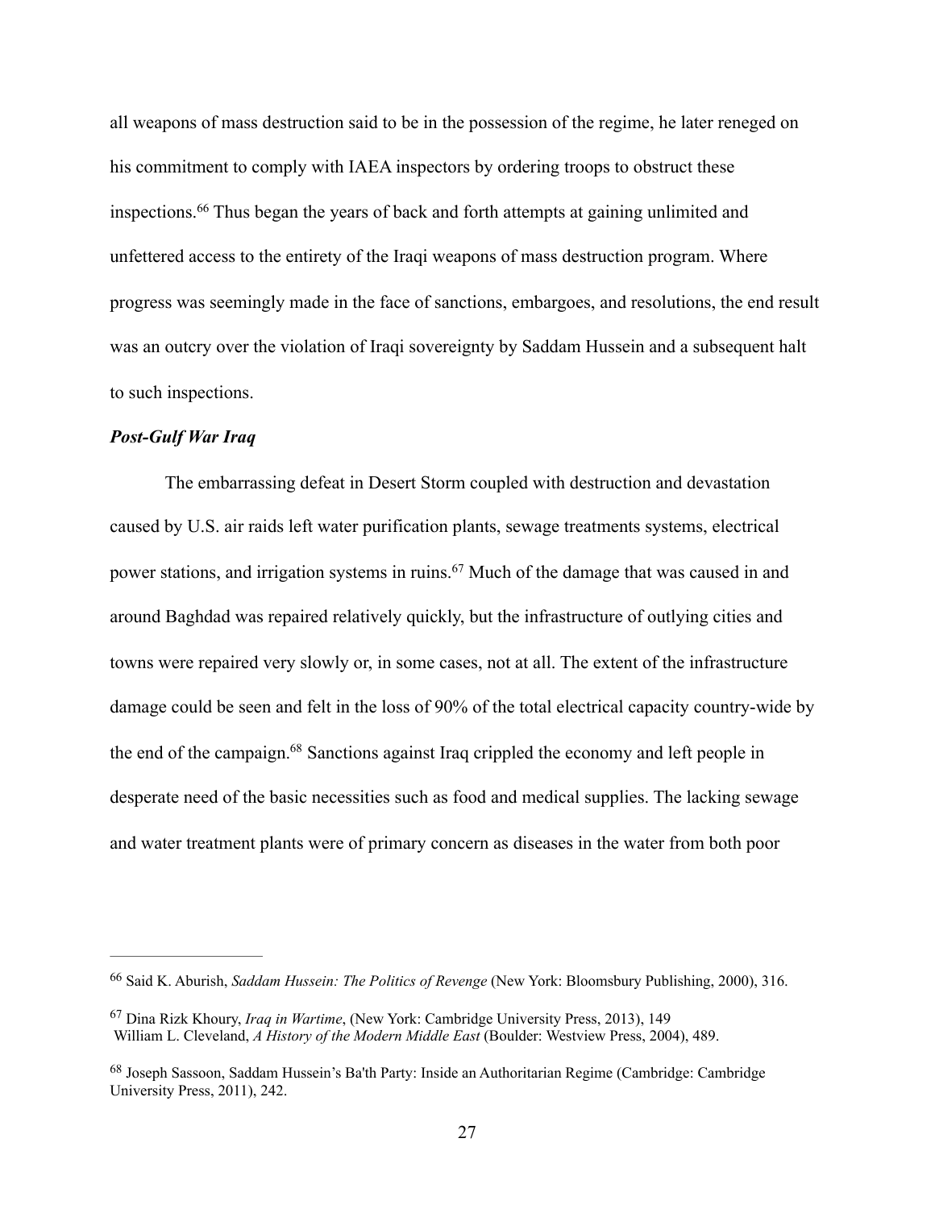all weapons of mass destruction said to be in the possession of the regime, he later reneged on his commitment to comply with IAEA inspectors by ordering troops to obstruct these inspections.[66] Thus began the years of back and forth attempts at gaining unlimited and unfettered access to the entirety of the Iraqi weapons of mass destruction program. Where progress was seemingly made in the face of sanctions, embargoes, and resolutions, the end result was an outcry over the violation of Iraqi sovereignty by Saddam Hussein and a subsequent halt to such inspections.

***Post-Gulf War Iraq***

The embarrassing defeat in Desert Storm coupled with destruction and devastation caused by U.S. air raids left water purification plants, sewage treatments systems, electrical power stations, and irrigation systems in ruins.[67] Much of the damage that was caused in and around Baghdad was repaired relatively quickly, but the infrastructure of outlying cities and towns were repaired very slowly or, in some cases, not at all. The extent of the infrastructure damage could be seen and felt in the loss of 90% of the total electrical capacity country-wide by the end of the campaign.[68] Sanctions against Iraq crippled the economy and left people in desperate need of the basic necessities such as food and medical supplies. The lacking sewage and water treatment plants were of primary concern as diseases in the water from both poor

---

[66] Said K. Aburish, *Saddam Hussein: The Politics of Revenge* (New York: Bloomsbury Publishing, 2000), 316.

[67] Dina Rizk Khoury, *Iraq in Wartime*, (New York: Cambridge University Press, 2013), 149
William L. Cleveland, *A History of the Modern Middle East* (Boulder: Westview Press, 2004), 489.

[68] Joseph Sassoon, Saddam Hussein's Ba'th Party: Inside an Authoritarian Regime (Cambridge: Cambridge University Press, 2011), 242.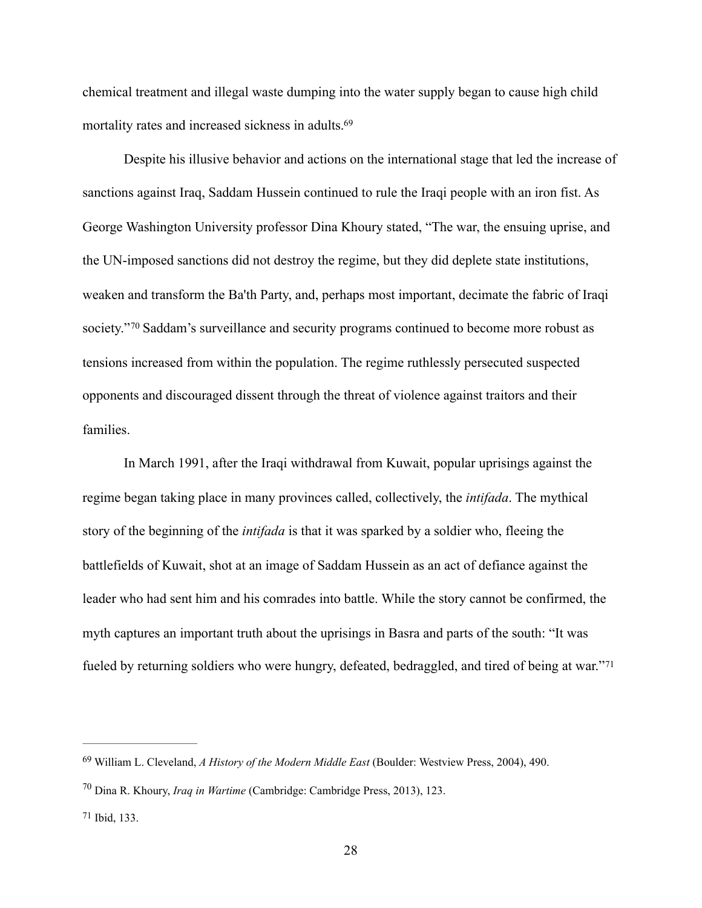chemical treatment and illegal waste dumping into the water supply began to cause high child mortality rates and increased sickness in adults.[69]

Despite his illusive behavior and actions on the international stage that led the increase of sanctions against Iraq, Saddam Hussein continued to rule the Iraqi people with an iron fist. As George Washington University professor Dina Khoury stated, "The war, the ensuing uprise, and the UN-imposed sanctions did not destroy the regime, but they did deplete state institutions, weaken and transform the Ba'th Party, and, perhaps most important, decimate the fabric of Iraqi society."[70] Saddam's surveillance and security programs continued to become more robust as tensions increased from within the population. The regime ruthlessly persecuted suspected opponents and discouraged dissent through the threat of violence against traitors and their families.

In March 1991, after the Iraqi withdrawal from Kuwait, popular uprisings against the regime began taking place in many provinces called, collectively, the *intifada*. The mythical story of the beginning of the *intifada* is that it was sparked by a soldier who, fleeing the battlefields of Kuwait, shot at an image of Saddam Hussein as an act of defiance against the leader who had sent him and his comrades into battle. While the story cannot be confirmed, the myth captures an important truth about the uprisings in Basra and parts of the south: "It was fueled by returning soldiers who were hungry, defeated, bedraggled, and tired of being at war."[71]

---

[69] William L. Cleveland, *A History of the Modern Middle East* (Boulder: Westview Press, 2004), 490.

[70] Dina R. Khoury, *Iraq in Wartime* (Cambridge: Cambridge Press, 2013), 123.

[71] Ibid, 133.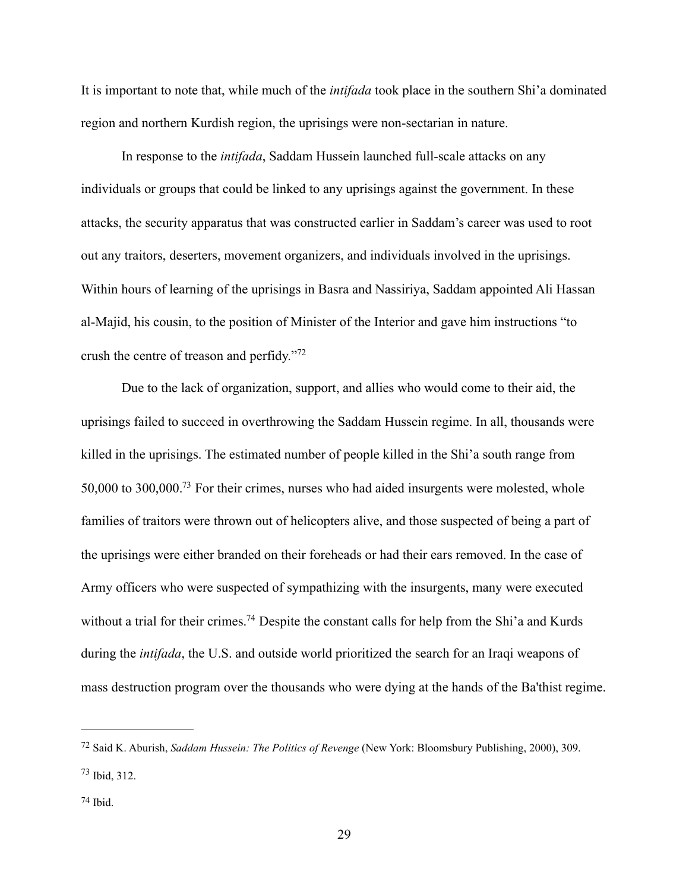It is important to note that, while much of the *intifada* took place in the southern Shi'a dominated region and northern Kurdish region, the uprisings were non-sectarian in nature.

In response to the *intifada*, Saddam Hussein launched full-scale attacks on any individuals or groups that could be linked to any uprisings against the government. In these attacks, the security apparatus that was constructed earlier in Saddam's career was used to root out any traitors, deserters, movement organizers, and individuals involved in the uprisings. Within hours of learning of the uprisings in Basra and Nassiriya, Saddam appointed Ali Hassan al-Majid, his cousin, to the position of Minister of the Interior and gave him instructions "to crush the centre of treason and perfidy."[72]

Due to the lack of organization, support, and allies who would come to their aid, the uprisings failed to succeed in overthrowing the Saddam Hussein regime. In all, thousands were killed in the uprisings. The estimated number of people killed in the Shi'a south range from 50,000 to 300,000.[73] For their crimes, nurses who had aided insurgents were molested, whole families of traitors were thrown out of helicopters alive, and those suspected of being a part of the uprisings were either branded on their foreheads or had their ears removed. In the case of Army officers who were suspected of sympathizing with the insurgents, many were executed without a trial for their crimes.[74] Despite the constant calls for help from the Shi'a and Kurds during the *intifada*, the U.S. and outside world prioritized the search for an Iraqi weapons of mass destruction program over the thousands who were dying at the hands of the Ba'thist regime.

---

[72] Said K. Aburish, *Saddam Hussein: The Politics of Revenge* (New York: Bloomsbury Publishing, 2000), 309.

[73] Ibid, 312.

[74] Ibid.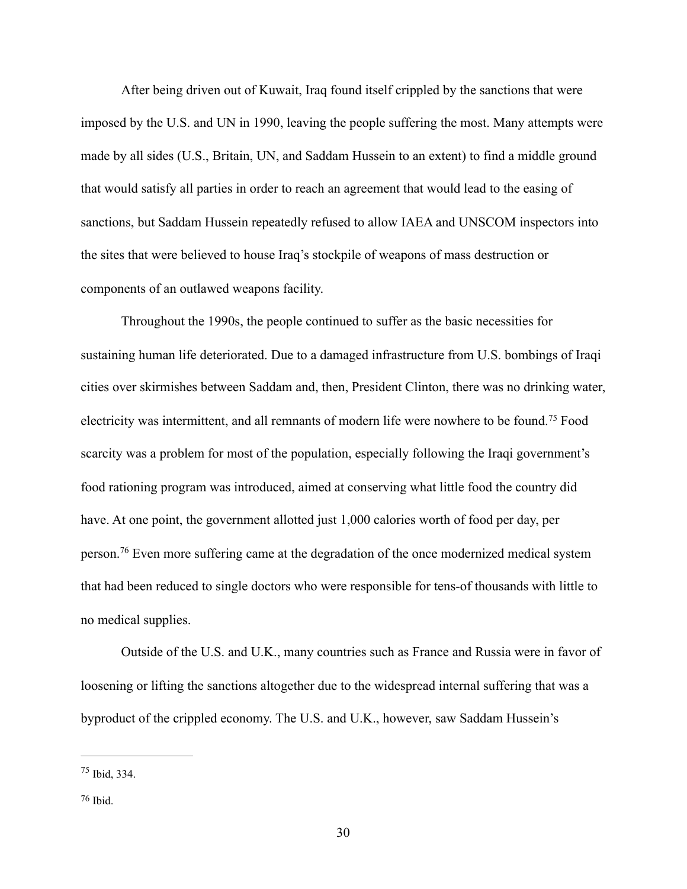After being driven out of Kuwait, Iraq found itself crippled by the sanctions that were imposed by the U.S. and UN in 1990, leaving the people suffering the most. Many attempts were made by all sides (U.S., Britain, UN, and Saddam Hussein to an extent) to find a middle ground that would satisfy all parties in order to reach an agreement that would lead to the easing of sanctions, but Saddam Hussein repeatedly refused to allow IAEA and UNSCOM inspectors into the sites that were believed to house Iraq's stockpile of weapons of mass destruction or components of an outlawed weapons facility.

Throughout the 1990s, the people continued to suffer as the basic necessities for sustaining human life deteriorated. Due to a damaged infrastructure from U.S. bombings of Iraqi cities over skirmishes between Saddam and, then, President Clinton, there was no drinking water, electricity was intermittent, and all remnants of modern life were nowhere to be found.[75] Food scarcity was a problem for most of the population, especially following the Iraqi government's food rationing program was introduced, aimed at conserving what little food the country did have. At one point, the government allotted just 1,000 calories worth of food per day, per person.[76] Even more suffering came at the degradation of the once modernized medical system that had been reduced to single doctors who were responsible for tens-of thousands with little to no medical supplies.

Outside of the U.S. and U.K., many countries such as France and Russia were in favor of loosening or lifting the sanctions altogether due to the widespread internal suffering that was a byproduct of the crippled economy. The U.S. and U.K., however, saw Saddam Hussein's

---

[75] Ibid, 334.

[76] Ibid.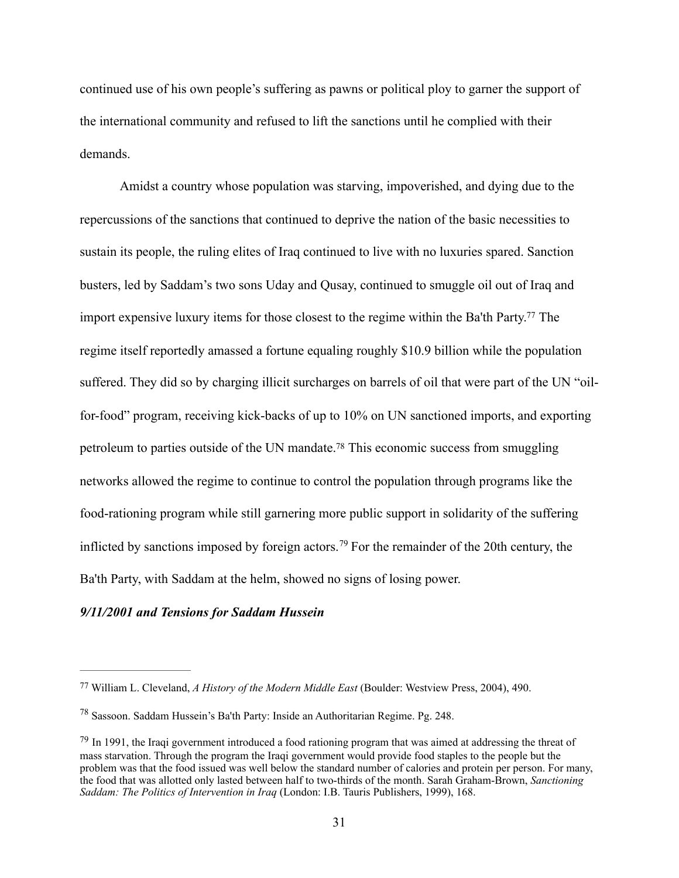continued use of his own people's suffering as pawns or political ploy to garner the support of the international community and refused to lift the sanctions until he complied with their demands.

Amidst a country whose population was starving, impoverished, and dying due to the repercussions of the sanctions that continued to deprive the nation of the basic necessities to sustain its people, the ruling elites of Iraq continued to live with no luxuries spared. Sanction busters, led by Saddam's two sons Uday and Qusay, continued to smuggle oil out of Iraq and import expensive luxury items for those closest to the regime within the Ba'th Party.[77] The regime itself reportedly amassed a fortune equaling roughly $10.9 billion while the population suffered. They did so by charging illicit surcharges on barrels of oil that were part of the UN "oil-for-food" program, receiving kick-backs of up to 10% on UN sanctioned imports, and exporting petroleum to parties outside of the UN mandate.[78] This economic success from smuggling networks allowed the regime to continue to control the population through programs like the food-rationing program while still garnering more public support in solidarity of the suffering inflicted by sanctions imposed by foreign actors.[79] For the remainder of the 20th century, the Ba'th Party, with Saddam at the helm, showed no signs of losing power.

### *9/11/2001 and Tensions for Saddam Hussein*

---

[77] William L. Cleveland, *A History of the Modern Middle East* (Boulder: Westview Press, 2004), 490.

[78] Sassoon. Saddam Hussein's Ba'th Party: Inside an Authoritarian Regime. Pg. 248.

[79] In 1991, the Iraqi government introduced a food rationing program that was aimed at addressing the threat of mass starvation. Through the program the Iraqi government would provide food staples to the people but the problem was that the food issued was well below the standard number of calories and protein per person. For many, the food that was allotted only lasted between half to two-thirds of the month. Sarah Graham-Brown, *Sanctioning Saddam: The Politics of Intervention in Iraq* (London: I.B. Tauris Publishers, 1999), 168.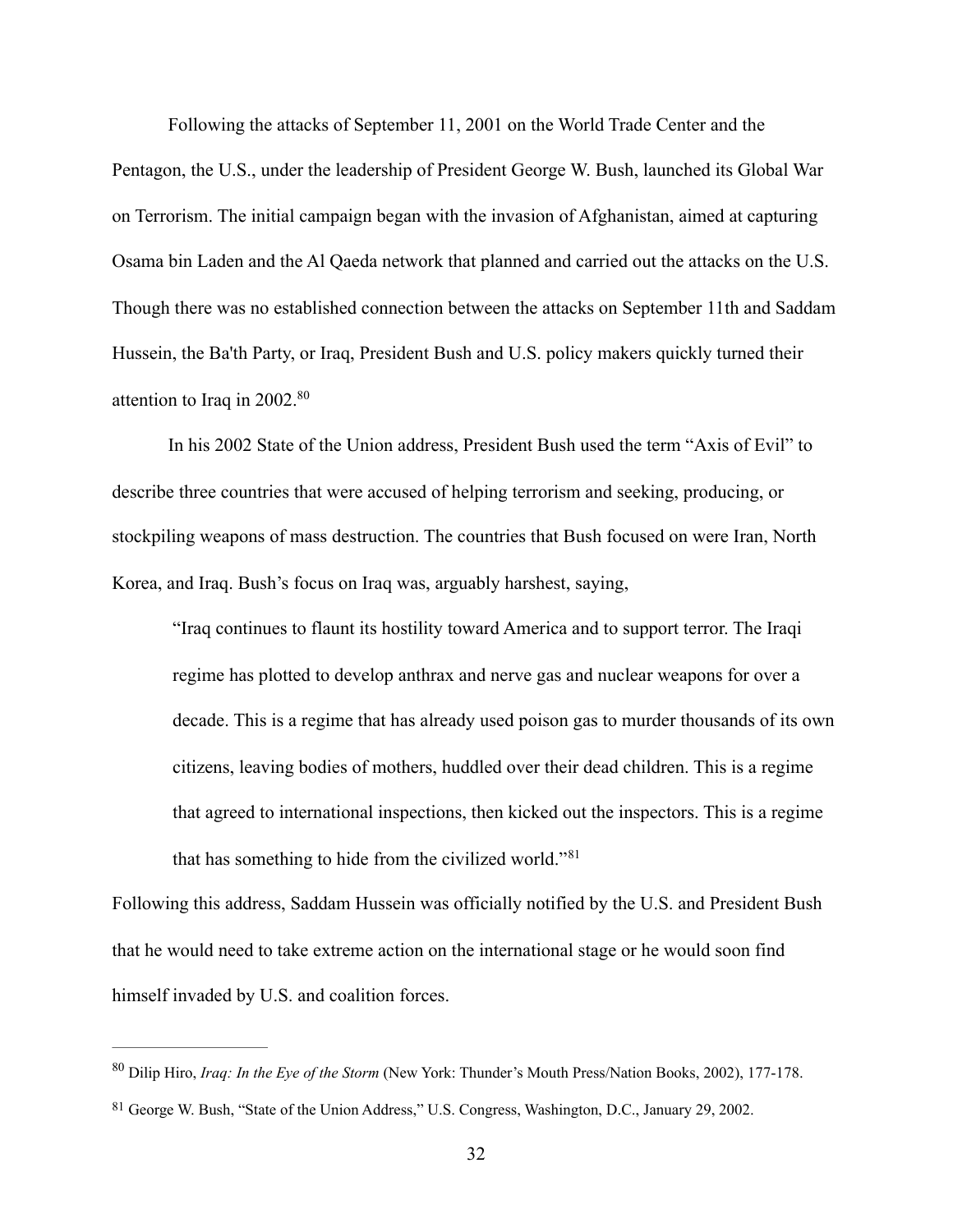Following the attacks of September 11, 2001 on the World Trade Center and the Pentagon, the U.S., under the leadership of President George W. Bush, launched its Global War on Terrorism. The initial campaign began with the invasion of Afghanistan, aimed at capturing Osama bin Laden and the Al Qaeda network that planned and carried out the attacks on the U.S. Though there was no established connection between the attacks on September 11th and Saddam Hussein, the Ba'th Party, or Iraq, President Bush and U.S. policy makers quickly turned their attention to Iraq in 2002.[80]

In his 2002 State of the Union address, President Bush used the term "Axis of Evil" to describe three countries that were accused of helping terrorism and seeking, producing, or stockpiling weapons of mass destruction. The countries that Bush focused on were Iran, North Korea, and Iraq. Bush's focus on Iraq was, arguably harshest, saying,

> "Iraq continues to flaunt its hostility toward America and to support terror. The Iraqi regime has plotted to develop anthrax and nerve gas and nuclear weapons for over a decade. This is a regime that has already used poison gas to murder thousands of its own citizens, leaving bodies of mothers, huddled over their dead children. This is a regime that agreed to international inspections, then kicked out the inspectors. This is a regime that has something to hide from the civilized world."[81]

Following this address, Saddam Hussein was officially notified by the U.S. and President Bush that he would need to take extreme action on the international stage or he would soon find himself invaded by U.S. and coalition forces.

---

[80] Dilip Hiro, *Iraq: In the Eye of the Storm* (New York: Thunder's Mouth Press/Nation Books, 2002), 177-178.

[81] George W. Bush, "State of the Union Address," U.S. Congress, Washington, D.C., January 29, 2002.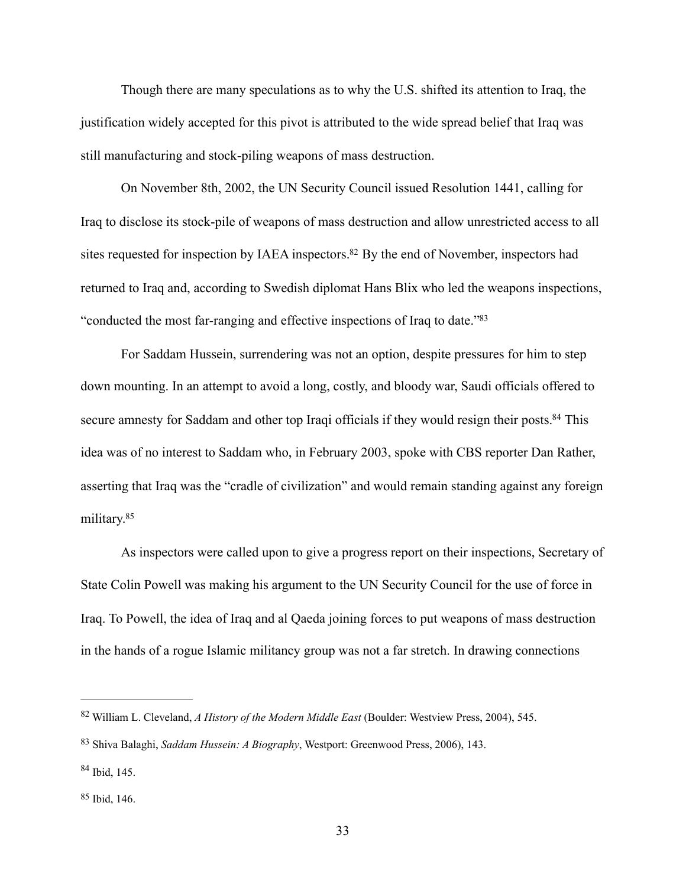Though there are many speculations as to why the U.S. shifted its attention to Iraq, the justification widely accepted for this pivot is attributed to the wide spread belief that Iraq was still manufacturing and stock-piling weapons of mass destruction.

On November 8th, 2002, the UN Security Council issued Resolution 1441, calling for Iraq to disclose its stock-pile of weapons of mass destruction and allow unrestricted access to all sites requested for inspection by IAEA inspectors.[82] By the end of November, inspectors had returned to Iraq and, according to Swedish diplomat Hans Blix who led the weapons inspections, "conducted the most far-ranging and effective inspections of Iraq to date."[83]

For Saddam Hussein, surrendering was not an option, despite pressures for him to step down mounting. In an attempt to avoid a long, costly, and bloody war, Saudi officials offered to secure amnesty for Saddam and other top Iraqi officials if they would resign their posts.[84] This idea was of no interest to Saddam who, in February 2003, spoke with CBS reporter Dan Rather, asserting that Iraq was the "cradle of civilization" and would remain standing against any foreign military.[85]

As inspectors were called upon to give a progress report on their inspections, Secretary of State Colin Powell was making his argument to the UN Security Council for the use of force in Iraq. To Powell, the idea of Iraq and al Qaeda joining forces to put weapons of mass destruction in the hands of a rogue Islamic militancy group was not a far stretch. In drawing connections

---

[82] William L. Cleveland, *A History of the Modern Middle East* (Boulder: Westview Press, 2004), 545.

[83] Shiva Balaghi, *Saddam Hussein: A Biography*, Westport: Greenwood Press, 2006), 143.

[84] Ibid, 145.

[85] Ibid, 146.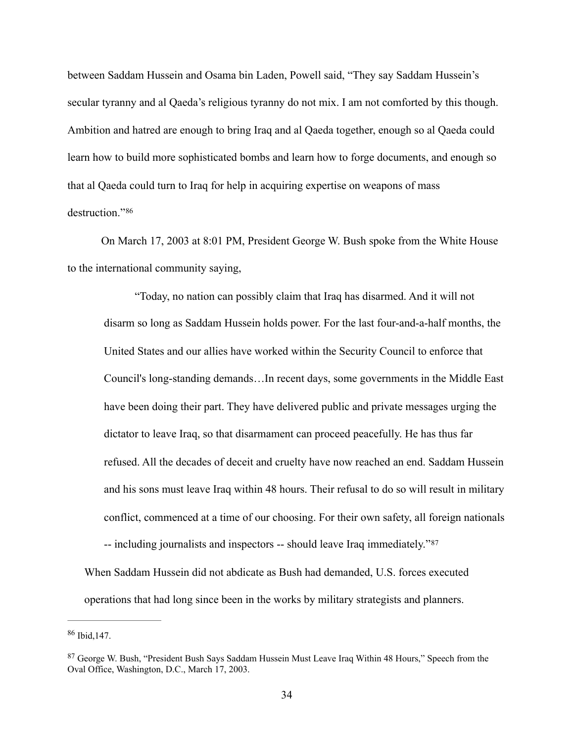between Saddam Hussein and Osama bin Laden, Powell said, “They say Saddam Hussein’s secular tyranny and al Qaeda’s religious tyranny do not mix. I am not comforted by this though. Ambition and hatred are enough to bring Iraq and al Qaeda together, enough so al Qaeda could learn how to build more sophisticated bombs and learn how to forge documents, and enough so that al Qaeda could turn to Iraq for help in acquiring expertise on weapons of mass destruction.”[86]

On March 17, 2003 at 8:01 PM, President George W. Bush spoke from the White House to the international community saying,

> “Today, no nation can possibly claim that Iraq has disarmed. And it will not disarm so long as Saddam Hussein holds power. For the last four-and-a-half months, the United States and our allies have worked within the Security Council to enforce that Council's long-standing demands…In recent days, some governments in the Middle East have been doing their part. They have delivered public and private messages urging the dictator to leave Iraq, so that disarmament can proceed peacefully. He has thus far refused. All the decades of deceit and cruelty have now reached an end. Saddam Hussein and his sons must leave Iraq within 48 hours. Their refusal to do so will result in military conflict, commenced at a time of our choosing. For their own safety, all foreign nationals -- including journalists and inspectors -- should leave Iraq immediately.”[87]

When Saddam Hussein did not abdicate as Bush had demanded, U.S. forces executed operations that had long since been in the works by military strategists and planners.

---

[86] Ibid,147.

[87] George W. Bush, “President Bush Says Saddam Hussein Must Leave Iraq Within 48 Hours,” Speech from the Oval Office, Washington, D.C., March 17, 2003.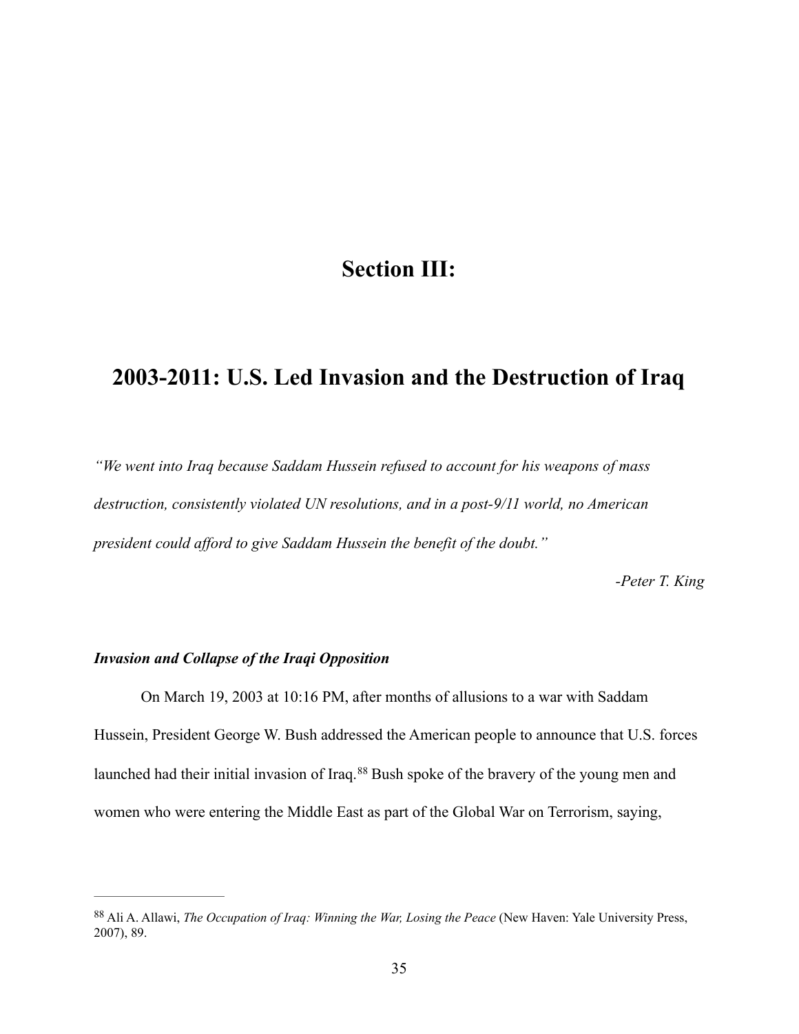# Section III:

# 2003-2011: U.S. Led Invasion and the Destruction of Iraq

*"We went into Iraq because Saddam Hussein refused to account for his weapons of mass destruction, consistently violated UN resolutions, and in a post-9/11 world, no American president could afford to give Saddam Hussein the benefit of the doubt."*

*-Peter T. King*

### *Invasion and Collapse of the Iraqi Opposition*

On March 19, 2003 at 10:16 PM, after months of allusions to a war with Saddam Hussein, President George W. Bush addressed the American people to announce that U.S. forces launched had their initial invasion of Iraq.[88] Bush spoke of the bravery of the young men and women who were entering the Middle East as part of the Global War on Terrorism, saying,

---

[88] Ali A. Allawi, *The Occupation of Iraq: Winning the War, Losing the Peace* (New Haven: Yale University Press, 2007), 89.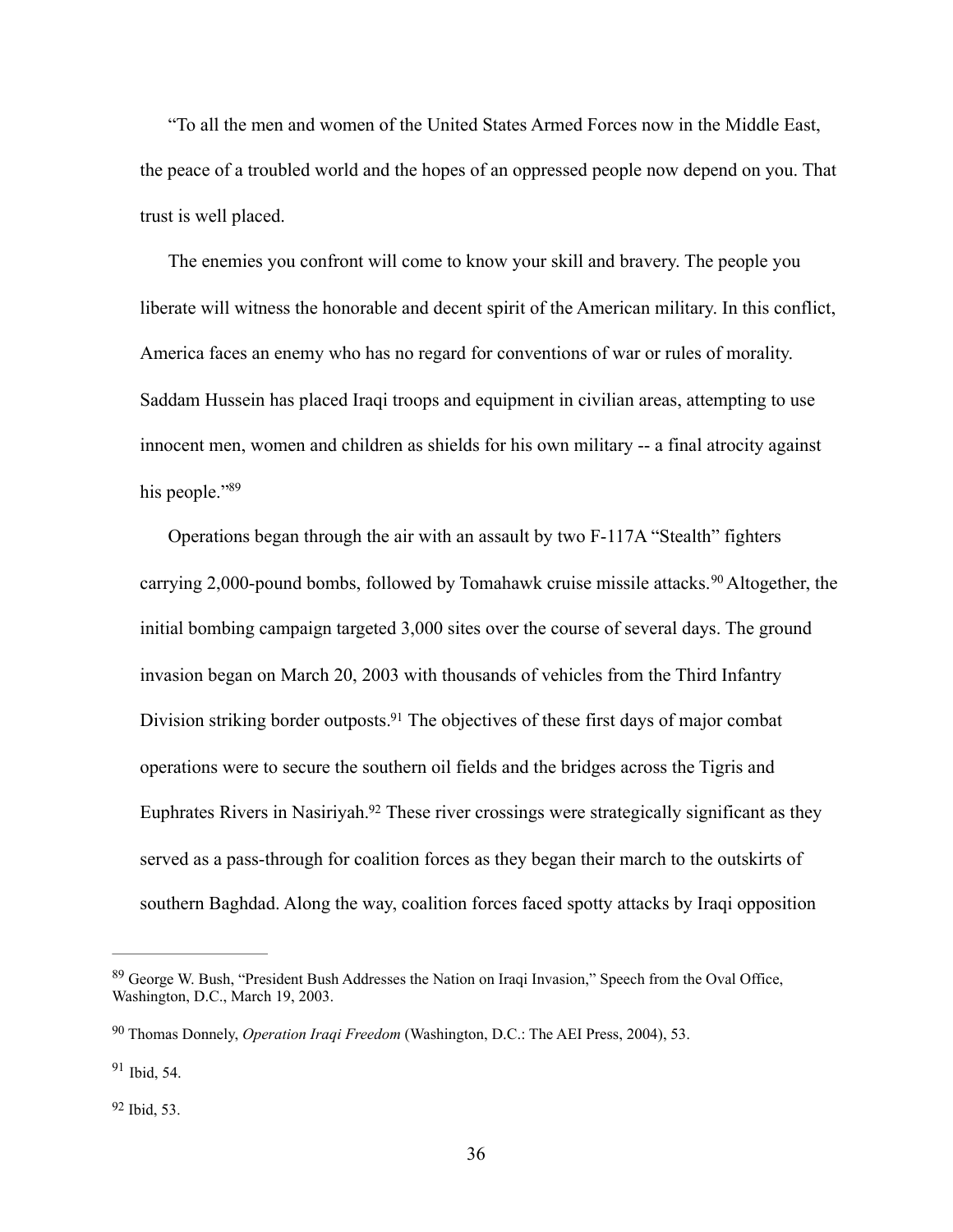"To all the men and women of the United States Armed Forces now in the Middle East, the peace of a troubled world and the hopes of an oppressed people now depend on you. That trust is well placed.

The enemies you confront will come to know your skill and bravery. The people you liberate will witness the honorable and decent spirit of the American military. In this conflict, America faces an enemy who has no regard for conventions of war or rules of morality. Saddam Hussein has placed Iraqi troops and equipment in civilian areas, attempting to use innocent men, women and children as shields for his own military -- a final atrocity against his people."[89]

Operations began through the air with an assault by two F-117A "Stealth" fighters carrying 2,000-pound bombs, followed by Tomahawk cruise missile attacks.[90] Altogether, the initial bombing campaign targeted 3,000 sites over the course of several days. The ground invasion began on March 20, 2003 with thousands of vehicles from the Third Infantry Division striking border outposts.[91] The objectives of these first days of major combat operations were to secure the southern oil fields and the bridges across the Tigris and Euphrates Rivers in Nasiriyah.[92] These river crossings were strategically significant as they served as a pass-through for coalition forces as they began their march to the outskirts of southern Baghdad. Along the way, coalition forces faced spotty attacks by Iraqi opposition

---

[89] George W. Bush, "President Bush Addresses the Nation on Iraqi Invasion," Speech from the Oval Office, Washington, D.C., March 19, 2003.

[90] Thomas Donnely, *Operation Iraqi Freedom* (Washington, D.C.: The AEI Press, 2004), 53.

[91] Ibid, 54.

[92] Ibid, 53.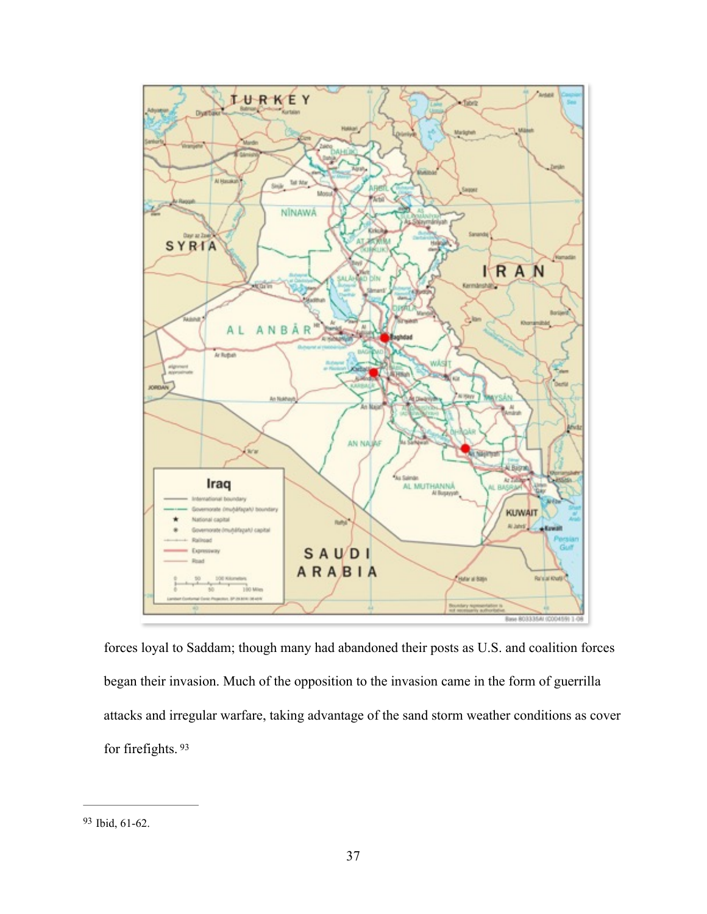forces loyal to Saddam; though many had abandoned their posts as U.S. and coalition forces began their invasion. Much of the opposition to the invasion came in the form of guerrilla attacks and irregular warfare, taking advantage of the sand storm weather conditions as cover for firefights. [93]

---

[93] Ibid, 61-62.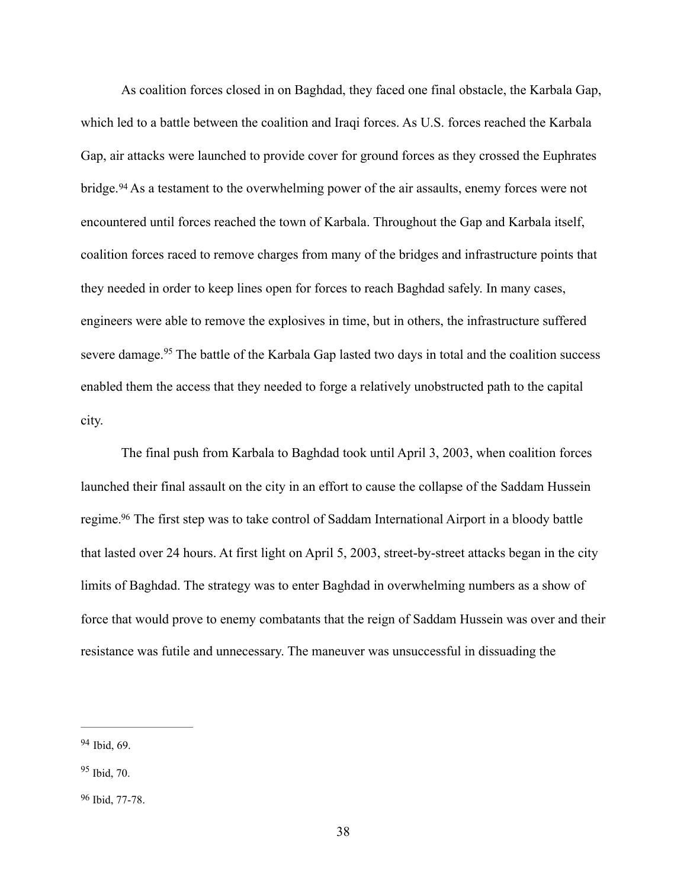As coalition forces closed in on Baghdad, they faced one final obstacle, the Karbala Gap, which led to a battle between the coalition and Iraqi forces. As U.S. forces reached the Karbala Gap, air attacks were launched to provide cover for ground forces as they crossed the Euphrates bridge.[94] As a testament to the overwhelming power of the air assaults, enemy forces were not encountered until forces reached the town of Karbala. Throughout the Gap and Karbala itself, coalition forces raced to remove charges from many of the bridges and infrastructure points that they needed in order to keep lines open for forces to reach Baghdad safely. In many cases, engineers were able to remove the explosives in time, but in others, the infrastructure suffered severe damage.[95] The battle of the Karbala Gap lasted two days in total and the coalition success enabled them the access that they needed to forge a relatively unobstructed path to the capital city.

The final push from Karbala to Baghdad took until April 3, 2003, when coalition forces launched their final assault on the city in an effort to cause the collapse of the Saddam Hussein regime.[96] The first step was to take control of Saddam International Airport in a bloody battle that lasted over 24 hours. At first light on April 5, 2003, street-by-street attacks began in the city limits of Baghdad. The strategy was to enter Baghdad in overwhelming numbers as a show of force that would prove to enemy combatants that the reign of Saddam Hussein was over and their resistance was futile and unnecessary. The maneuver was unsuccessful in dissuading the

---

[94] Ibid, 69.

[95] Ibid, 70.

[96] Ibid, 77-78.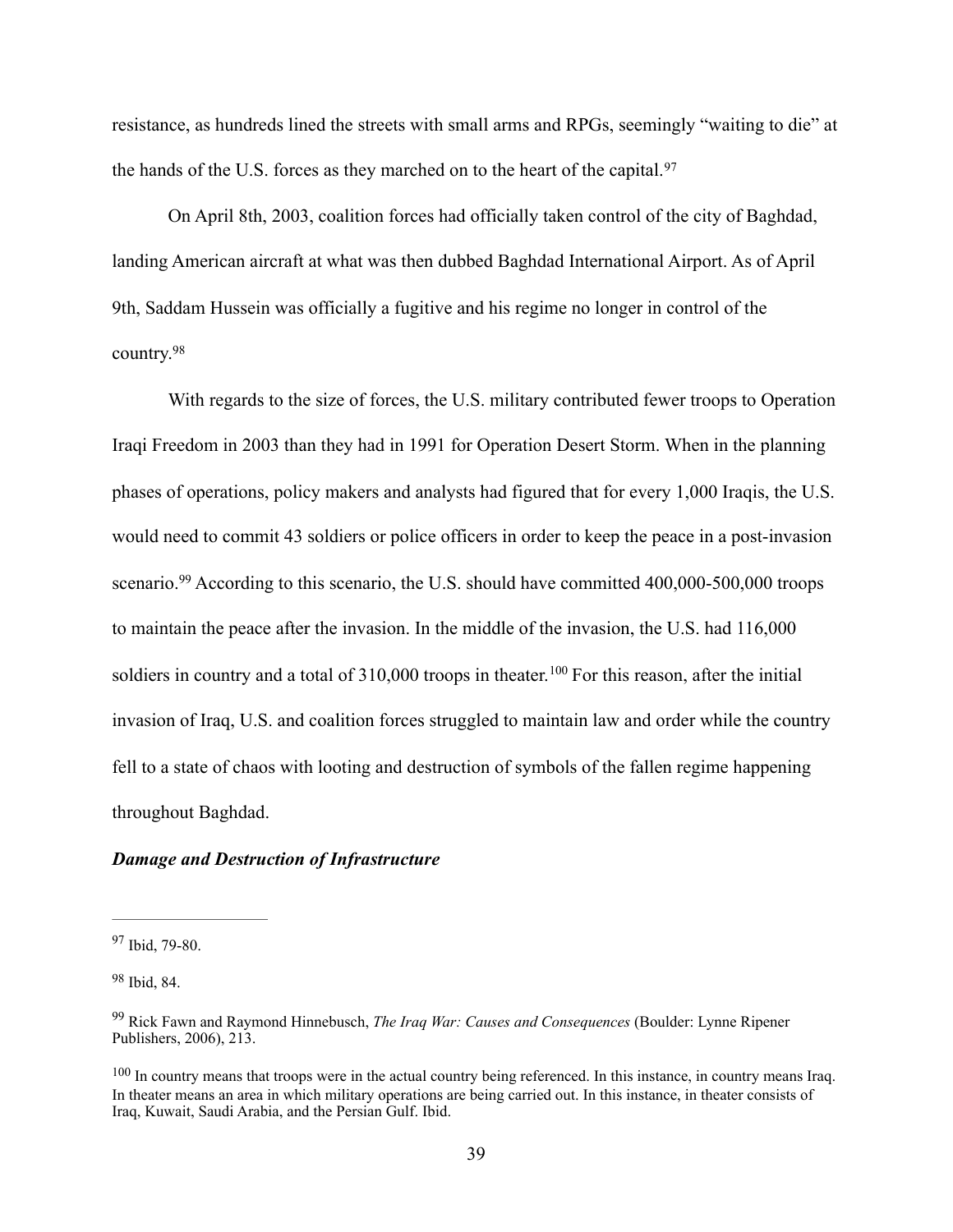resistance, as hundreds lined the streets with small arms and RPGs, seemingly "waiting to die" at the hands of the U.S. forces as they marched on to the heart of the capital.[97]

On April 8th, 2003, coalition forces had officially taken control of the city of Baghdad, landing American aircraft at what was then dubbed Baghdad International Airport. As of April 9th, Saddam Hussein was officially a fugitive and his regime no longer in control of the country.[98]

With regards to the size of forces, the U.S. military contributed fewer troops to Operation Iraqi Freedom in 2003 than they had in 1991 for Operation Desert Storm. When in the planning phases of operations, policy makers and analysts had figured that for every 1,000 Iraqis, the U.S. would need to commit 43 soldiers or police officers in order to keep the peace in a post-invasion scenario.[99] According to this scenario, the U.S. should have committed 400,000-500,000 troops to maintain the peace after the invasion. In the middle of the invasion, the U.S. had 116,000 soldiers in country and a total of 310,000 troops in theater.[100] For this reason, after the initial invasion of Iraq, U.S. and coalition forces struggled to maintain law and order while the country fell to a state of chaos with looting and destruction of symbols of the fallen regime happening throughout Baghdad.

***Damage and Destruction of Infrastructure***

---

[97] Ibid, 79-80.

[98] Ibid, 84.

[99] Rick Fawn and Raymond Hinnebusch, *The Iraq War: Causes and Consequences* (Boulder: Lynne Ripener Publishers, 2006), 213.

[100] In country means that troops were in the actual country being referenced. In this instance, in country means Iraq. In theater means an area in which military operations are being carried out. In this instance, in theater consists of Iraq, Kuwait, Saudi Arabia, and the Persian Gulf. Ibid.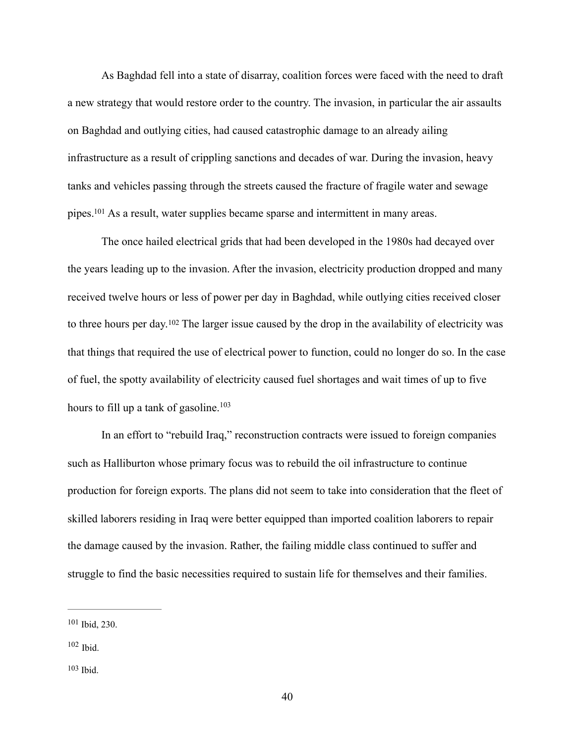As Baghdad fell into a state of disarray, coalition forces were faced with the need to draft a new strategy that would restore order to the country. The invasion, in particular the air assaults on Baghdad and outlying cities, had caused catastrophic damage to an already ailing infrastructure as a result of crippling sanctions and decades of war. During the invasion, heavy tanks and vehicles passing through the streets caused the fracture of fragile water and sewage pipes.[101] As a result, water supplies became sparse and intermittent in many areas.

The once hailed electrical grids that had been developed in the 1980s had decayed over the years leading up to the invasion. After the invasion, electricity production dropped and many received twelve hours or less of power per day in Baghdad, while outlying cities received closer to three hours per day.[102] The larger issue caused by the drop in the availability of electricity was that things that required the use of electrical power to function, could no longer do so. In the case of fuel, the spotty availability of electricity caused fuel shortages and wait times of up to five hours to fill up a tank of gasoline.[103]

In an effort to "rebuild Iraq," reconstruction contracts were issued to foreign companies such as Halliburton whose primary focus was to rebuild the oil infrastructure to continue production for foreign exports. The plans did not seem to take into consideration that the fleet of skilled laborers residing in Iraq were better equipped than imported coalition laborers to repair the damage caused by the invasion. Rather, the failing middle class continued to suffer and struggle to find the basic necessities required to sustain life for themselves and their families.

---

[101] Ibid, 230.

[102] Ibid.

[103] Ibid.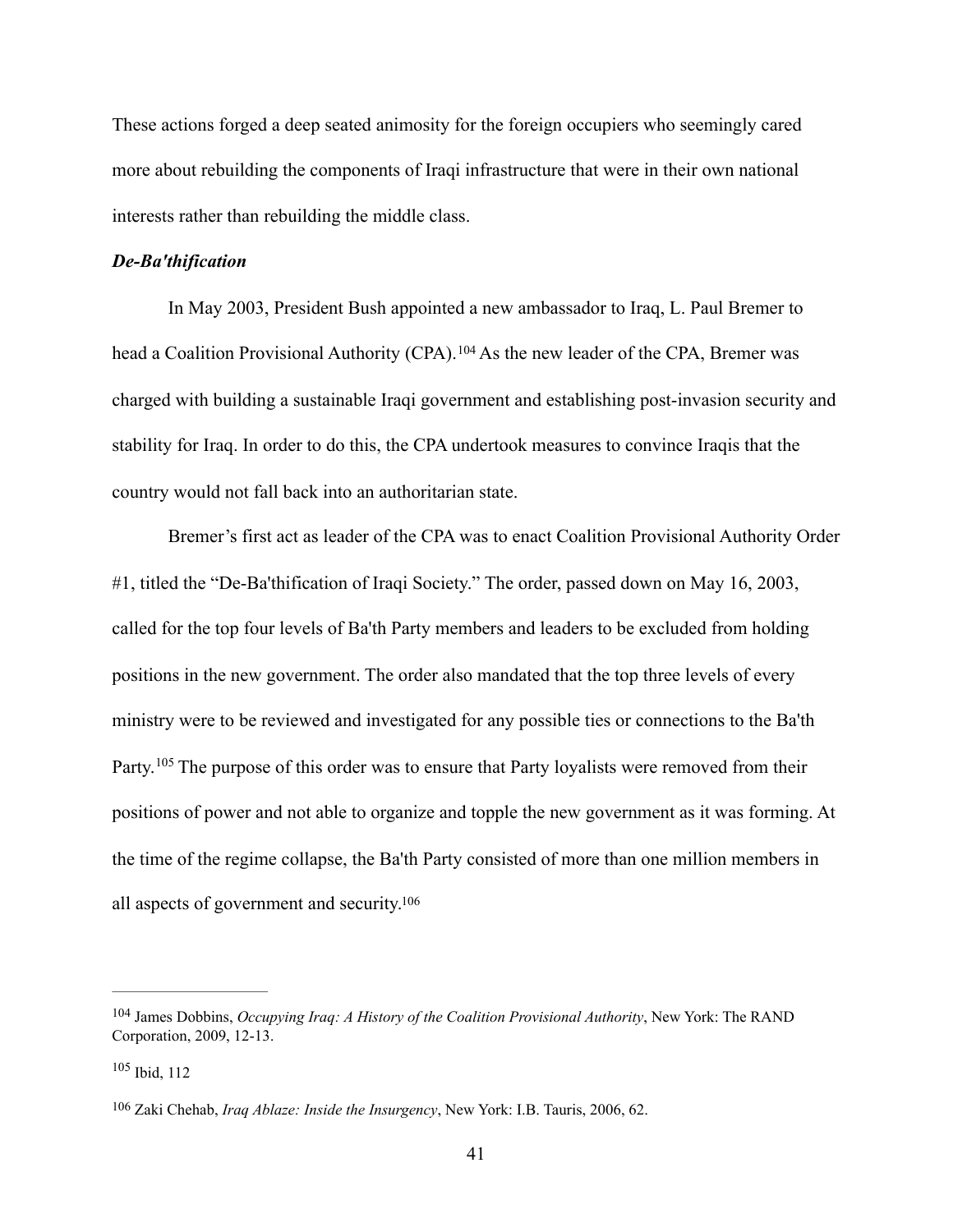These actions forged a deep seated animosity for the foreign occupiers who seemingly cared more about rebuilding the components of Iraqi infrastructure that were in their own national interests rather than rebuilding the middle class.

***De-Ba'thification***

In May 2003, President Bush appointed a new ambassador to Iraq, L. Paul Bremer to head a Coalition Provisional Authority (CPA).[104] As the new leader of the CPA, Bremer was charged with building a sustainable Iraqi government and establishing post-invasion security and stability for Iraq. In order to do this, the CPA undertook measures to convince Iraqis that the country would not fall back into an authoritarian state.

Bremer's first act as leader of the CPA was to enact Coalition Provisional Authority Order #1, titled the "De-Ba'thification of Iraqi Society." The order, passed down on May 16, 2003, called for the top four levels of Ba'th Party members and leaders to be excluded from holding positions in the new government. The order also mandated that the top three levels of every ministry were to be reviewed and investigated for any possible ties or connections to the Ba'th Party.[105] The purpose of this order was to ensure that Party loyalists were removed from their positions of power and not able to organize and topple the new government as it was forming. At the time of the regime collapse, the Ba'th Party consisted of more than one million members in all aspects of government and security.[106]

---

[104] James Dobbins, *Occupying Iraq: A History of the Coalition Provisional Authority*, New York: The RAND Corporation, 2009, 12-13.

[105] Ibid, 112

[106] Zaki Chehab, *Iraq Ablaze: Inside the Insurgency*, New York: I.B. Tauris, 2006, 62.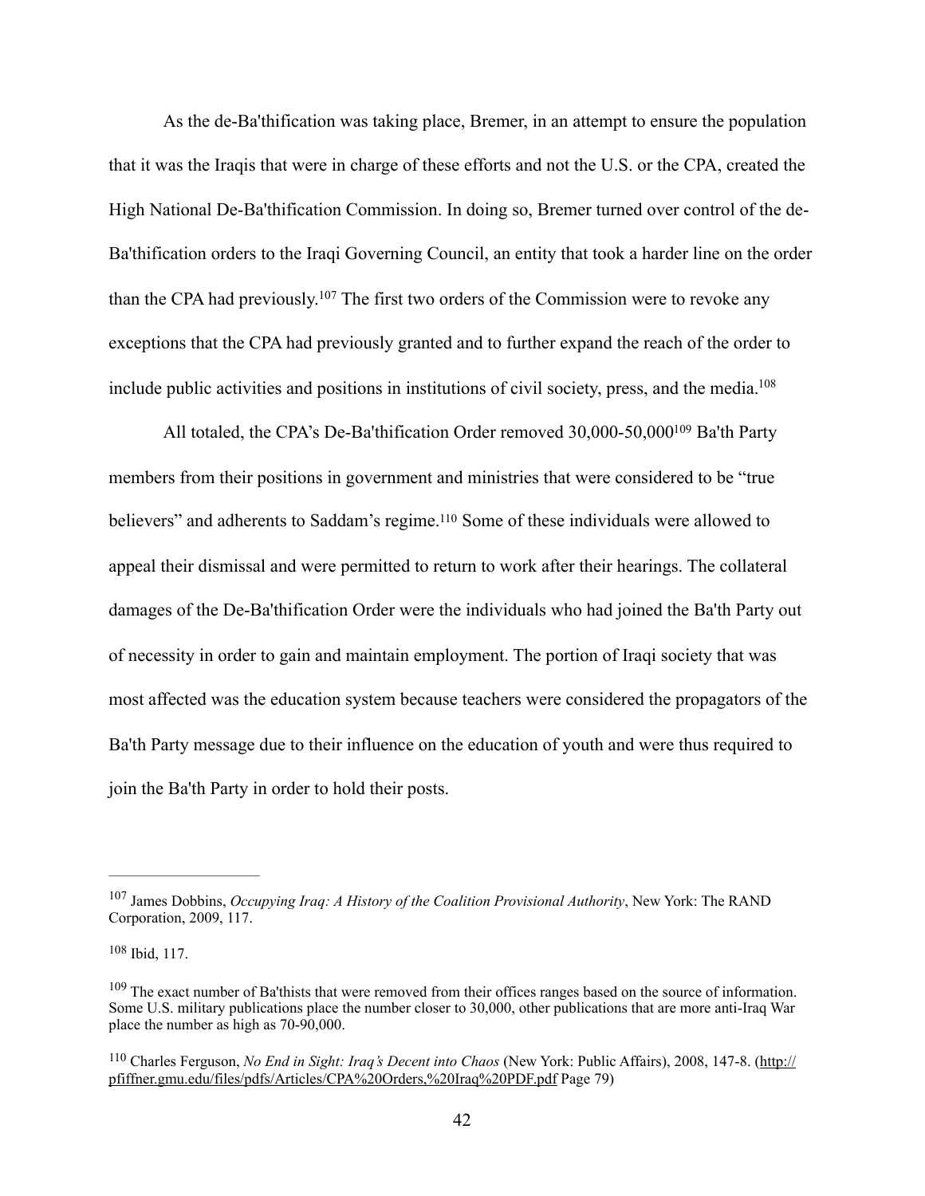As the de-Ba'thification was taking place, Bremer, in an attempt to ensure the population that it was the Iraqis that were in charge of these efforts and not the U.S. or the CPA, created the High National De-Ba'thification Commission. In doing so, Bremer turned over control of the de-Ba'thification orders to the Iraqi Governing Council, an entity that took a harder line on the order than the CPA had previously.[107] The first two orders of the Commission were to revoke any exceptions that the CPA had previously granted and to further expand the reach of the order to include public activities and positions in institutions of civil society, press, and the media.[108]

All totaled, the CPA's De-Ba'thification Order removed 30,000-50,000[109] Ba'th Party members from their positions in government and ministries that were considered to be "true believers" and adherents to Saddam's regime.[110] Some of these individuals were allowed to appeal their dismissal and were permitted to return to work after their hearings. The collateral damages of the De-Ba'thification Order were the individuals who had joined the Ba'th Party out of necessity in order to gain and maintain employment. The portion of Iraqi society that was most affected was the education system because teachers were considered the propagators of the Ba'th Party message due to their influence on the education of youth and were thus required to join the Ba'th Party in order to hold their posts.

---

[107] James Dobbins, *Occupying Iraq: A History of the Coalition Provisional Authority*, New York: The RAND Corporation, 2009, 117.

[108] Ibid, 117.

[109] The exact number of Ba'thists that were removed from their offices ranges based on the source of information. Some U.S. military publications place the number closer to 30,000, other publications that are more anti-Iraq War place the number as high as 70-90,000.

[110] Charles Ferguson, *No End in Sight: Iraq's Decent into Chaos* (New York: Public Affairs), 2008, 147-8. (http://pfiffner.gmu.edu/files/pdfs/Articles/CPA%20Orders,%20Iraq%20PDF.pdf Page 79)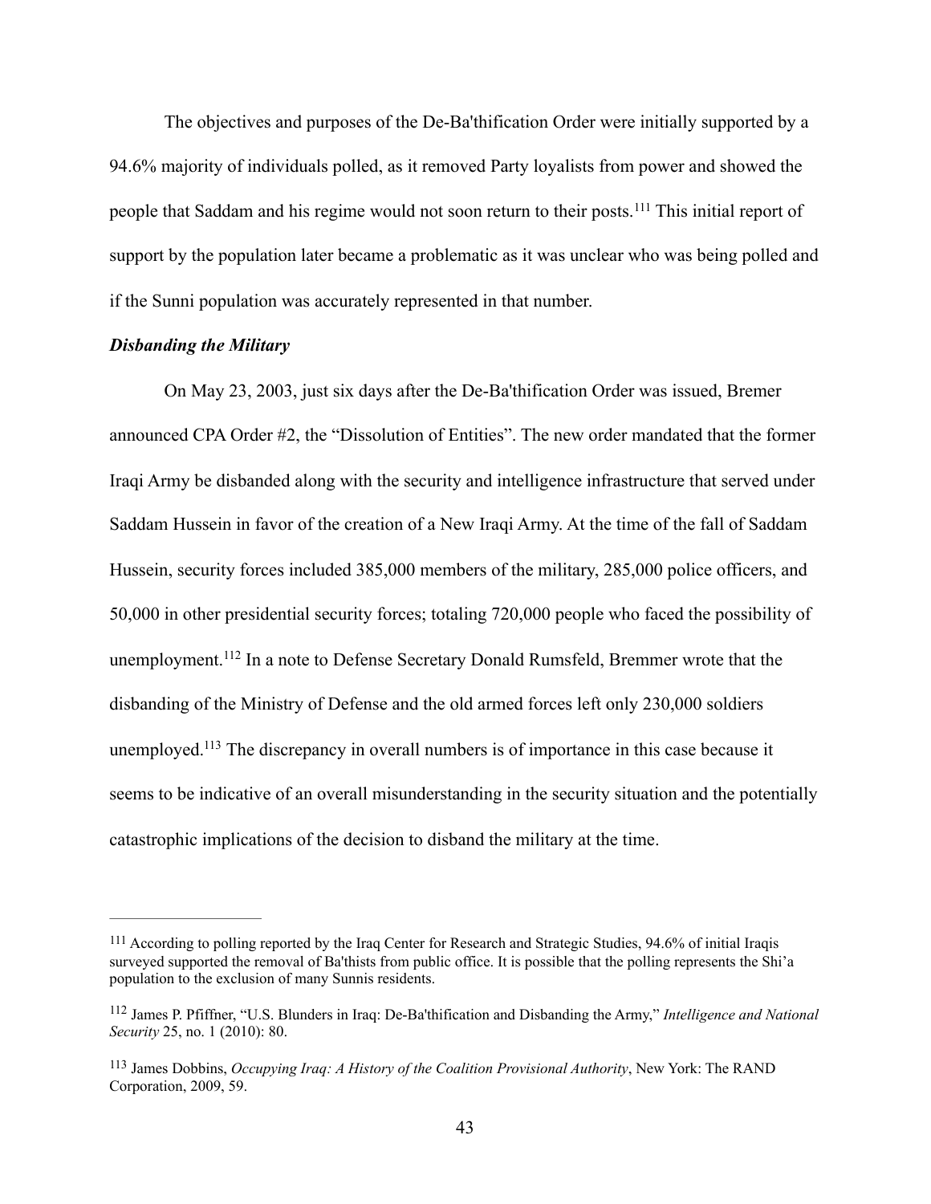The objectives and purposes of the De-Ba'thification Order were initially supported by a 94.6% majority of individuals polled, as it removed Party loyalists from power and showed the people that Saddam and his regime would not soon return to their posts.[111] This initial report of support by the population later became a problematic as it was unclear who was being polled and if the Sunni population was accurately represented in that number.

***Disbanding the Military***

On May 23, 2003, just six days after the De-Ba'thification Order was issued, Bremer announced CPA Order #2, the "Dissolution of Entities". The new order mandated that the former Iraqi Army be disbanded along with the security and intelligence infrastructure that served under Saddam Hussein in favor of the creation of a New Iraqi Army. At the time of the fall of Saddam Hussein, security forces included 385,000 members of the military, 285,000 police officers, and 50,000 in other presidential security forces; totaling 720,000 people who faced the possibility of unemployment.[112] In a note to Defense Secretary Donald Rumsfeld, Bremmer wrote that the disbanding of the Ministry of Defense and the old armed forces left only 230,000 soldiers unemployed.[113] The discrepancy in overall numbers is of importance in this case because it seems to be indicative of an overall misunderstanding in the security situation and the potentially catastrophic implications of the decision to disband the military at the time.

---

[111] According to polling reported by the Iraq Center for Research and Strategic Studies, 94.6% of initial Iraqis surveyed supported the removal of Ba'thists from public office. It is possible that the polling represents the Shi'a population to the exclusion of many Sunnis residents.

[112] James P. Pfiffner, "U.S. Blunders in Iraq: De-Ba'thification and Disbanding the Army," *Intelligence and National Security* 25, no. 1 (2010): 80.

[113] James Dobbins, *Occupying Iraq: A History of the Coalition Provisional Authority*, New York: The RAND Corporation, 2009, 59.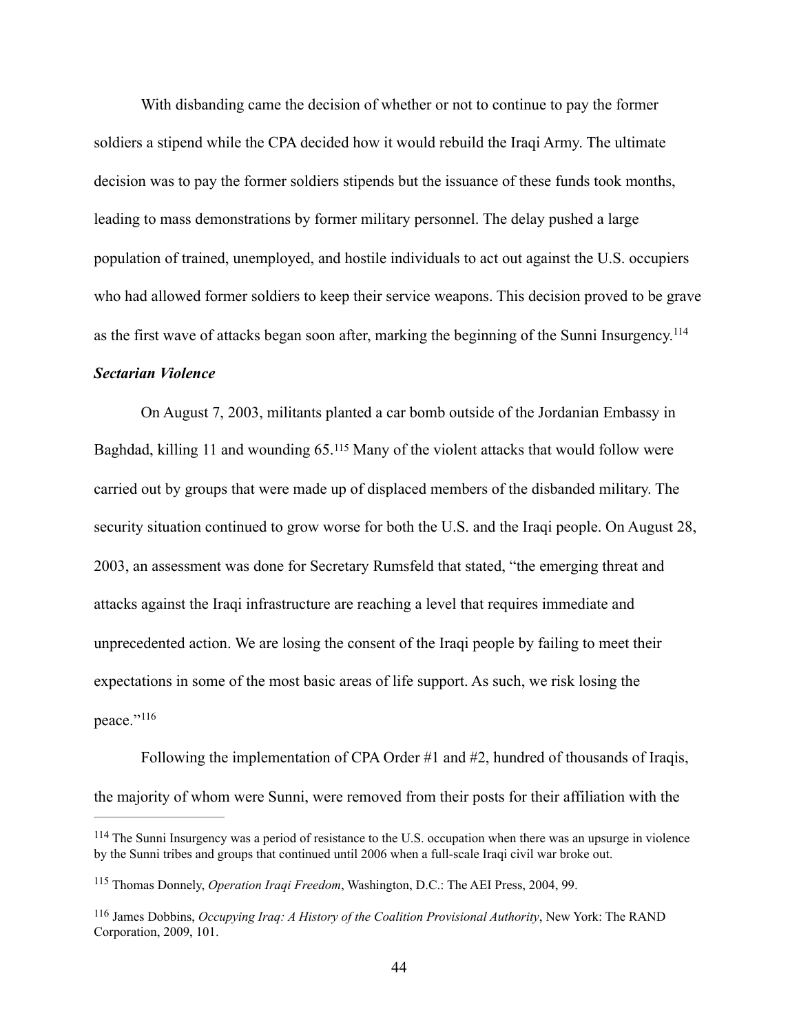With disbanding came the decision of whether or not to continue to pay the former soldiers a stipend while the CPA decided how it would rebuild the Iraqi Army. The ultimate decision was to pay the former soldiers stipends but the issuance of these funds took months, leading to mass demonstrations by former military personnel. The delay pushed a large population of trained, unemployed, and hostile individuals to act out against the U.S. occupiers who had allowed former soldiers to keep their service weapons. This decision proved to be grave as the first wave of attacks began soon after, marking the beginning of the Sunni Insurgency.[114]

***Sectarian Violence***

On August 7, 2003, militants planted a car bomb outside of the Jordanian Embassy in Baghdad, killing 11 and wounding 65.[115] Many of the violent attacks that would follow were carried out by groups that were made up of displaced members of the disbanded military. The security situation continued to grow worse for both the U.S. and the Iraqi people. On August 28, 2003, an assessment was done for Secretary Rumsfeld that stated, "the emerging threat and attacks against the Iraqi infrastructure are reaching a level that requires immediate and unprecedented action. We are losing the consent of the Iraqi people by failing to meet their expectations in some of the most basic areas of life support. As such, we risk losing the peace."[116]

Following the implementation of CPA Order #1 and #2, hundred of thousands of Iraqis, the majority of whom were Sunni, were removed from their posts for their affiliation with the

---

[114] The Sunni Insurgency was a period of resistance to the U.S. occupation when there was an upsurge in violence by the Sunni tribes and groups that continued until 2006 when a full-scale Iraqi civil war broke out.

[115] Thomas Donnely, *Operation Iraqi Freedom*, Washington, D.C.: The AEI Press, 2004, 99.

[116] James Dobbins, *Occupying Iraq: A History of the Coalition Provisional Authority*, New York: The RAND Corporation, 2009, 101.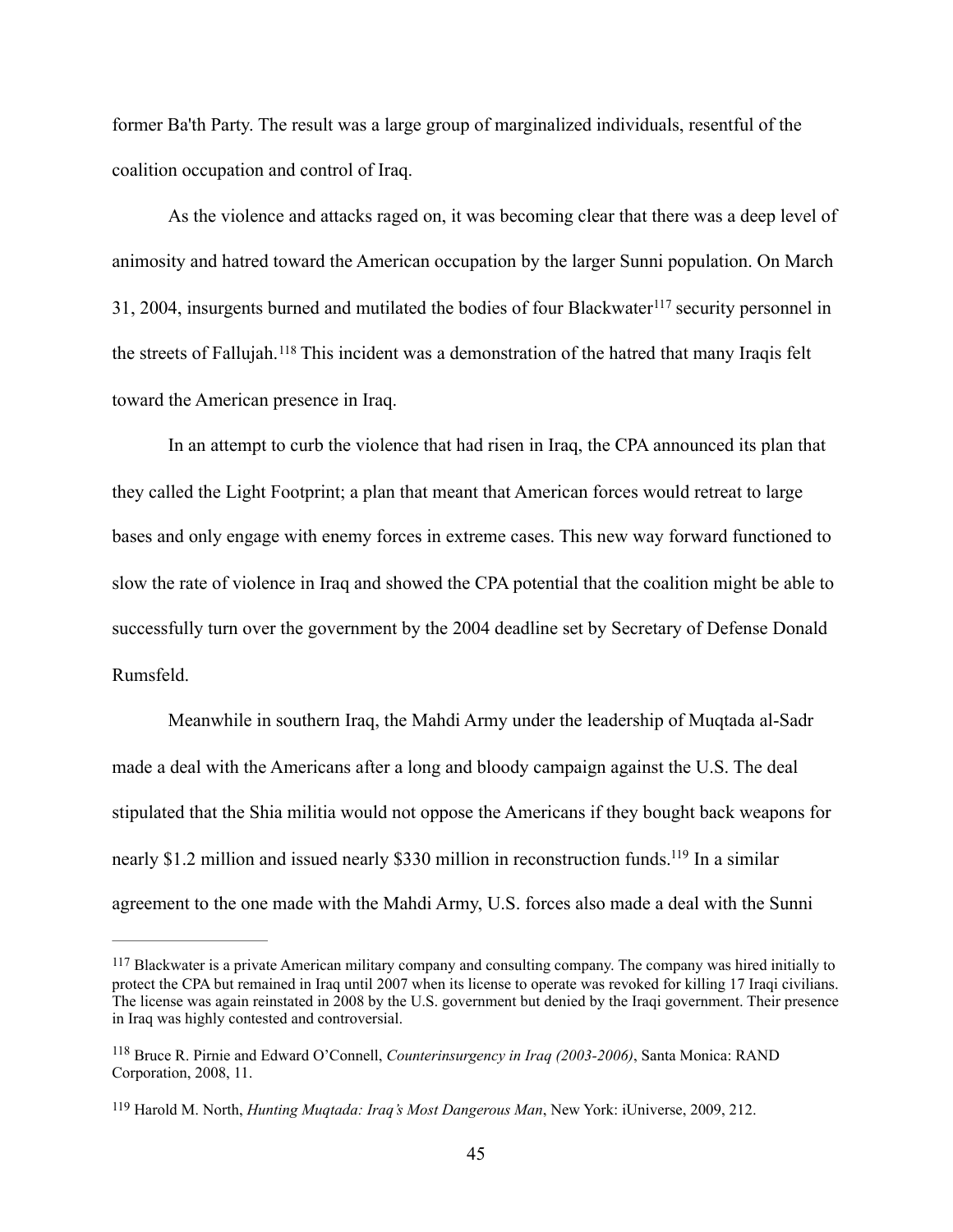former Ba'th Party. The result was a large group of marginalized individuals, resentful of the coalition occupation and control of Iraq.

As the violence and attacks raged on, it was becoming clear that there was a deep level of animosity and hatred toward the American occupation by the larger Sunni population. On March 31, 2004, insurgents burned and mutilated the bodies of four Blackwater[117] security personnel in the streets of Fallujah.[118] This incident was a demonstration of the hatred that many Iraqis felt toward the American presence in Iraq.

In an attempt to curb the violence that had risen in Iraq, the CPA announced its plan that they called the Light Footprint; a plan that meant that American forces would retreat to large bases and only engage with enemy forces in extreme cases. This new way forward functioned to slow the rate of violence in Iraq and showed the CPA potential that the coalition might be able to successfully turn over the government by the 2004 deadline set by Secretary of Defense Donald Rumsfeld.

Meanwhile in southern Iraq, the Mahdi Army under the leadership of Muqtada al-Sadr made a deal with the Americans after a long and bloody campaign against the U.S. The deal stipulated that the Shia militia would not oppose the Americans if they bought back weapons for nearly $1.2 million and issued nearly $330 million in reconstruction funds.[119] In a similar agreement to the one made with the Mahdi Army, U.S. forces also made a deal with the Sunni

---

[117] Blackwater is a private American military company and consulting company. The company was hired initially to protect the CPA but remained in Iraq until 2007 when its license to operate was revoked for killing 17 Iraqi civilians. The license was again reinstated in 2008 by the U.S. government but denied by the Iraqi government. Their presence in Iraq was highly contested and controversial.

[118] Bruce R. Pirnie and Edward O'Connell, *Counterinsurgency in Iraq (2003-2006)*, Santa Monica: RAND Corporation, 2008, 11.

[119] Harold M. North, *Hunting Muqtada: Iraq's Most Dangerous Man*, New York: iUniverse, 2009, 212.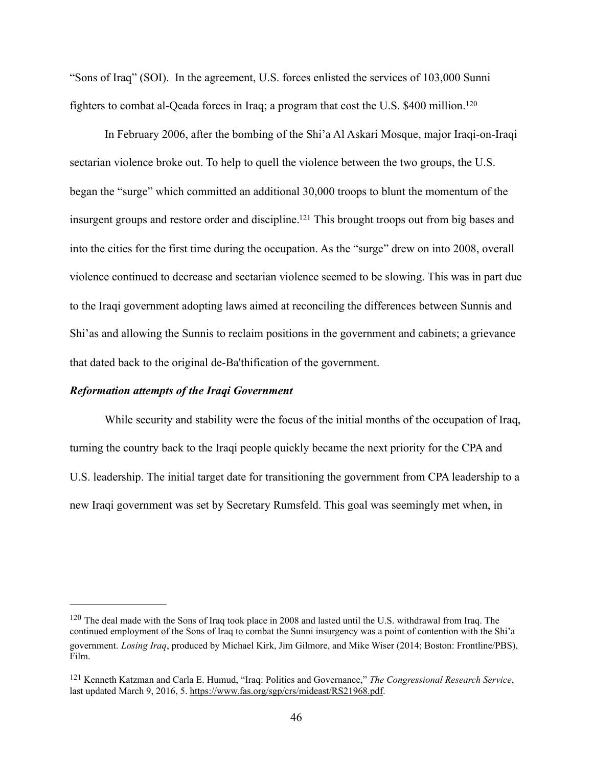"Sons of Iraq" (SOI). In the agreement, U.S. forces enlisted the services of 103,000 Sunni fighters to combat al-Qeada forces in Iraq; a program that cost the U.S. $400 million.[120]

In February 2006, after the bombing of the Shi'a Al Askari Mosque, major Iraqi-on-Iraqi sectarian violence broke out. To help to quell the violence between the two groups, the U.S. began the "surge" which committed an additional 30,000 troops to blunt the momentum of the insurgent groups and restore order and discipline.[121] This brought troops out from big bases and into the cities for the first time during the occupation. As the "surge" drew on into 2008, overall violence continued to decrease and sectarian violence seemed to be slowing. This was in part due to the Iraqi government adopting laws aimed at reconciling the differences between Sunnis and Shi'as and allowing the Sunnis to reclaim positions in the government and cabinets; a grievance that dated back to the original de-Ba'thification of the government.

***Reformation attempts of the Iraqi Government***

While security and stability were the focus of the initial months of the occupation of Iraq, turning the country back to the Iraqi people quickly became the next priority for the CPA and U.S. leadership. The initial target date for transitioning the government from CPA leadership to a new Iraqi government was set by Secretary Rumsfeld. This goal was seemingly met when, in

---

[120] The deal made with the Sons of Iraq took place in 2008 and lasted until the U.S. withdrawal from Iraq. The continued employment of the Sons of Iraq to combat the Sunni insurgency was a point of contention with the Shi'a government. *Losing Iraq*, produced by Michael Kirk, Jim Gilmore, and Mike Wiser (2014; Boston: Frontline/PBS), Film.

[121] Kenneth Katzman and Carla E. Humud, "Iraq: Politics and Governance," *The Congressional Research Service*, last updated March 9, 2016, 5. https://www.fas.org/sgp/crs/mideast/RS21968.pdf.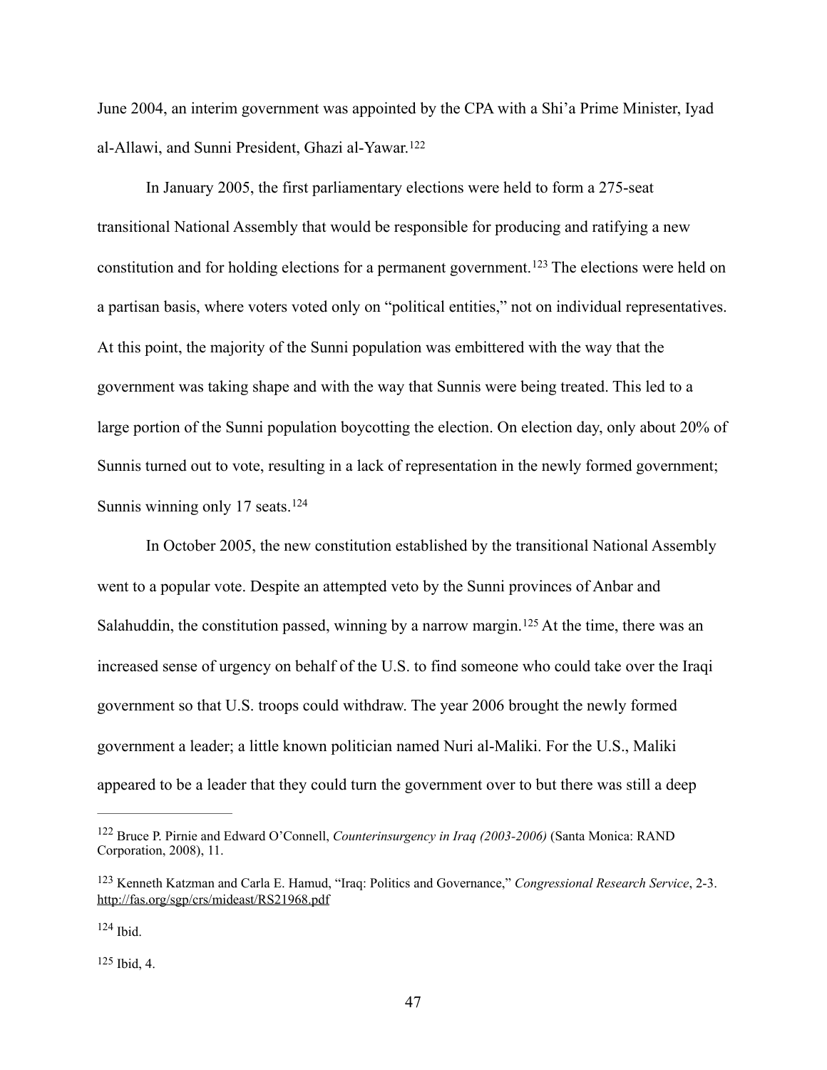June 2004, an interim government was appointed by the CPA with a Shi'a Prime Minister, Iyad al-Allawi, and Sunni President, Ghazi al-Yawar.[122]

In January 2005, the first parliamentary elections were held to form a 275-seat transitional National Assembly that would be responsible for producing and ratifying a new constitution and for holding elections for a permanent government.[123] The elections were held on a partisan basis, where voters voted only on "political entities," not on individual representatives. At this point, the majority of the Sunni population was embittered with the way that the government was taking shape and with the way that Sunnis were being treated. This led to a large portion of the Sunni population boycotting the election. On election day, only about 20% of Sunnis turned out to vote, resulting in a lack of representation in the newly formed government; Sunnis winning only 17 seats.[124]

In October 2005, the new constitution established by the transitional National Assembly went to a popular vote. Despite an attempted veto by the Sunni provinces of Anbar and Salahuddin, the constitution passed, winning by a narrow margin.[125] At the time, there was an increased sense of urgency on behalf of the U.S. to find someone who could take over the Iraqi government so that U.S. troops could withdraw. The year 2006 brought the newly formed government a leader; a little known politician named Nuri al-Maliki. For the U.S., Maliki appeared to be a leader that they could turn the government over to but there was still a deep

---

[122] Bruce P. Pirnie and Edward O'Connell, *Counterinsurgency in Iraq (2003-2006)* (Santa Monica: RAND Corporation, 2008), 11.

[123] Kenneth Katzman and Carla E. Hamud, "Iraq: Politics and Governance," *Congressional Research Service*, 2-3. http://fas.org/sgp/crs/mideast/RS21968.pdf

[124] Ibid.

[125] Ibid, 4.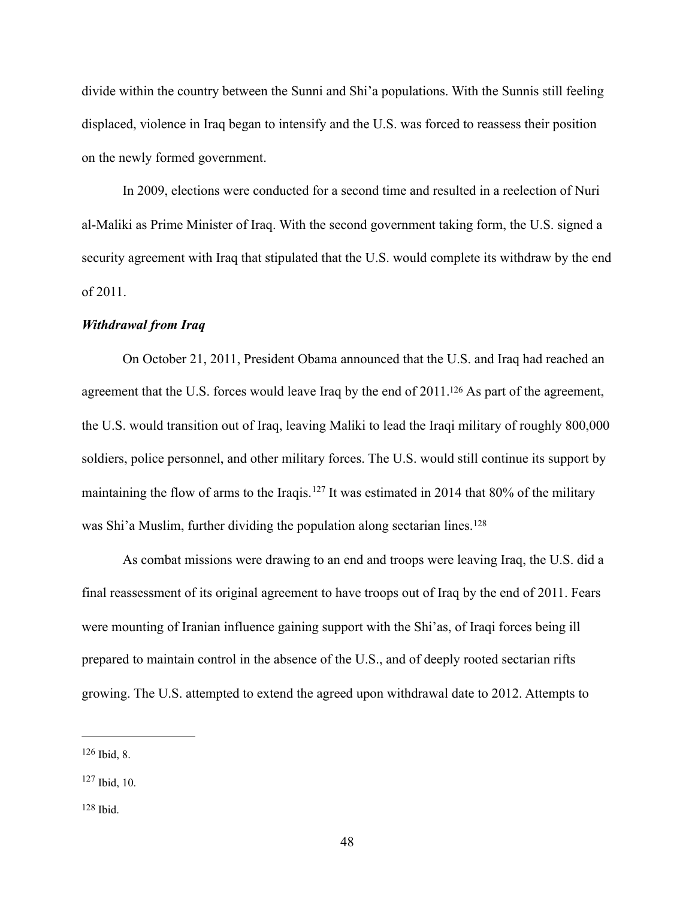divide within the country between the Sunni and Shi'a populations. With the Sunnis still feeling displaced, violence in Iraq began to intensify and the U.S. was forced to reassess their position on the newly formed government.

In 2009, elections were conducted for a second time and resulted in a reelection of Nuri al-Maliki as Prime Minister of Iraq. With the second government taking form, the U.S. signed a security agreement with Iraq that stipulated that the U.S. would complete its withdraw by the end of 2011.

***Withdrawal from Iraq***

On October 21, 2011, President Obama announced that the U.S. and Iraq had reached an agreement that the U.S. forces would leave Iraq by the end of 2011.[126] As part of the agreement, the U.S. would transition out of Iraq, leaving Maliki to lead the Iraqi military of roughly 800,000 soldiers, police personnel, and other military forces. The U.S. would still continue its support by maintaining the flow of arms to the Iraqis.[127] It was estimated in 2014 that 80% of the military was Shi'a Muslim, further dividing the population along sectarian lines.[128]

As combat missions were drawing to an end and troops were leaving Iraq, the U.S. did a final reassessment of its original agreement to have troops out of Iraq by the end of 2011. Fears were mounting of Iranian influence gaining support with the Shi'as, of Iraqi forces being ill prepared to maintain control in the absence of the U.S., and of deeply rooted sectarian rifts growing. The U.S. attempted to extend the agreed upon withdrawal date to 2012. Attempts to

---

[126] Ibid, 8.

[127] Ibid, 10.

[128] Ibid.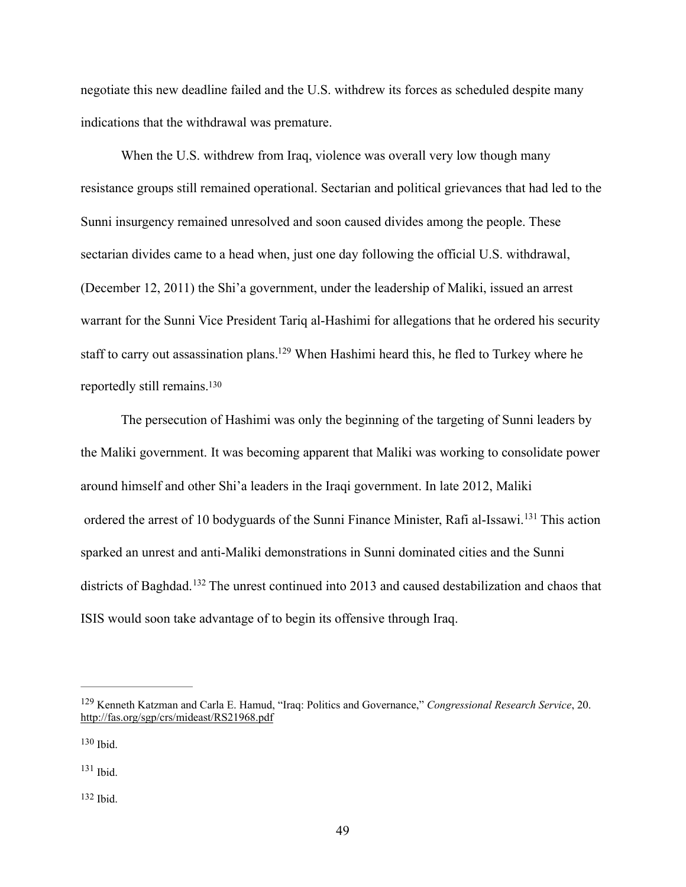negotiate this new deadline failed and the U.S. withdrew its forces as scheduled despite many indications that the withdrawal was premature.

When the U.S. withdrew from Iraq, violence was overall very low though many resistance groups still remained operational. Sectarian and political grievances that had led to the Sunni insurgency remained unresolved and soon caused divides among the people. These sectarian divides came to a head when, just one day following the official U.S. withdrawal, (December 12, 2011) the Shi'a government, under the leadership of Maliki, issued an arrest warrant for the Sunni Vice President Tariq al-Hashimi for allegations that he ordered his security staff to carry out assassination plans.[129] When Hashimi heard this, he fled to Turkey where he reportedly still remains.[130]

The persecution of Hashimi was only the beginning of the targeting of Sunni leaders by the Maliki government. It was becoming apparent that Maliki was working to consolidate power around himself and other Shi'a leaders in the Iraqi government. In late 2012, Maliki ordered the arrest of 10 bodyguards of the Sunni Finance Minister, Rafi al-Issawi.[131] This action sparked an unrest and anti-Maliki demonstrations in Sunni dominated cities and the Sunni districts of Baghdad.[132] The unrest continued into 2013 and caused destabilization and chaos that ISIS would soon take advantage of to begin its offensive through Iraq.

---

[129] Kenneth Katzman and Carla E. Hamud, "Iraq: Politics and Governance," *Congressional Research Service*, 20. http://fas.org/sgp/crs/mideast/RS21968.pdf

[130] Ibid.

[131] Ibid.

[132] Ibid.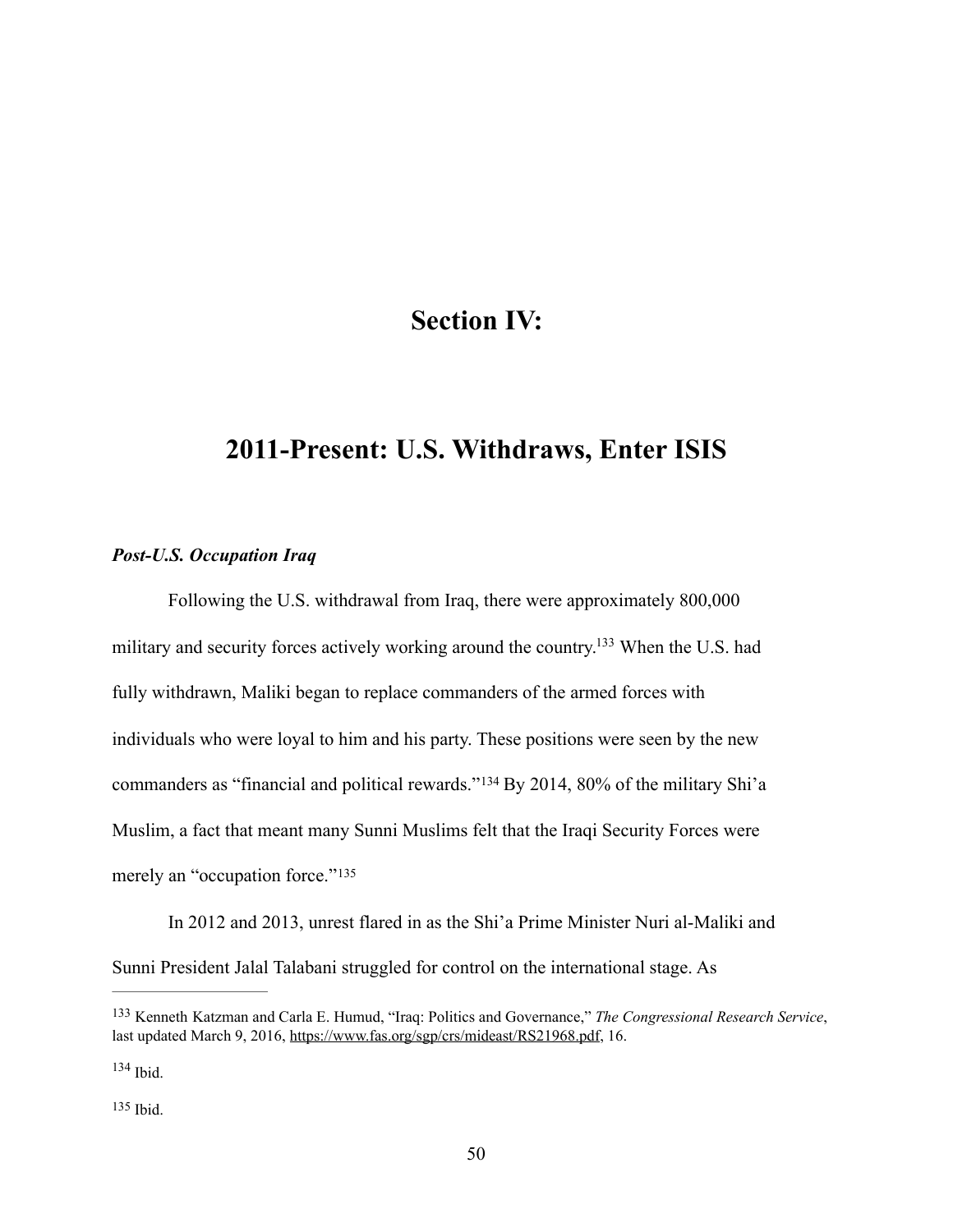# Section IV:

# 2011-Present: U.S. Withdraws, Enter ISIS

### *Post-U.S. Occupation Iraq*

Following the U.S. withdrawal from Iraq, there were approximately 800,000 military and security forces actively working around the country.[133] When the U.S. had fully withdrawn, Maliki began to replace commanders of the armed forces with individuals who were loyal to him and his party. These positions were seen by the new commanders as "financial and political rewards."[134] By 2014, 80% of the military Shi'a Muslim, a fact that meant many Sunni Muslims felt that the Iraqi Security Forces were merely an "occupation force."[135]

In 2012 and 2013, unrest flared in as the Shi'a Prime Minister Nuri al-Maliki and Sunni President Jalal Talabani struggled for control on the international stage. As

---

[133] Kenneth Katzman and Carla E. Humud, "Iraq: Politics and Governance," *The Congressional Research Service*, last updated March 9, 2016, https://www.fas.org/sgp/crs/mideast/RS21968.pdf, 16.

[134] Ibid.

[135] Ibid.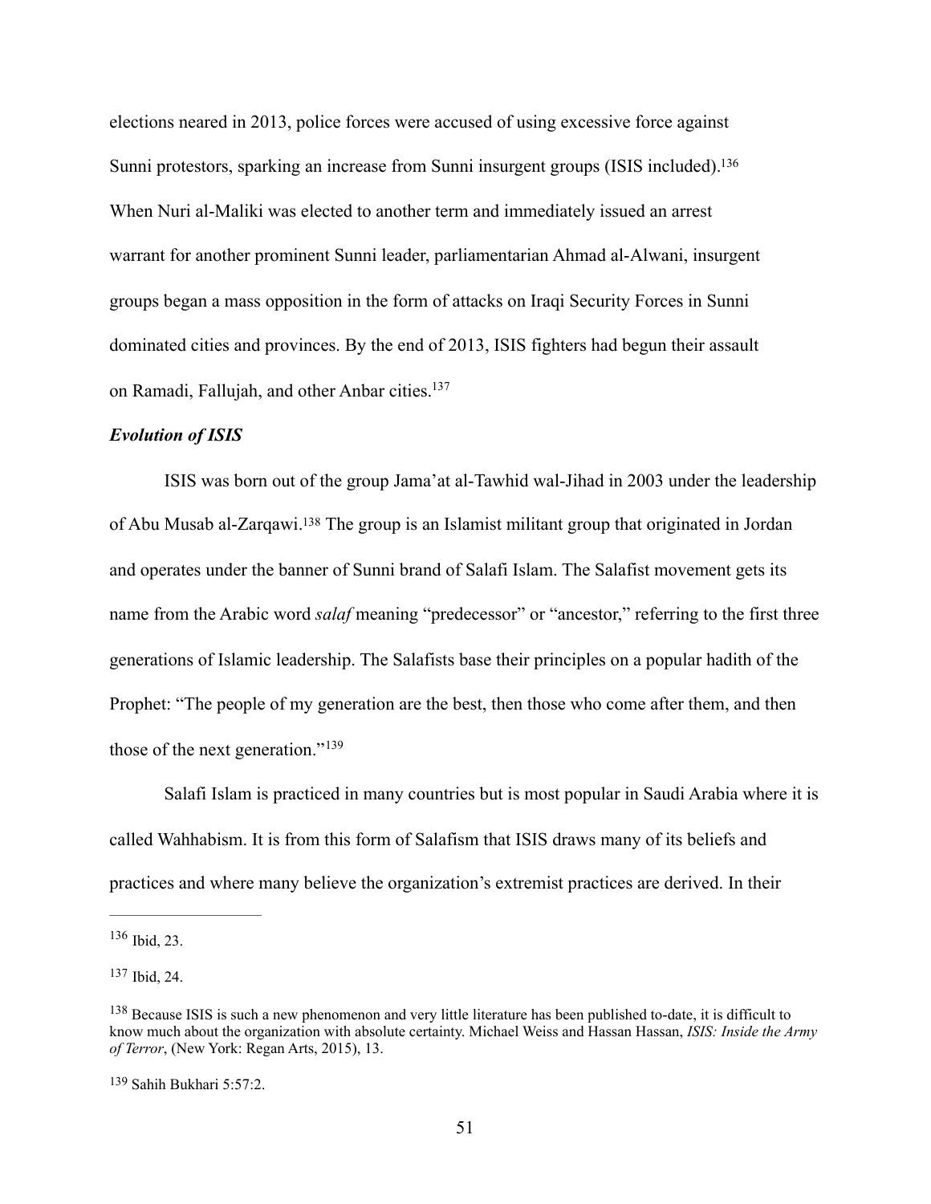elections neared in 2013, police forces were accused of using excessive force against Sunni protestors, sparking an increase from Sunni insurgent groups (ISIS included).[136] When Nuri al-Maliki was elected to another term and immediately issued an arrest warrant for another prominent Sunni leader, parliamentarian Ahmad al-Alwani, insurgent groups began a mass opposition in the form of attacks on Iraqi Security Forces in Sunni dominated cities and provinces. By the end of 2013, ISIS fighters had begun their assault on Ramadi, Fallujah, and other Anbar cities.[137]

### ***Evolution of ISIS***

ISIS was born out of the group Jama'at al-Tawhid wal-Jihad in 2003 under the leadership of Abu Musab al-Zarqawi.[138] The group is an Islamist militant group that originated in Jordan and operates under the banner of Sunni brand of Salafi Islam. The Salafist movement gets its name from the Arabic word *salaf* meaning "predecessor" or "ancestor," referring to the first three generations of Islamic leadership. The Salafists base their principles on a popular hadith of the Prophet: "The people of my generation are the best, then those who come after them, and then those of the next generation."[139]

Salafi Islam is practiced in many countries but is most popular in Saudi Arabia where it is called Wahhabism. It is from this form of Salafism that ISIS draws many of its beliefs and practices and where many believe the organization's extremist practices are derived. In their

---

[136] Ibid, 23.

[137] Ibid, 24.

[138] Because ISIS is such a new phenomenon and very little literature has been published to-date, it is difficult to know much about the organization with absolute certainty. Michael Weiss and Hassan Hassan, *ISIS: Inside the Army of Terror*, (New York: Regan Arts, 2015), 13.

[139] Sahih Bukhari 5:57:2.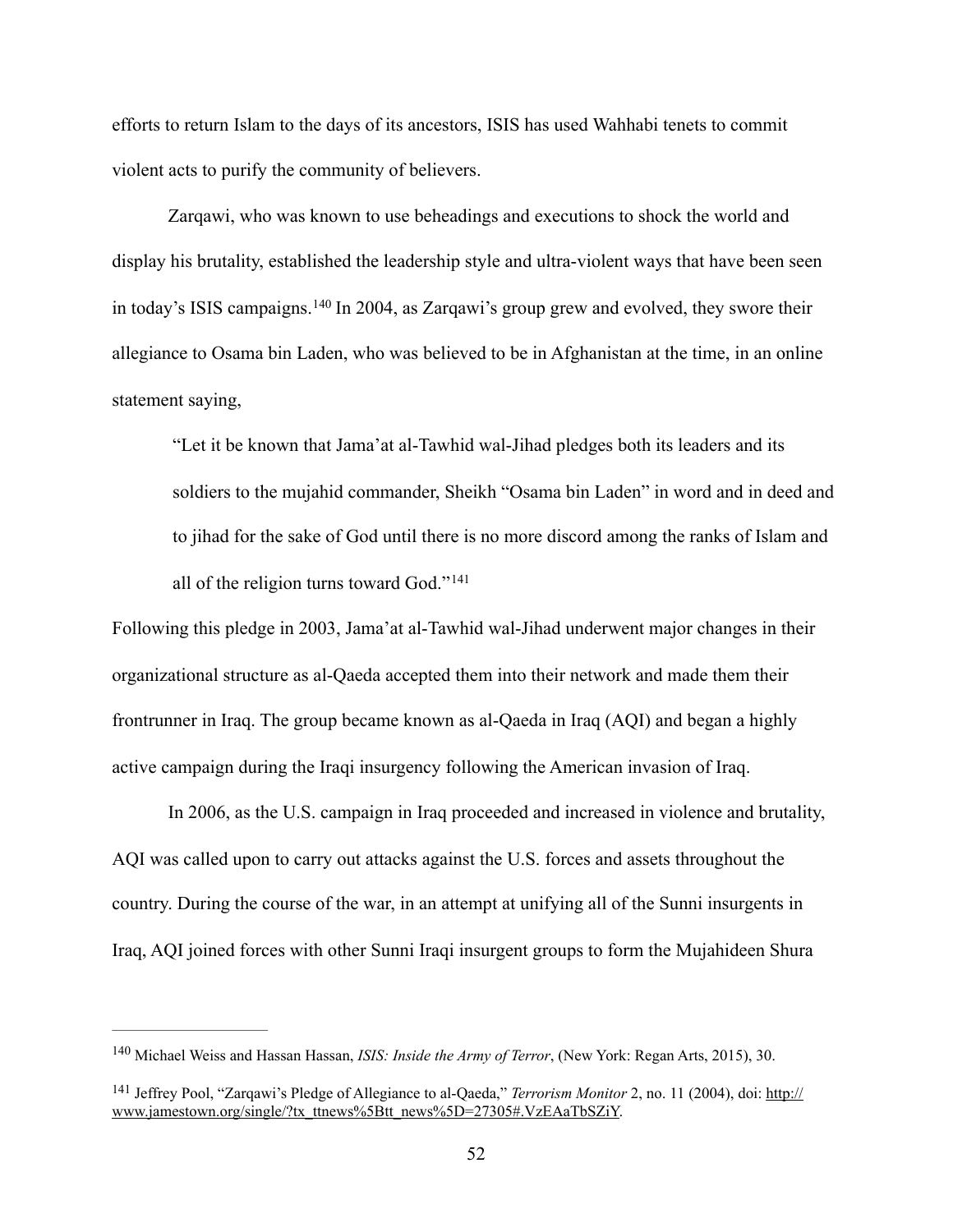efforts to return Islam to the days of its ancestors, ISIS has used Wahhabi tenets to commit violent acts to purify the community of believers.

Zarqawi, who was known to use beheadings and executions to shock the world and display his brutality, established the leadership style and ultra-violent ways that have been seen in today's ISIS campaigns.[140] In 2004, as Zarqawi's group grew and evolved, they swore their allegiance to Osama bin Laden, who was believed to be in Afghanistan at the time, in an online statement saying,

> "Let it be known that Jama'at al-Tawhid wal-Jihad pledges both its leaders and its soldiers to the mujahid commander, Sheikh "Osama bin Laden" in word and in deed and to jihad for the sake of God until there is no more discord among the ranks of Islam and all of the religion turns toward God."[141]

Following this pledge in 2003, Jama'at al-Tawhid wal-Jihad underwent major changes in their organizational structure as al-Qaeda accepted them into their network and made them their frontrunner in Iraq. The group became known as al-Qaeda in Iraq (AQI) and began a highly active campaign during the Iraqi insurgency following the American invasion of Iraq.

In 2006, as the U.S. campaign in Iraq proceeded and increased in violence and brutality, AQI was called upon to carry out attacks against the U.S. forces and assets throughout the country. During the course of the war, in an attempt at unifying all of the Sunni insurgents in Iraq, AQI joined forces with other Sunni Iraqi insurgent groups to form the Mujahideen Shura

---

[140] Michael Weiss and Hassan Hassan, *ISIS: Inside the Army of Terror*, (New York: Regan Arts, 2015), 30.

[141] Jeffrey Pool, "Zarqawi's Pledge of Allegiance to al-Qaeda," *Terrorism Monitor* 2, no. 11 (2004), doi: http://www.jamestown.org/single/?tx_ttnews%5Btt_news%5D=27305#.VzEAaTbSZiY.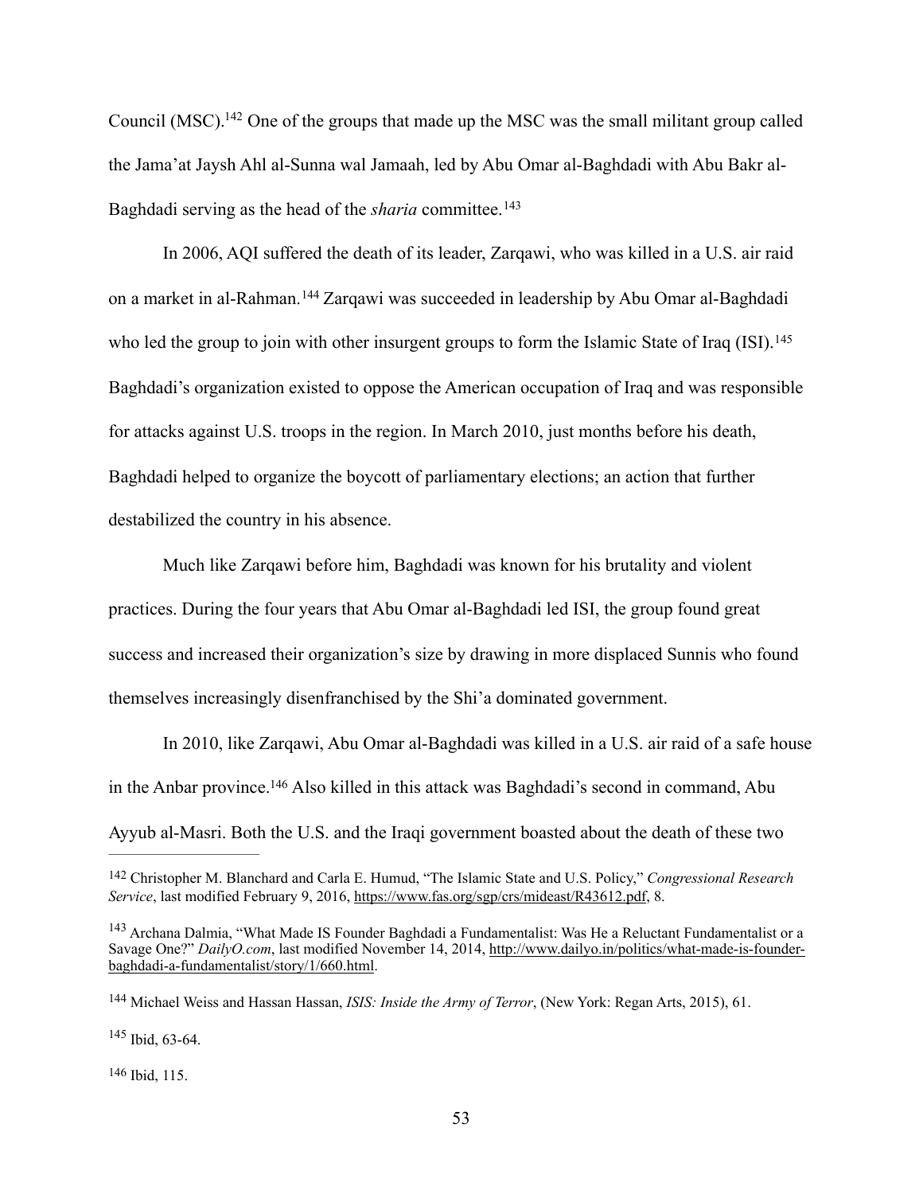Council (MSC).[142] One of the groups that made up the MSC was the small militant group called the Jama'at Jaysh Ahl al-Sunna wal Jamaah, led by Abu Omar al-Baghdadi with Abu Bakr al-Baghdadi serving as the head of the *sharia* committee.[143]

In 2006, AQI suffered the death of its leader, Zarqawi, who was killed in a U.S. air raid on a market in al-Rahman.[144] Zarqawi was succeeded in leadership by Abu Omar al-Baghdadi who led the group to join with other insurgent groups to form the Islamic State of Iraq (ISI).[145] Baghdadi's organization existed to oppose the American occupation of Iraq and was responsible for attacks against U.S. troops in the region. In March 2010, just months before his death, Baghdadi helped to organize the boycott of parliamentary elections; an action that further destabilized the country in his absence.

Much like Zarqawi before him, Baghdadi was known for his brutality and violent practices. During the four years that Abu Omar al-Baghdadi led ISI, the group found great success and increased their organization's size by drawing in more displaced Sunnis who found themselves increasingly disenfranchised by the Shi'a dominated government.

In 2010, like Zarqawi, Abu Omar al-Baghdadi was killed in a U.S. air raid of a safe house in the Anbar province.[146] Also killed in this attack was Baghdadi's second in command, Abu Ayyub al-Masri. Both the U.S. and the Iraqi government boasted about the death of these two

---

[142] Christopher M. Blanchard and Carla E. Humud, "The Islamic State and U.S. Policy," *Congressional Research Service*, last modified February 9, 2016, https://www.fas.org/sgp/crs/mideast/R43612.pdf, 8.

[143] Archana Dalmia, "What Made IS Founder Baghdadi a Fundamentalist: Was He a Reluctant Fundamentalist or a Savage One?" *DailyO.com*, last modified November 14, 2014, http://www.dailyo.in/politics/what-made-is-founder-baghdadi-a-fundamentalist/story/1/660.html.

[144] Michael Weiss and Hassan Hassan, *ISIS: Inside the Army of Terror*, (New York: Regan Arts, 2015), 61.

[145] Ibid, 63-64.

[146] Ibid, 115.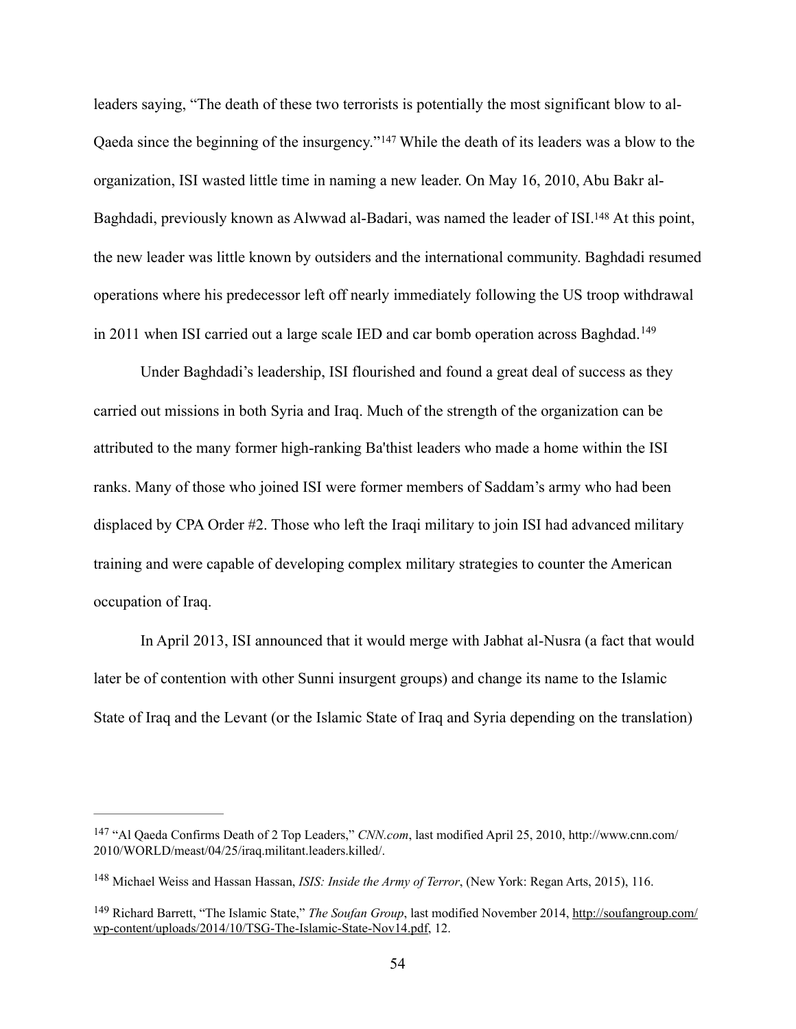leaders saying, "The death of these two terrorists is potentially the most significant blow to al-Qaeda since the beginning of the insurgency."[147] While the death of its leaders was a blow to the organization, ISI wasted little time in naming a new leader. On May 16, 2010, Abu Bakr al-Baghdadi, previously known as Alwwad al-Badari, was named the leader of ISI.[148] At this point, the new leader was little known by outsiders and the international community. Baghdadi resumed operations where his predecessor left off nearly immediately following the US troop withdrawal in 2011 when ISI carried out a large scale IED and car bomb operation across Baghdad.[149]

Under Baghdadi's leadership, ISI flourished and found a great deal of success as they carried out missions in both Syria and Iraq. Much of the strength of the organization can be attributed to the many former high-ranking Ba'thist leaders who made a home within the ISI ranks. Many of those who joined ISI were former members of Saddam's army who had been displaced by CPA Order #2. Those who left the Iraqi military to join ISI had advanced military training and were capable of developing complex military strategies to counter the American occupation of Iraq.

In April 2013, ISI announced that it would merge with Jabhat al-Nusra (a fact that would later be of contention with other Sunni insurgent groups) and change its name to the Islamic State of Iraq and the Levant (or the Islamic State of Iraq and Syria depending on the translation)

---

[147] "Al Qaeda Confirms Death of 2 Top Leaders," *CNN.com*, last modified April 25, 2010, http://www.cnn.com/2010/WORLD/meast/04/25/iraq.militant.leaders.killed/.

[148] Michael Weiss and Hassan Hassan, *ISIS: Inside the Army of Terror*, (New York: Regan Arts, 2015), 116.

[149] Richard Barrett, "The Islamic State," *The Soufan Group*, last modified November 2014, http://soufangroup.com/wp-content/uploads/2014/10/TSG-The-Islamic-State-Nov14.pdf, 12.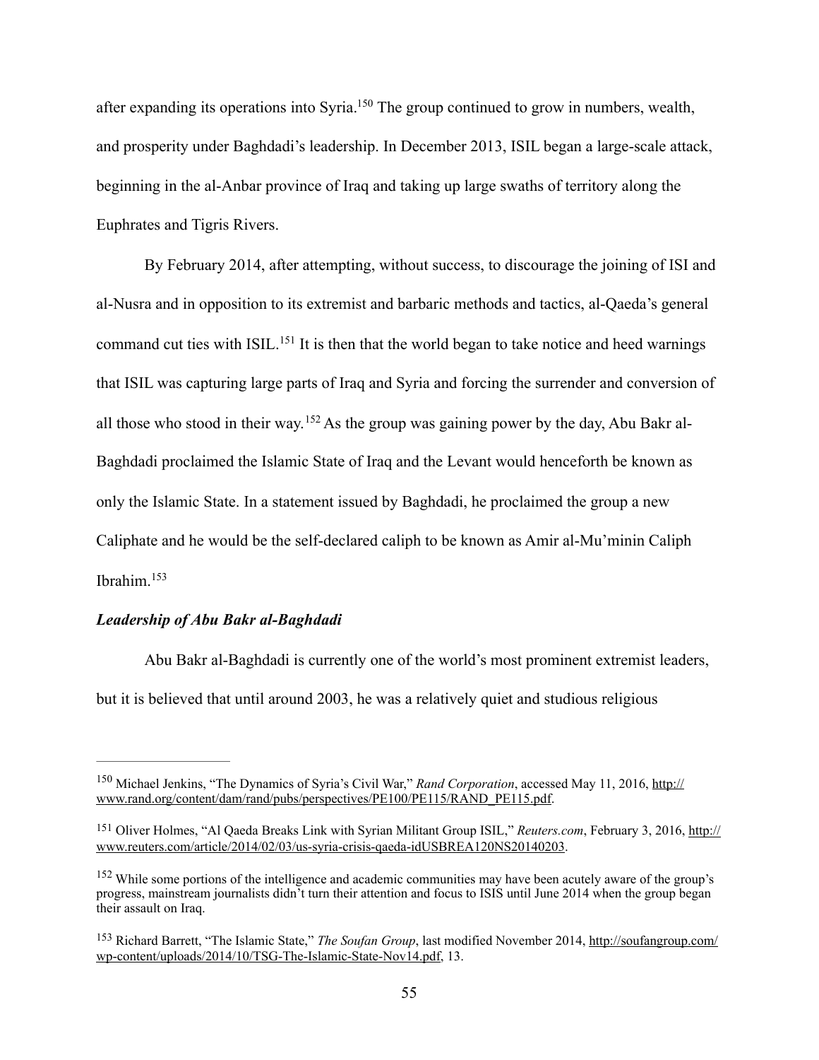after expanding its operations into Syria.[150] The group continued to grow in numbers, wealth, and prosperity under Baghdadi's leadership. In December 2013, ISIL began a large-scale attack, beginning in the al-Anbar province of Iraq and taking up large swaths of territory along the Euphrates and Tigris Rivers.

By February 2014, after attempting, without success, to discourage the joining of ISI and al-Nusra and in opposition to its extremist and barbaric methods and tactics, al-Qaeda's general command cut ties with ISIL.[151] It is then that the world began to take notice and heed warnings that ISIL was capturing large parts of Iraq and Syria and forcing the surrender and conversion of all those who stood in their way.[152] As the group was gaining power by the day, Abu Bakr al-Baghdadi proclaimed the Islamic State of Iraq and the Levant would henceforth be known as only the Islamic State. In a statement issued by Baghdadi, he proclaimed the group a new Caliphate and he would be the self-declared caliph to be known as Amir al-Mu'minin Caliph Ibrahim.[153]

### *Leadership of Abu Bakr al-Baghdadi*

Abu Bakr al-Baghdadi is currently one of the world's most prominent extremist leaders, but it is believed that until around 2003, he was a relatively quiet and studious religious

---

[150] Michael Jenkins, "The Dynamics of Syria's Civil War," *Rand Corporation*, accessed May 11, 2016, http://www.rand.org/content/dam/rand/pubs/perspectives/PE100/PE115/RAND_PE115.pdf.

[151] Oliver Holmes, "Al Qaeda Breaks Link with Syrian Militant Group ISIL," *Reuters.com*, February 3, 2016, http://www.reuters.com/article/2014/02/03/us-syria-crisis-qaeda-idUSBREA120NS20140203.

[152] While some portions of the intelligence and academic communities may have been acutely aware of the group's progress, mainstream journalists didn't turn their attention and focus to ISIS until June 2014 when the group began their assault on Iraq.

[153] Richard Barrett, "The Islamic State," *The Soufan Group*, last modified November 2014, http://soufangroup.com/wp-content/uploads/2014/10/TSG-The-Islamic-State-Nov14.pdf, 13.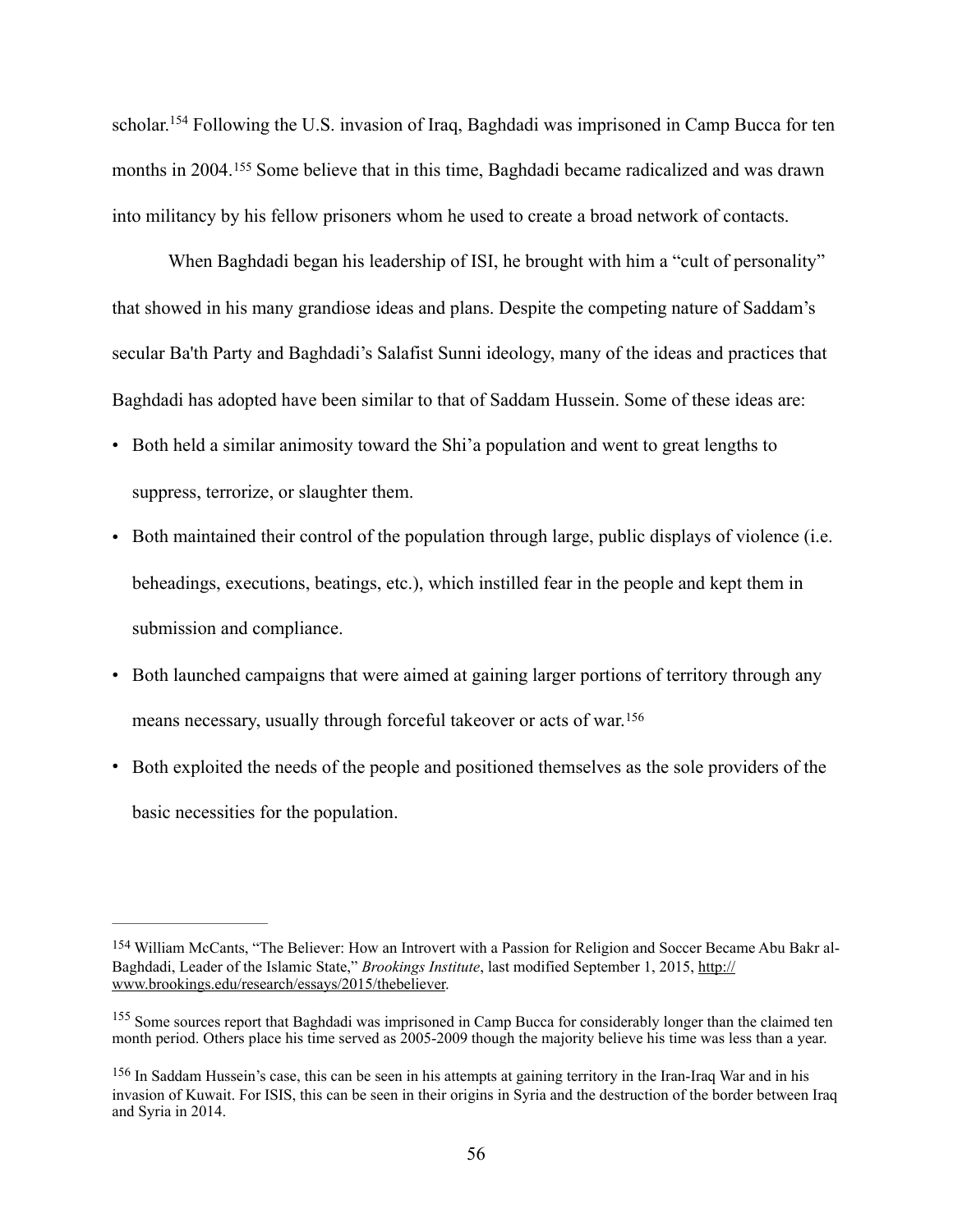scholar.[154] Following the U.S. invasion of Iraq, Baghdadi was imprisoned in Camp Bucca for ten months in 2004.[155] Some believe that in this time, Baghdadi became radicalized and was drawn into militancy by his fellow prisoners whom he used to create a broad network of contacts.

When Baghdadi began his leadership of ISI, he brought with him a "cult of personality" that showed in his many grandiose ideas and plans. Despite the competing nature of Saddam's secular Ba'th Party and Baghdadi's Salafist Sunni ideology, many of the ideas and practices that Baghdadi has adopted have been similar to that of Saddam Hussein. Some of these ideas are:

- Both held a similar animosity toward the Shi'a population and went to great lengths to suppress, terrorize, or slaughter them.
- Both maintained their control of the population through large, public displays of violence (i.e. beheadings, executions, beatings, etc.), which instilled fear in the people and kept them in submission and compliance.
- Both launched campaigns that were aimed at gaining larger portions of territory through any means necessary, usually through forceful takeover or acts of war.[156]
- Both exploited the needs of the people and positioned themselves as the sole providers of the basic necessities for the population.

---

[154] William McCants, "The Believer: How an Introvert with a Passion for Religion and Soccer Became Abu Bakr al-Baghdadi, Leader of the Islamic State," *Brookings Institute*, last modified September 1, 2015, http://www.brookings.edu/research/essays/2015/thebeliever.

[155] Some sources report that Baghdadi was imprisoned in Camp Bucca for considerably longer than the claimed ten month period. Others place his time served as 2005-2009 though the majority believe his time was less than a year.

[156] In Saddam Hussein's case, this can be seen in his attempts at gaining territory in the Iran-Iraq War and in his invasion of Kuwait. For ISIS, this can be seen in their origins in Syria and the destruction of the border between Iraq and Syria in 2014.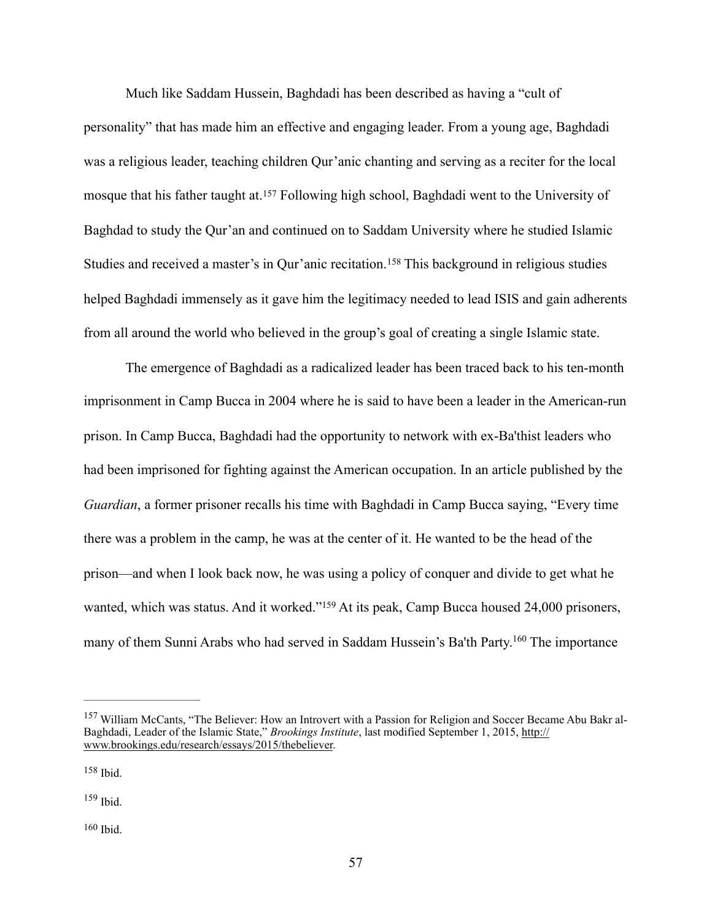Much like Saddam Hussein, Baghdadi has been described as having a "cult of personality" that has made him an effective and engaging leader. From a young age, Baghdadi was a religious leader, teaching children Qur'anic chanting and serving as a reciter for the local mosque that his father taught at.[157] Following high school, Baghdadi went to the University of Baghdad to study the Qur'an and continued on to Saddam University where he studied Islamic Studies and received a master's in Qur'anic recitation.[158] This background in religious studies helped Baghdadi immensely as it gave him the legitimacy needed to lead ISIS and gain adherents from all around the world who believed in the group's goal of creating a single Islamic state.

The emergence of Baghdadi as a radicalized leader has been traced back to his ten-month imprisonment in Camp Bucca in 2004 where he is said to have been a leader in the American-run prison. In Camp Bucca, Baghdadi had the opportunity to network with ex-Ba'thist leaders who had been imprisoned for fighting against the American occupation. In an article published by the *Guardian*, a former prisoner recalls his time with Baghdadi in Camp Bucca saying, "Every time there was a problem in the camp, he was at the center of it. He wanted to be the head of the prison—and when I look back now, he was using a policy of conquer and divide to get what he wanted, which was status. And it worked."[159] At its peak, Camp Bucca housed 24,000 prisoners, many of them Sunni Arabs who had served in Saddam Hussein's Ba'th Party.[160] The importance

---

[157] William McCants, "The Believer: How an Introvert with a Passion for Religion and Soccer Became Abu Bakr al-Baghdadi, Leader of the Islamic State," *Brookings Institute*, last modified September 1, 2015, http://www.brookings.edu/research/essays/2015/thebeliever.

[158] Ibid.

[159] Ibid.

[160] Ibid.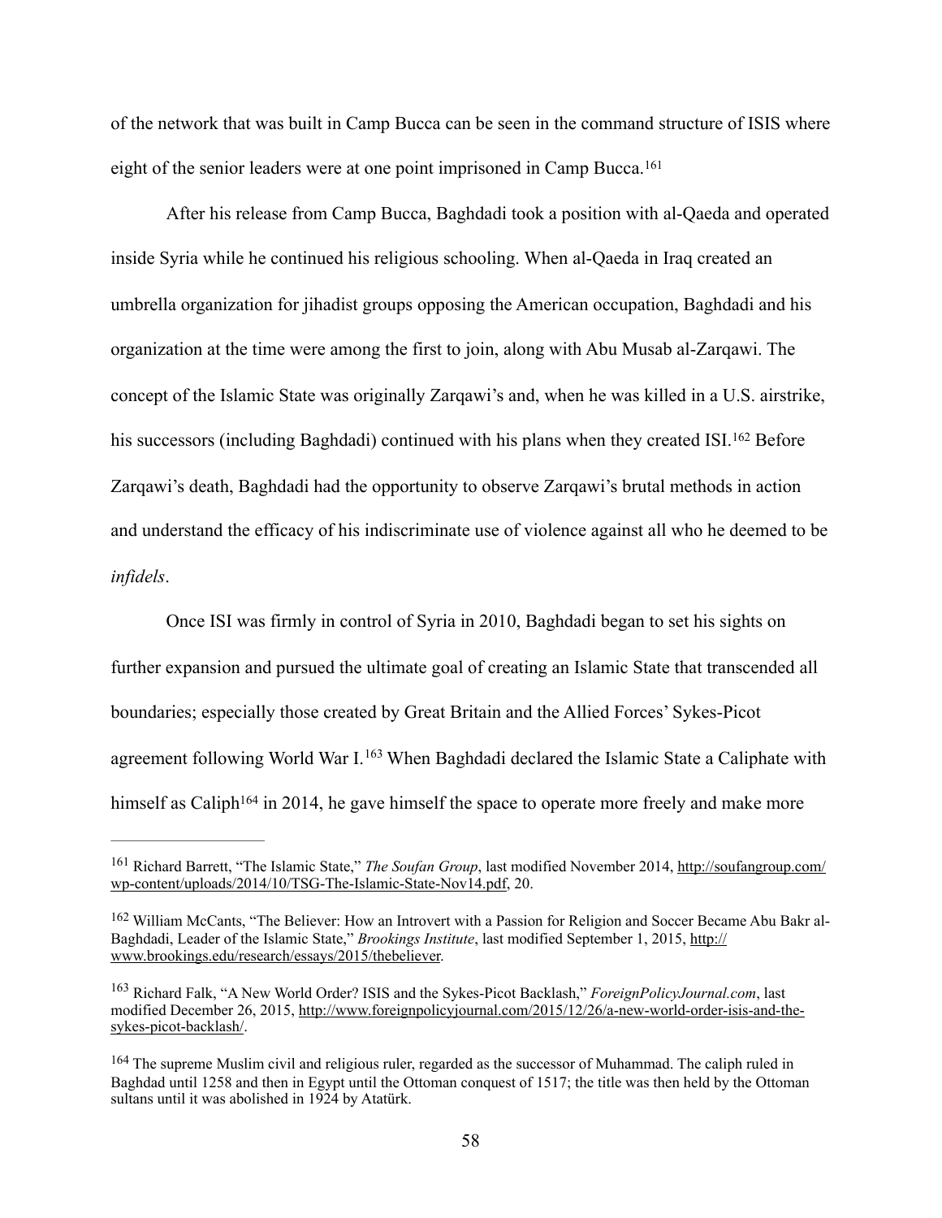of the network that was built in Camp Bucca can be seen in the command structure of ISIS where eight of the senior leaders were at one point imprisoned in Camp Bucca.[161]

After his release from Camp Bucca, Baghdadi took a position with al-Qaeda and operated inside Syria while he continued his religious schooling. When al-Qaeda in Iraq created an umbrella organization for jihadist groups opposing the American occupation, Baghdadi and his organization at the time were among the first to join, along with Abu Musab al-Zarqawi. The concept of the Islamic State was originally Zarqawi's and, when he was killed in a U.S. airstrike, his successors (including Baghdadi) continued with his plans when they created ISI.[162] Before Zarqawi's death, Baghdadi had the opportunity to observe Zarqawi's brutal methods in action and understand the efficacy of his indiscriminate use of violence against all who he deemed to be *infidels*.

Once ISI was firmly in control of Syria in 2010, Baghdadi began to set his sights on further expansion and pursued the ultimate goal of creating an Islamic State that transcended all boundaries; especially those created by Great Britain and the Allied Forces' Sykes-Picot agreement following World War I.[163] When Baghdadi declared the Islamic State a Caliphate with himself as Caliph[164] in 2014, he gave himself the space to operate more freely and make more

---

[161] Richard Barrett, "The Islamic State," *The Soufan Group*, last modified November 2014, http://soufangroup.com/wp-content/uploads/2014/10/TSG-The-Islamic-State-Nov14.pdf, 20.

[162] William McCants, "The Believer: How an Introvert with a Passion for Religion and Soccer Became Abu Bakr al-Baghdadi, Leader of the Islamic State," *Brookings Institute*, last modified September 1, 2015, http://www.brookings.edu/research/essays/2015/thebeliever.

[163] Richard Falk, "A New World Order? ISIS and the Sykes-Picot Backlash," *ForeignPolicyJournal.com*, last modified December 26, 2015, http://www.foreignpolicyjournal.com/2015/12/26/a-new-world-order-isis-and-the-sykes-picot-backlash/.

[164] The supreme Muslim civil and religious ruler, regarded as the successor of Muhammad. The caliph ruled in Baghdad until 1258 and then in Egypt until the Ottoman conquest of 1517; the title was then held by the Ottoman sultans until it was abolished in 1924 by Atatürk.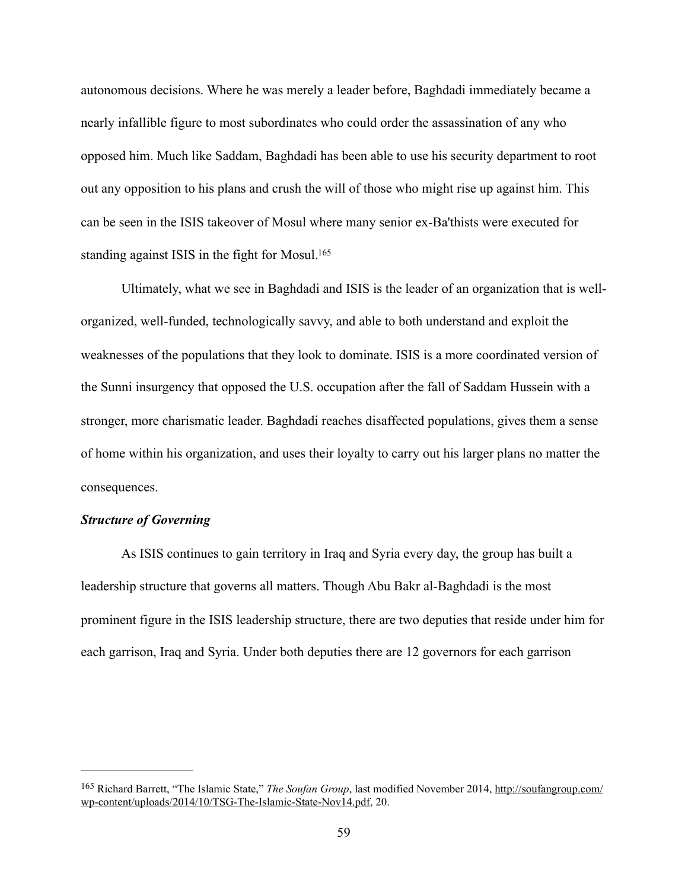autonomous decisions. Where he was merely a leader before, Baghdadi immediately became a nearly infallible figure to most subordinates who could order the assassination of any who opposed him. Much like Saddam, Baghdadi has been able to use his security department to root out any opposition to his plans and crush the will of those who might rise up against him. This can be seen in the ISIS takeover of Mosul where many senior ex-Ba'thists were executed for standing against ISIS in the fight for Mosul.[165]

Ultimately, what we see in Baghdadi and ISIS is the leader of an organization that is well-organized, well-funded, technologically savvy, and able to both understand and exploit the weaknesses of the populations that they look to dominate. ISIS is a more coordinated version of the Sunni insurgency that opposed the U.S. occupation after the fall of Saddam Hussein with a stronger, more charismatic leader. Baghdadi reaches disaffected populations, gives them a sense of home within his organization, and uses their loyalty to carry out his larger plans no matter the consequences.

***Structure of Governing***

As ISIS continues to gain territory in Iraq and Syria every day, the group has built a leadership structure that governs all matters. Though Abu Bakr al-Baghdadi is the most prominent figure in the ISIS leadership structure, there are two deputies that reside under him for each garrison, Iraq and Syria. Under both deputies there are 12 governors for each garrison

---

[165] Richard Barrett, "The Islamic State," *The Soufan Group*, last modified November 2014, http://soufangroup.com/wp-content/uploads/2014/10/TSG-The-Islamic-State-Nov14.pdf, 20.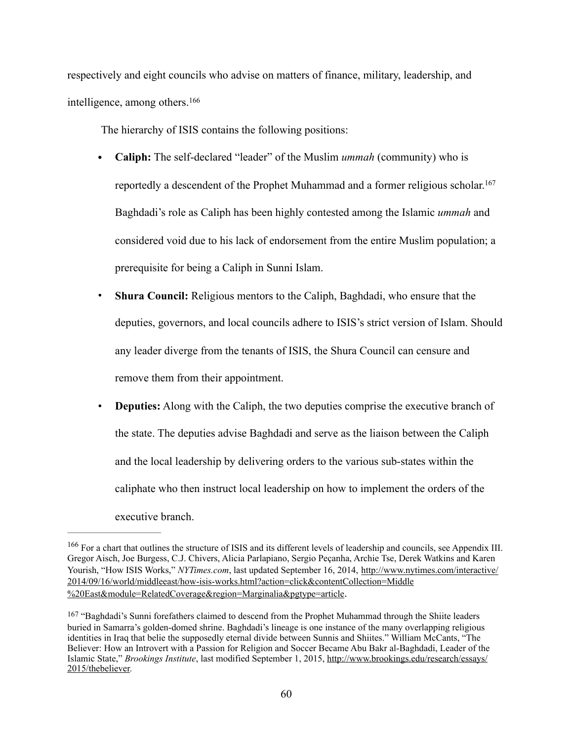respectively and eight councils who advise on matters of finance, military, leadership, and intelligence, among others.[166]

The hierarchy of ISIS contains the following positions:

- **Caliph:** The self-declared "leader" of the Muslim *ummah* (community) who is reportedly a descendent of the Prophet Muhammad and a former religious scholar.[167] Baghdadi's role as Caliph has been highly contested among the Islamic *ummah* and considered void due to his lack of endorsement from the entire Muslim population; a prerequisite for being a Caliph in Sunni Islam.
- **Shura Council:** Religious mentors to the Caliph, Baghdadi, who ensure that the deputies, governors, and local councils adhere to ISIS's strict version of Islam. Should any leader diverge from the tenants of ISIS, the Shura Council can censure and remove them from their appointment.
- **Deputies:** Along with the Caliph, the two deputies comprise the executive branch of the state. The deputies advise Baghdadi and serve as the liaison between the Caliph and the local leadership by delivering orders to the various sub-states within the caliphate who then instruct local leadership on how to implement the orders of the executive branch.

---

[166] For a chart that outlines the structure of ISIS and its different levels of leadership and councils, see Appendix III. Gregor Aisch, Joe Burgess, C.J. Chivers, Alicia Parlapiano, Sergio Peçanha, Archie Tse, Derek Watkins and Karen Yourish, "How ISIS Works," *NYTimes.com*, last updated September 16, 2014, http://www.nytimes.com/interactive/2014/09/16/world/middleeast/how-isis-works.html?action=click&contentCollection=Middle%20East&module=RelatedCoverage&region=Marginalia&pgtype=article.

[167] "Baghdadi's Sunni forefathers claimed to descend from the Prophet Muhammad through the Shiite leaders buried in Samarra's golden-domed shrine. Baghdadi's lineage is one instance of the many overlapping religious identities in Iraq that belie the supposedly eternal divide between Sunnis and Shiites." William McCants, "The Believer: How an Introvert with a Passion for Religion and Soccer Became Abu Bakr al-Baghdadi, Leader of the Islamic State," *Brookings Institute*, last modified September 1, 2015, http://www.brookings.edu/research/essays/2015/thebeliever.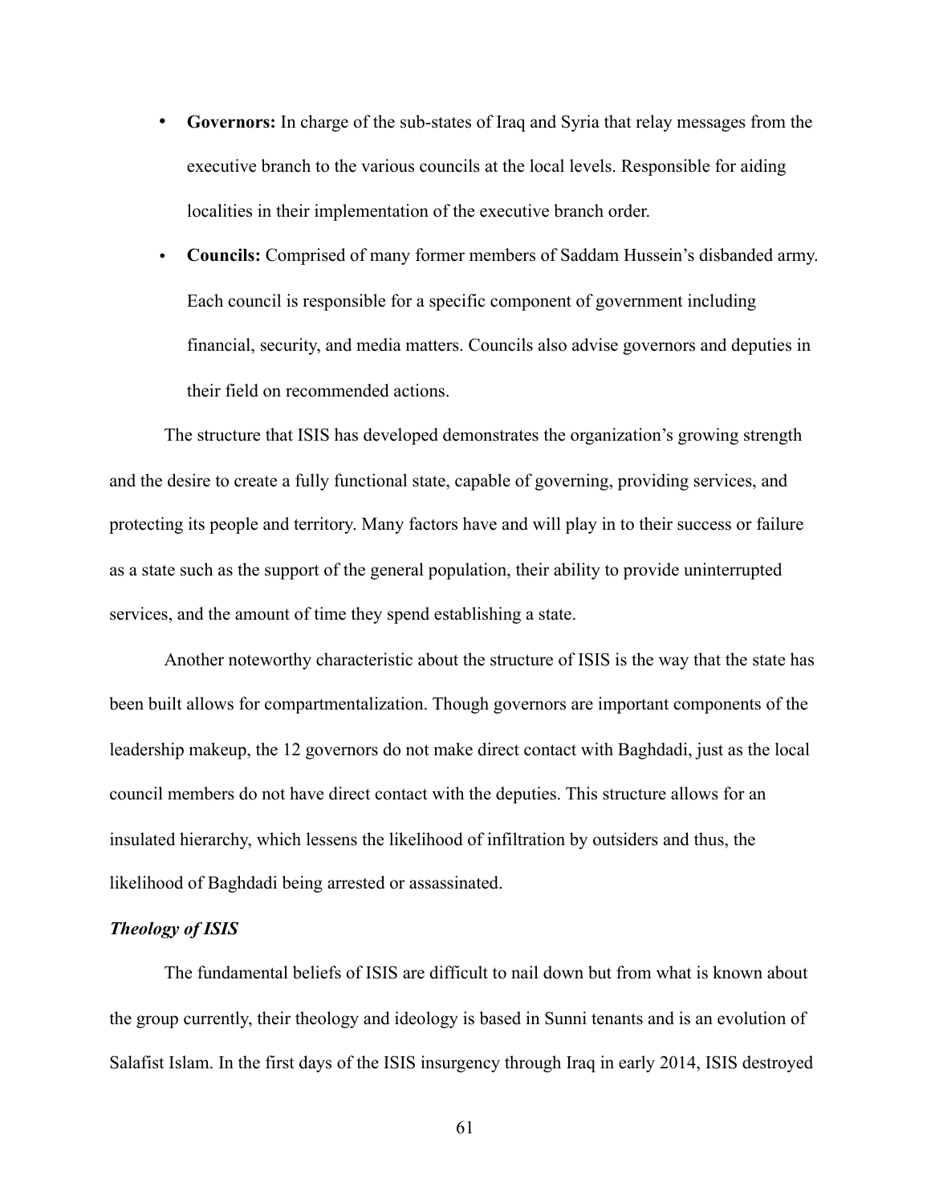- **Governors:** In charge of the sub-states of Iraq and Syria that relay messages from the executive branch to the various councils at the local levels. Responsible for aiding localities in their implementation of the executive branch order.
- **Councils:** Comprised of many former members of Saddam Hussein's disbanded army. Each council is responsible for a specific component of government including financial, security, and media matters. Councils also advise governors and deputies in their field on recommended actions.

The structure that ISIS has developed demonstrates the organization's growing strength and the desire to create a fully functional state, capable of governing, providing services, and protecting its people and territory. Many factors have and will play in to their success or failure as a state such as the support of the general population, their ability to provide uninterrupted services, and the amount of time they spend establishing a state.

Another noteworthy characteristic about the structure of ISIS is the way that the state has been built allows for compartmentalization. Though governors are important components of the leadership makeup, the 12 governors do not make direct contact with Baghdadi, just as the local council members do not have direct contact with the deputies. This structure allows for an insulated hierarchy, which lessens the likelihood of infiltration by outsiders and thus, the likelihood of Baghdadi being arrested or assassinated.

***Theology of ISIS***

The fundamental beliefs of ISIS are difficult to nail down but from what is known about the group currently, their theology and ideology is based in Sunni tenants and is an evolution of Salafist Islam. In the first days of the ISIS insurgency through Iraq in early 2014, ISIS destroyed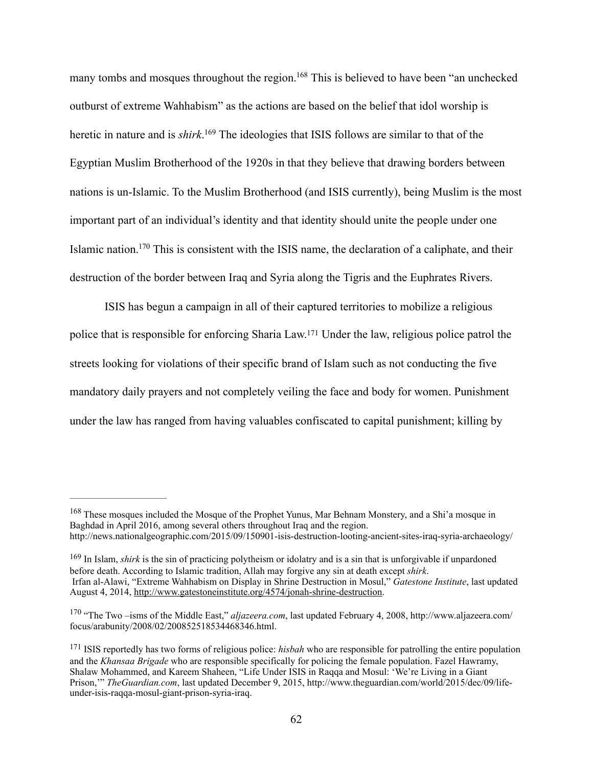many tombs and mosques throughout the region.[168] This is believed to have been "an unchecked outburst of extreme Wahhabism" as the actions are based on the belief that idol worship is heretic in nature and is *shirk*.[169] The ideologies that ISIS follows are similar to that of the Egyptian Muslim Brotherhood of the 1920s in that they believe that drawing borders between nations is un-Islamic. To the Muslim Brotherhood (and ISIS currently), being Muslim is the most important part of an individual's identity and that identity should unite the people under one Islamic nation.[170] This is consistent with the ISIS name, the declaration of a caliphate, and their destruction of the border between Iraq and Syria along the Tigris and the Euphrates Rivers.

ISIS has begun a campaign in all of their captured territories to mobilize a religious police that is responsible for enforcing Sharia Law.[171] Under the law, religious police patrol the streets looking for violations of their specific brand of Islam such as not conducting the five mandatory daily prayers and not completely veiling the face and body for women. Punishment under the law has ranged from having valuables confiscated to capital punishment; killing by

---

[168] These mosques included the Mosque of the Prophet Yunus, Mar Behnam Monstery, and a Shi'a mosque in Baghdad in April 2016, among several others throughout Iraq and the region. http://news.nationalgeographic.com/2015/09/150901-isis-destruction-looting-ancient-sites-iraq-syria-archaeology/

[169] In Islam, *shirk* is the sin of practicing polytheism or idolatry and is a sin that is unforgivable if unpardoned before death. According to Islamic tradition, Allah may forgive any sin at death except *shirk*. Irfan al-Alawi, "Extreme Wahhabism on Display in Shrine Destruction in Mosul," *Gatestone Institute*, last updated August 4, 2014, http://www.gatestoneinstitute.org/4574/jonah-shrine-destruction.

[170] "The Two –isms of the Middle East," *aljazeera.com*, last updated February 4, 2008, http://www.aljazeera.com/focus/arabunity/2008/02/200852518534468346.html.

[171] ISIS reportedly has two forms of religious police: *hisbah* who are responsible for patrolling the entire population and the *Khansaa Brigade* who are responsible specifically for policing the female population. Fazel Hawramy, Shalaw Mohammed, and Kareem Shaheen, "Life Under ISIS in Raqqa and Mosul: 'We're Living in a Giant Prison,'" *TheGuardian.com*, last updated December 9, 2015, http://www.theguardian.com/world/2015/dec/09/life-under-isis-raqqa-mosul-giant-prison-syria-iraq.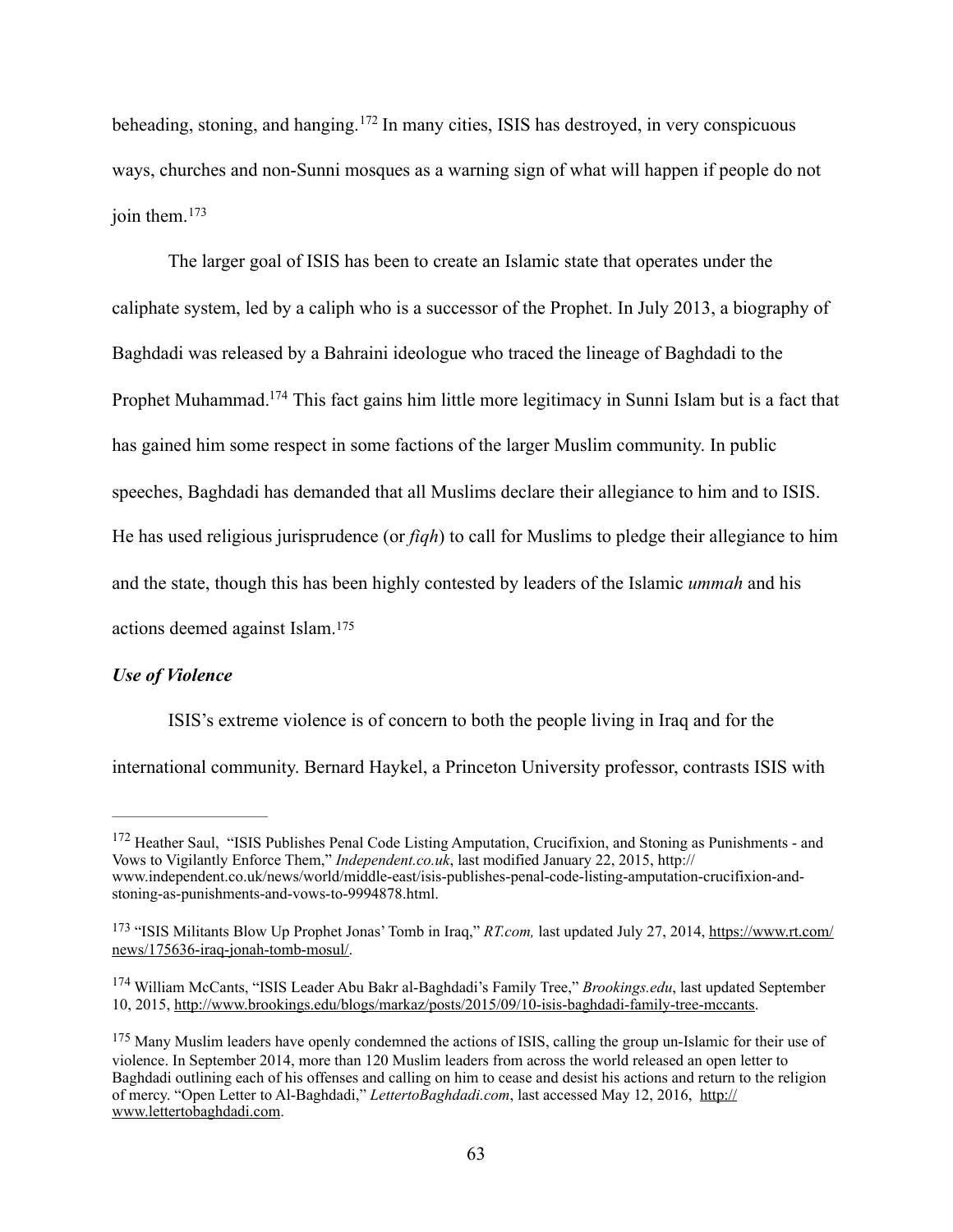beheading, stoning, and hanging.[172] In many cities, ISIS has destroyed, in very conspicuous ways, churches and non-Sunni mosques as a warning sign of what will happen if people do not join them.[173]

The larger goal of ISIS has been to create an Islamic state that operates under the caliphate system, led by a caliph who is a successor of the Prophet. In July 2013, a biography of Baghdadi was released by a Bahraini ideologue who traced the lineage of Baghdadi to the Prophet Muhammad.[174] This fact gains him little more legitimacy in Sunni Islam but is a fact that has gained him some respect in some factions of the larger Muslim community. In public speeches, Baghdadi has demanded that all Muslims declare their allegiance to him and to ISIS. He has used religious jurisprudence (or *fiqh*) to call for Muslims to pledge their allegiance to him and the state, though this has been highly contested by leaders of the Islamic *ummah* and his actions deemed against Islam.[175]

***Use of Violence***

ISIS's extreme violence is of concern to both the people living in Iraq and for the international community. Bernard Haykel, a Princeton University professor, contrasts ISIS with

---

[172] Heather Saul, "ISIS Publishes Penal Code Listing Amputation, Crucifixion, and Stoning as Punishments - and Vows to Vigilantly Enforce Them," *Independent.co.uk*, last modified January 22, 2015, http://www.independent.co.uk/news/world/middle-east/isis-publishes-penal-code-listing-amputation-crucifixion-and-stoning-as-punishments-and-vows-to-9994878.html.

[173] "ISIS Militants Blow Up Prophet Jonas' Tomb in Iraq," *RT.com,* last updated July 27, 2014, https://www.rt.com/news/175636-iraq-jonah-tomb-mosul/.

[174] William McCants, "ISIS Leader Abu Bakr al-Baghdadi's Family Tree," *Brookings.edu*, last updated September 10, 2015, http://www.brookings.edu/blogs/markaz/posts/2015/09/10-isis-baghdadi-family-tree-mccants.

[175] Many Muslim leaders have openly condemned the actions of ISIS, calling the group un-Islamic for their use of violence. In September 2014, more than 120 Muslim leaders from across the world released an open letter to Baghdadi outlining each of his offenses and calling on him to cease and desist his actions and return to the religion of mercy. "Open Letter to Al-Baghdadi," *LettertoBaghdadi.com*, last accessed May 12, 2016, http://www.lettertobaghdadi.com.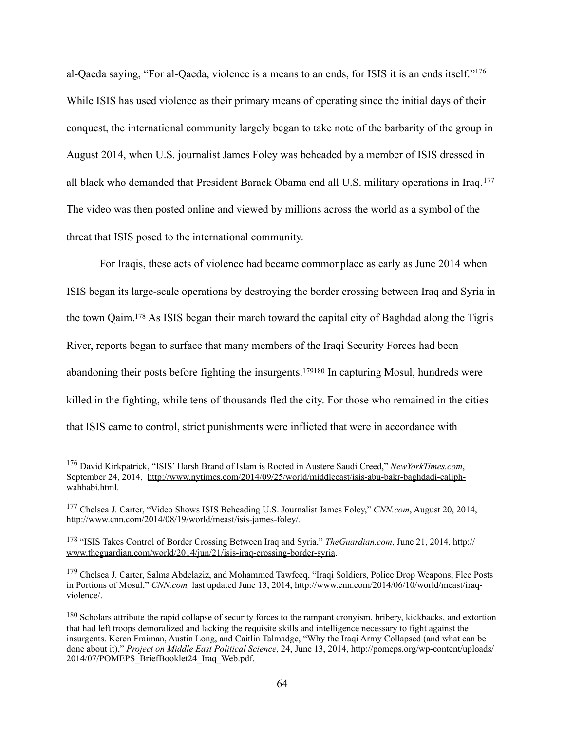al-Qaeda saying, “For al-Qaeda, violence is a means to an ends, for ISIS it is an ends itself.”[176] While ISIS has used violence as their primary means of operating since the initial days of their conquest, the international community largely began to take note of the barbarity of the group in August 2014, when U.S. journalist James Foley was beheaded by a member of ISIS dressed in all black who demanded that President Barack Obama end all U.S. military operations in Iraq.[177] The video was then posted online and viewed by millions across the world as a symbol of the threat that ISIS posed to the international community.

For Iraqis, these acts of violence had became commonplace as early as June 2014 when ISIS began its large-scale operations by destroying the border crossing between Iraq and Syria in the town Qaim.[178] As ISIS began their march toward the capital city of Baghdad along the Tigris River, reports began to surface that many members of the Iraqi Security Forces had been abandoning their posts before fighting the insurgents.[179][180] In capturing Mosul, hundreds were killed in the fighting, while tens of thousands fled the city. For those who remained in the cities that ISIS came to control, strict punishments were inflicted that were in accordance with

---

[176] David Kirkpatrick, “ISIS’ Harsh Brand of Islam is Rooted in Austere Saudi Creed,” *NewYorkTimes.com*, September 24, 2014, http://www.nytimes.com/2014/09/25/world/middleeast/isis-abu-bakr-baghdadi-caliph-wahhabi.html.

[177] Chelsea J. Carter, “Video Shows ISIS Beheading U.S. Journalist James Foley,” *CNN.com*, August 20, 2014, http://www.cnn.com/2014/08/19/world/meast/isis-james-foley/.

[178] “ISIS Takes Control of Border Crossing Between Iraq and Syria,” *TheGuardian.com*, June 21, 2014, http://www.theguardian.com/world/2014/jun/21/isis-iraq-crossing-border-syria.

[179] Chelsea J. Carter, Salma Abdelaziz, and Mohammed Tawfeeq, “Iraqi Soldiers, Police Drop Weapons, Flee Posts in Portions of Mosul,” *CNN.com,* last updated June 13, 2014, http://www.cnn.com/2014/06/10/world/meast/iraq-violence/.

[180] Scholars attribute the rapid collapse of security forces to the rampant cronyism, bribery, kickbacks, and extortion that had left troops demoralized and lacking the requisite skills and intelligence necessary to fight against the insurgents. Keren Fraiman, Austin Long, and Caitlin Talmadge, “Why the Iraqi Army Collapsed (and what can be done about it),” *Project on Middle East Political Science*, 24, June 13, 2014, http://pomeps.org/wp-content/uploads/2014/07/POMEPS_BriefBooklet24_Iraq_Web.pdf.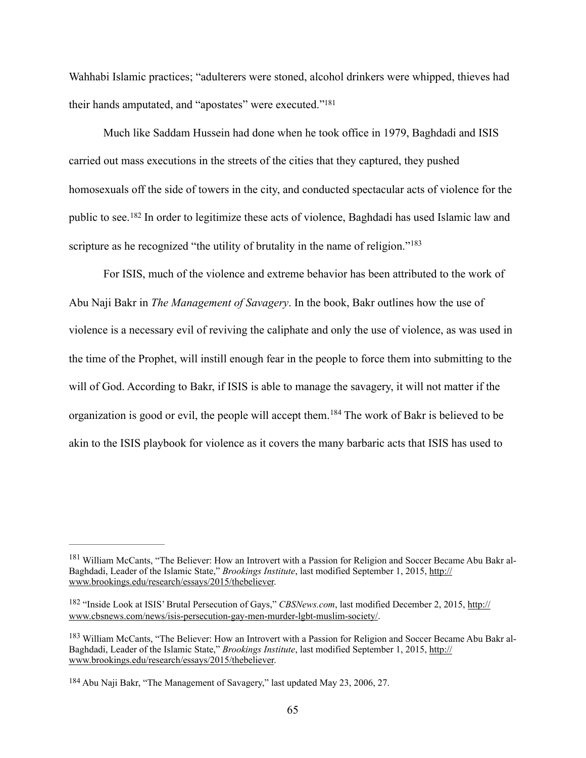Wahhabi Islamic practices; "adulterers were stoned, alcohol drinkers were whipped, thieves had their hands amputated, and "apostates" were executed."[181]

Much like Saddam Hussein had done when he took office in 1979, Baghdadi and ISIS carried out mass executions in the streets of the cities that they captured, they pushed homosexuals off the side of towers in the city, and conducted spectacular acts of violence for the public to see.[182] In order to legitimize these acts of violence, Baghdadi has used Islamic law and scripture as he recognized "the utility of brutality in the name of religion."[183]

For ISIS, much of the violence and extreme behavior has been attributed to the work of Abu Naji Bakr in *The Management of Savagery*. In the book, Bakr outlines how the use of violence is a necessary evil of reviving the caliphate and only the use of violence, as was used in the time of the Prophet, will instill enough fear in the people to force them into submitting to the will of God. According to Bakr, if ISIS is able to manage the savagery, it will not matter if the organization is good or evil, the people will accept them.[184] The work of Bakr is believed to be akin to the ISIS playbook for violence as it covers the many barbaric acts that ISIS has used to

---

[181] William McCants, "The Believer: How an Introvert with a Passion for Religion and Soccer Became Abu Bakr al-Baghdadi, Leader of the Islamic State," *Brookings Institute*, last modified September 1, 2015, http://www.brookings.edu/research/essays/2015/thebeliever.

[182] "Inside Look at ISIS' Brutal Persecution of Gays," *CBSNews.com*, last modified December 2, 2015, http://www.cbsnews.com/news/isis-persecution-gay-men-murder-lgbt-muslim-society/.

[183] William McCants, "The Believer: How an Introvert with a Passion for Religion and Soccer Became Abu Bakr al-Baghdadi, Leader of the Islamic State," *Brookings Institute*, last modified September 1, 2015, http://www.brookings.edu/research/essays/2015/thebeliever.

[184] Abu Naji Bakr, "The Management of Savagery," last updated May 23, 2006, 27.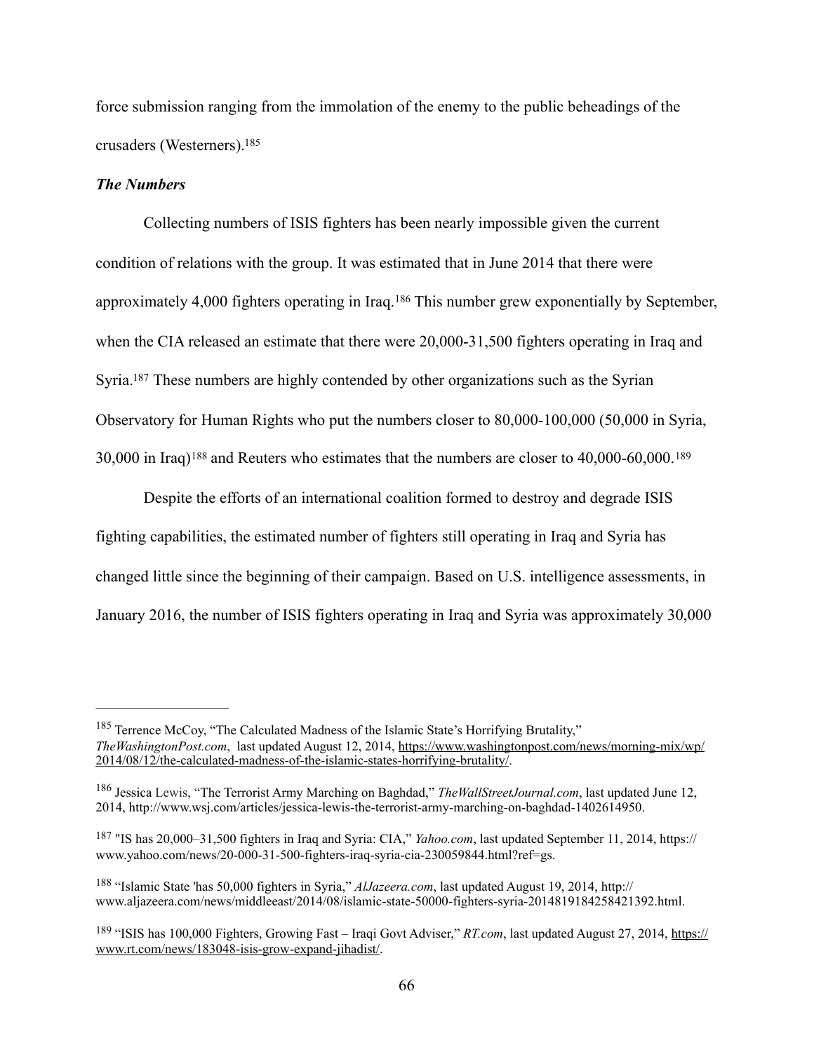force submission ranging from the immolation of the enemy to the public beheadings of the crusaders (Westerners).[185]

### *The Numbers*

Collecting numbers of ISIS fighters has been nearly impossible given the current condition of relations with the group. It was estimated that in June 2014 that there were approximately 4,000 fighters operating in Iraq.[186] This number grew exponentially by September, when the CIA released an estimate that there were 20,000-31,500 fighters operating in Iraq and Syria.[187] These numbers are highly contended by other organizations such as the Syrian Observatory for Human Rights who put the numbers closer to 80,000-100,000 (50,000 in Syria, 30,000 in Iraq)[188] and Reuters who estimates that the numbers are closer to 40,000-60,000.[189]

Despite the efforts of an international coalition formed to destroy and degrade ISIS fighting capabilities, the estimated number of fighters still operating in Iraq and Syria has changed little since the beginning of their campaign. Based on U.S. intelligence assessments, in January 2016, the number of ISIS fighters operating in Iraq and Syria was approximately 30,000

---

[185] Terrence McCoy, "The Calculated Madness of the Islamic State's Horrifying Brutality," *TheWashingtonPost.com*, last updated August 12, 2014, https://www.washingtonpost.com/news/morning-mix/wp/2014/08/12/the-calculated-madness-of-the-islamic-states-horrifying-brutality/.

[186] Jessica Lewis, "The Terrorist Army Marching on Baghdad," *TheWallStreetJournal.com*, last updated June 12, 2014, http://www.wsj.com/articles/jessica-lewis-the-terrorist-army-marching-on-baghdad-1402614950.

[187] "IS has 20,000–31,500 fighters in Iraq and Syria: CIA," *Yahoo.com*, last updated September 11, 2014, https://www.yahoo.com/news/20-000-31-500-fighters-iraq-syria-cia-230059844.html?ref=gs.

[188] "Islamic State 'has 50,000 fighters in Syria," *AlJazeera.com*, last updated August 19, 2014, http://www.aljazeera.com/news/middleeast/2014/08/islamic-state-50000-fighters-syria-2014819184258421392.html.

[189] "ISIS has 100,000 Fighters, Growing Fast – Iraqi Govt Adviser," *RT.com*, last updated August 27, 2014, https://www.rt.com/news/183048-isis-grow-expand-jihadist/.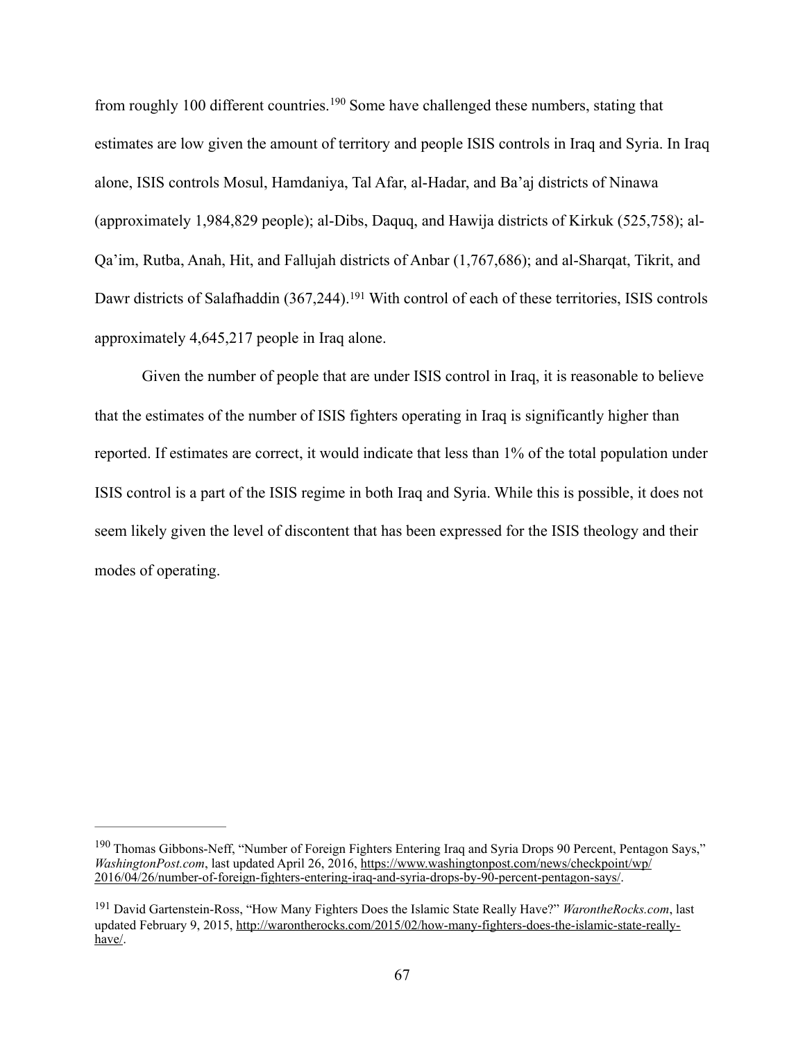from roughly 100 different countries.[190] Some have challenged these numbers, stating that estimates are low given the amount of territory and people ISIS controls in Iraq and Syria. In Iraq alone, ISIS controls Mosul, Hamdaniya, Tal Afar, al-Hadar, and Ba'aj districts of Ninawa (approximately 1,984,829 people); al-Dibs, Daquq, and Hawija districts of Kirkuk (525,758); al-Qa'im, Rutba, Anah, Hit, and Fallujah districts of Anbar (1,767,686); and al-Sharqat, Tikrit, and Dawr districts of Salafhaddin (367,244).[191] With control of each of these territories, ISIS controls approximately 4,645,217 people in Iraq alone.

Given the number of people that are under ISIS control in Iraq, it is reasonable to believe that the estimates of the number of ISIS fighters operating in Iraq is significantly higher than reported. If estimates are correct, it would indicate that less than 1% of the total population under ISIS control is a part of the ISIS regime in both Iraq and Syria. While this is possible, it does not seem likely given the level of discontent that has been expressed for the ISIS theology and their modes of operating.

---

[190] Thomas Gibbons-Neff, "Number of Foreign Fighters Entering Iraq and Syria Drops 90 Percent, Pentagon Says," *WashingtonPost.com*, last updated April 26, 2016, https://www.washingtonpost.com/news/checkpoint/wp/2016/04/26/number-of-foreign-fighters-entering-iraq-and-syria-drops-by-90-percent-pentagon-says/.

[191] David Gartenstein-Ross, "How Many Fighters Does the Islamic State Really Have?" *WarontheRocks.com*, last updated February 9, 2015, http://warontherocks.com/2015/02/how-many-fighters-does-the-islamic-state-really-have/.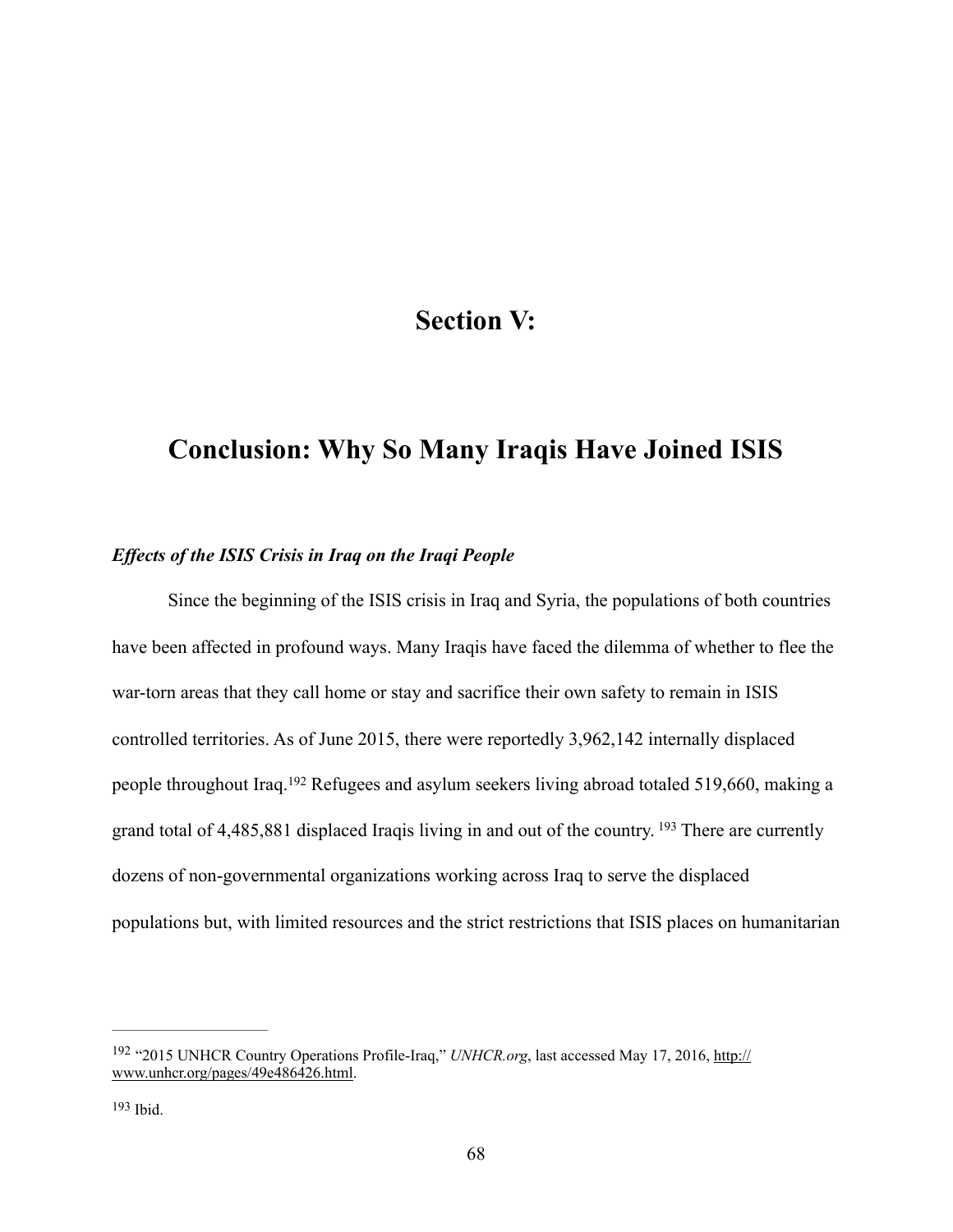# Section V:

# Conclusion: Why So Many Iraqis Have Joined ISIS

### *Effects of the ISIS Crisis in Iraq on the Iraqi People*

Since the beginning of the ISIS crisis in Iraq and Syria, the populations of both countries have been affected in profound ways. Many Iraqis have faced the dilemma of whether to flee the war-torn areas that they call home or stay and sacrifice their own safety to remain in ISIS controlled territories. As of June 2015, there were reportedly 3,962,142 internally displaced people throughout Iraq.[192] Refugees and asylum seekers living abroad totaled 519,660, making a grand total of 4,485,881 displaced Iraqis living in and out of the country. [193] There are currently dozens of non-governmental organizations working across Iraq to serve the displaced populations but, with limited resources and the strict restrictions that ISIS places on humanitarian

---

[192] "2015 UNHCR Country Operations Profile-Iraq," *UNHCR.org*, last accessed May 17, 2016, http://www.unhcr.org/pages/49e486426.html.

[193] Ibid.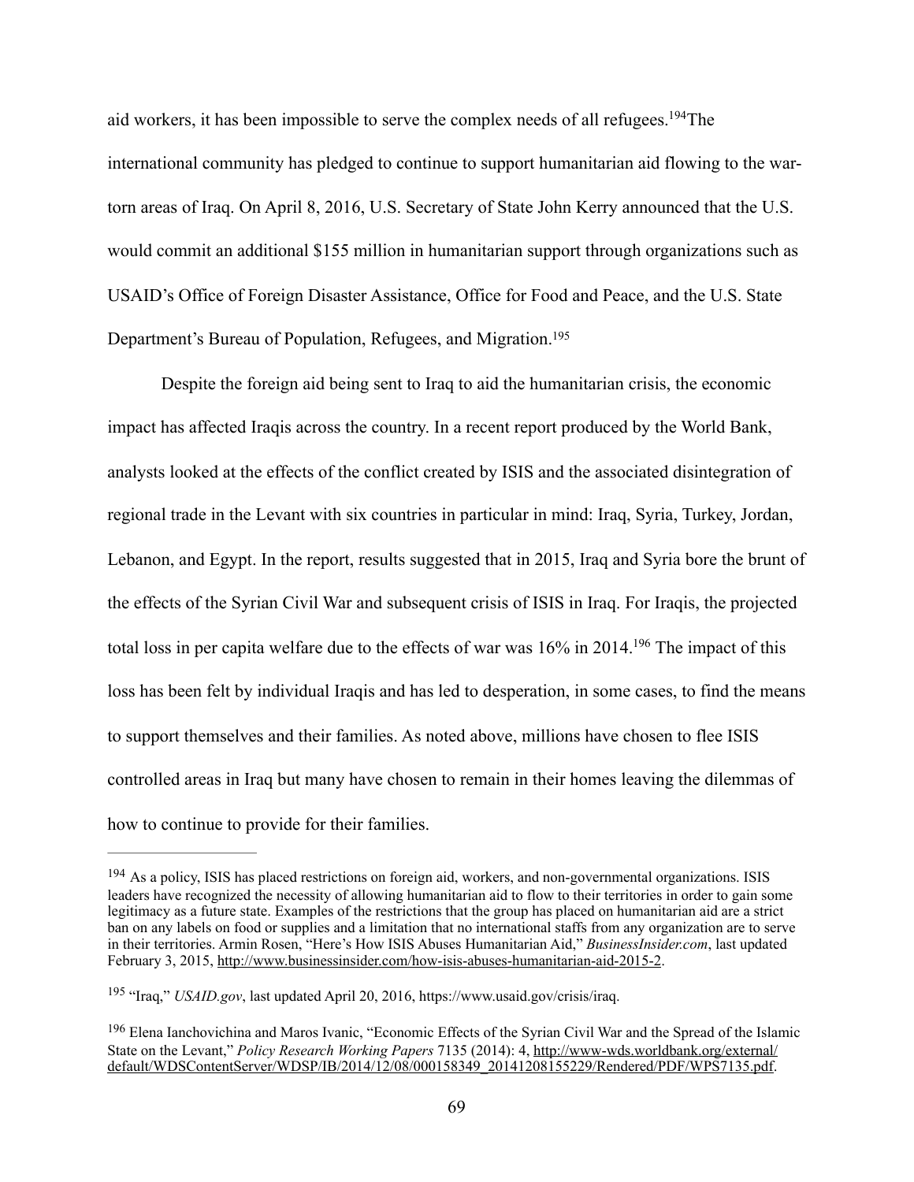aid workers, it has been impossible to serve the complex needs of all refugees.[194]The international community has pledged to continue to support humanitarian aid flowing to the war-torn areas of Iraq. On April 8, 2016, U.S. Secretary of State John Kerry announced that the U.S. would commit an additional $155 million in humanitarian support through organizations such as USAID's Office of Foreign Disaster Assistance, Office for Food and Peace, and the U.S. State Department's Bureau of Population, Refugees, and Migration.[195]

Despite the foreign aid being sent to Iraq to aid the humanitarian crisis, the economic impact has affected Iraqis across the country. In a recent report produced by the World Bank, analysts looked at the effects of the conflict created by ISIS and the associated disintegration of regional trade in the Levant with six countries in particular in mind: Iraq, Syria, Turkey, Jordan, Lebanon, and Egypt. In the report, results suggested that in 2015, Iraq and Syria bore the brunt of the effects of the Syrian Civil War and subsequent crisis of ISIS in Iraq. For Iraqis, the projected total loss in per capita welfare due to the effects of war was 16% in 2014.[196] The impact of this loss has been felt by individual Iraqis and has led to desperation, in some cases, to find the means to support themselves and their families. As noted above, millions have chosen to flee ISIS controlled areas in Iraq but many have chosen to remain in their homes leaving the dilemmas of how to continue to provide for their families.

---

[194] As a policy, ISIS has placed restrictions on foreign aid, workers, and non-governmental organizations. ISIS leaders have recognized the necessity of allowing humanitarian aid to flow to their territories in order to gain some legitimacy as a future state. Examples of the restrictions that the group has placed on humanitarian aid are a strict ban on any labels on food or supplies and a limitation that no international staffs from any organization are to serve in their territories. Armin Rosen, "Here's How ISIS Abuses Humanitarian Aid," *BusinessInsider.com*, last updated February 3, 2015, http://www.businessinsider.com/how-isis-abuses-humanitarian-aid-2015-2.

[195] "Iraq," *USAID.gov*, last updated April 20, 2016, https://www.usaid.gov/crisis/iraq.

[196] Elena Ianchovichina and Maros Ivanic, "Economic Effects of the Syrian Civil War and the Spread of the Islamic State on the Levant," *Policy Research Working Papers* 7135 (2014): 4, http://www-wds.worldbank.org/external/default/WDSContentServer/WDSP/IB/2014/12/08/000158349_20141208155229/Rendered/PDF/WPS7135.pdf.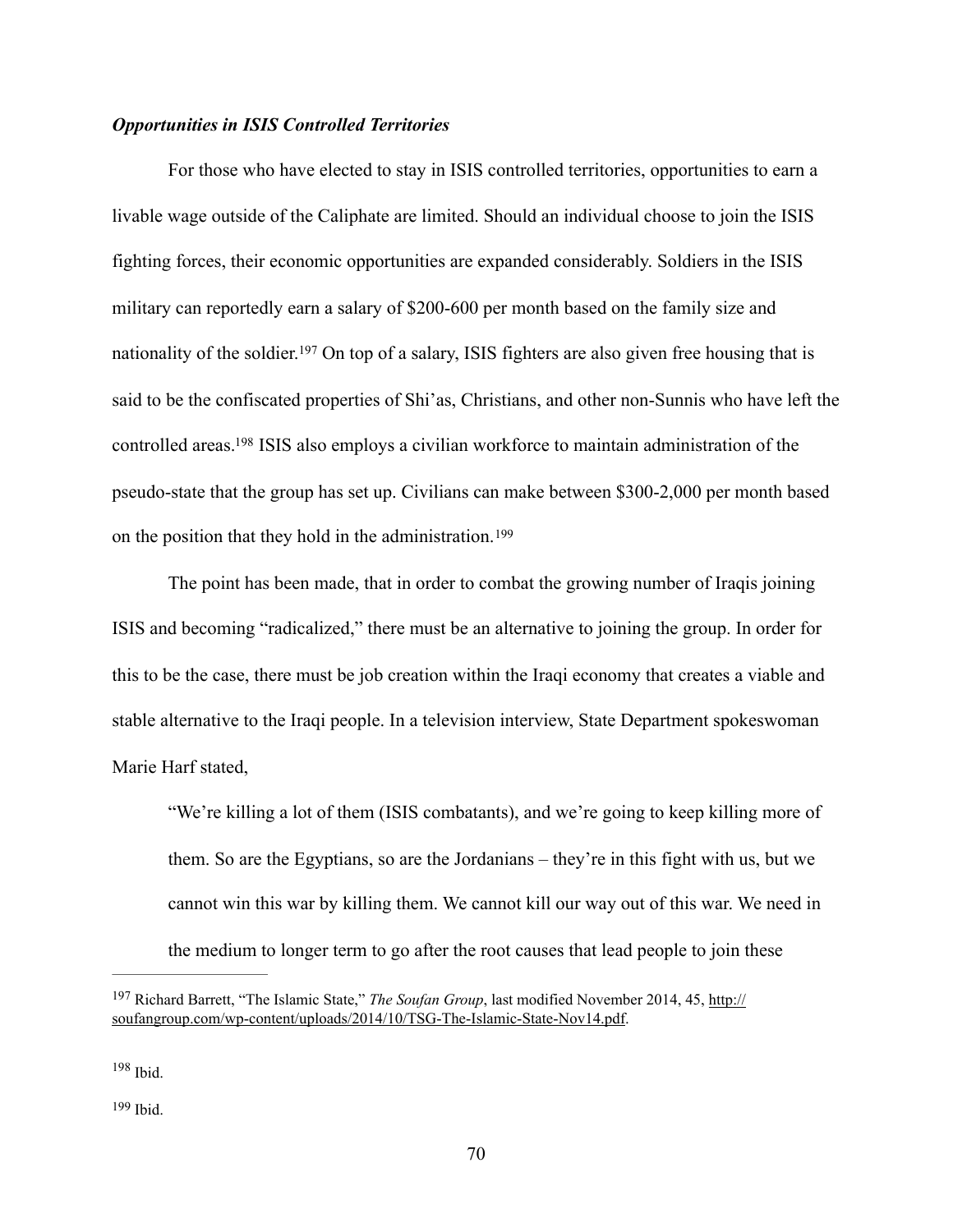***Opportunities in ISIS Controlled Territories***

For those who have elected to stay in ISIS controlled territories, opportunities to earn a livable wage outside of the Caliphate are limited. Should an individual choose to join the ISIS fighting forces, their economic opportunities are expanded considerably. Soldiers in the ISIS military can reportedly earn a salary of $200-600 per month based on the family size and nationality of the soldier.[197] On top of a salary, ISIS fighters are also given free housing that is said to be the confiscated properties of Shi'as, Christians, and other non-Sunnis who have left the controlled areas.[198] ISIS also employs a civilian workforce to maintain administration of the pseudo-state that the group has set up. Civilians can make between $300-2,000 per month based on the position that they hold in the administration.[199]

The point has been made, that in order to combat the growing number of Iraqis joining ISIS and becoming "radicalized," there must be an alternative to joining the group. In order for this to be the case, there must be job creation within the Iraqi economy that creates a viable and stable alternative to the Iraqi people. In a television interview, State Department spokeswoman Marie Harf stated,

> "We're killing a lot of them (ISIS combatants), and we're going to keep killing more of them. So are the Egyptians, so are the Jordanians – they're in this fight with us, but we cannot win this war by killing them. We cannot kill our way out of this war. We need in the medium to longer term to go after the root causes that lead people to join these

---

[197] Richard Barrett, "The Islamic State," *The Soufan Group*, last modified November 2014, 45, http://soufangroup.com/wp-content/uploads/2014/10/TSG-The-Islamic-State-Nov14.pdf.

[198] Ibid.

[199] Ibid.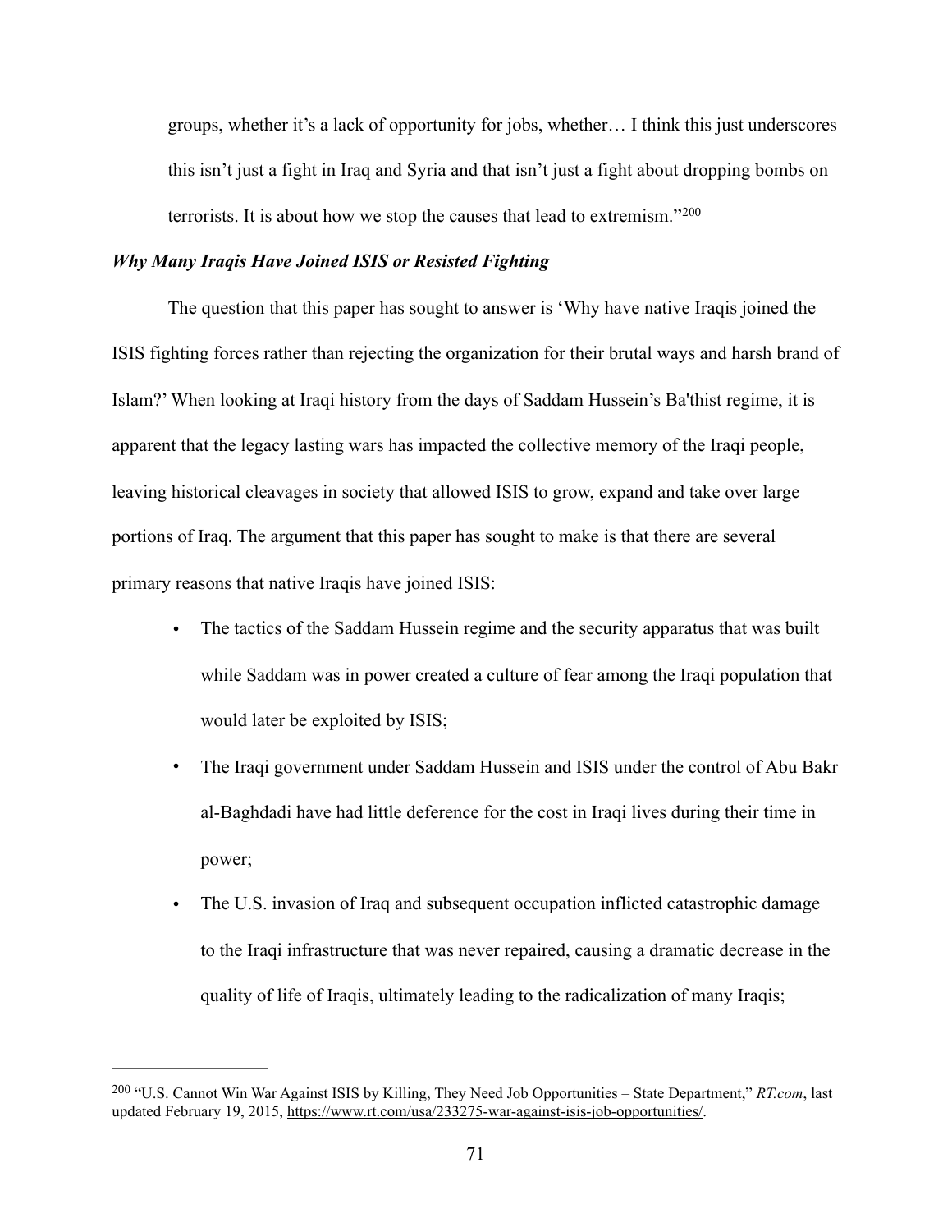groups, whether it's a lack of opportunity for jobs, whether… I think this just underscores this isn't just a fight in Iraq and Syria and that isn't just a fight about dropping bombs on terrorists. It is about how we stop the causes that lead to extremism."[200]

### *Why Many Iraqis Have Joined ISIS or Resisted Fighting*

The question that this paper has sought to answer is 'Why have native Iraqis joined the ISIS fighting forces rather than rejecting the organization for their brutal ways and harsh brand of Islam?' When looking at Iraqi history from the days of Saddam Hussein's Ba'thist regime, it is apparent that the legacy lasting wars has impacted the collective memory of the Iraqi people, leaving historical cleavages in society that allowed ISIS to grow, expand and take over large portions of Iraq. The argument that this paper has sought to make is that there are several primary reasons that native Iraqis have joined ISIS:

- The tactics of the Saddam Hussein regime and the security apparatus that was built while Saddam was in power created a culture of fear among the Iraqi population that would later be exploited by ISIS;
- The Iraqi government under Saddam Hussein and ISIS under the control of Abu Bakr al-Baghdadi have had little deference for the cost in Iraqi lives during their time in power;
- The U.S. invasion of Iraq and subsequent occupation inflicted catastrophic damage to the Iraqi infrastructure that was never repaired, causing a dramatic decrease in the quality of life of Iraqis, ultimately leading to the radicalization of many Iraqis;

---

[200] "U.S. Cannot Win War Against ISIS by Killing, They Need Job Opportunities – State Department," *RT.com*, last updated February 19, 2015, https://www.rt.com/usa/233275-war-against-isis-job-opportunities/.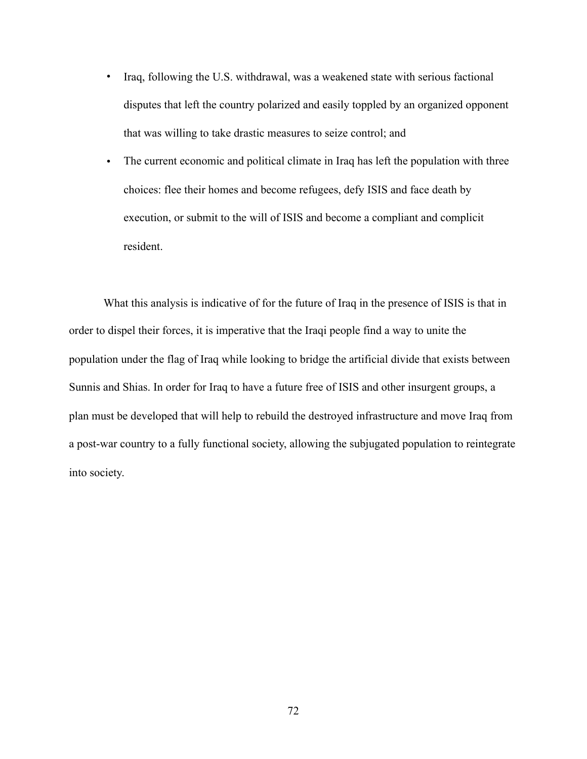- Iraq, following the U.S. withdrawal, was a weakened state with serious factional disputes that left the country polarized and easily toppled by an organized opponent that was willing to take drastic measures to seize control; and
- The current economic and political climate in Iraq has left the population with three choices: flee their homes and become refugees, defy ISIS and face death by execution, or submit to the will of ISIS and become a compliant and complicit resident.

What this analysis is indicative of for the future of Iraq in the presence of ISIS is that in order to dispel their forces, it is imperative that the Iraqi people find a way to unite the population under the flag of Iraq while looking to bridge the artificial divide that exists between Sunnis and Shias. In order for Iraq to have a future free of ISIS and other insurgent groups, a plan must be developed that will help to rebuild the destroyed infrastructure and move Iraq from a post-war country to a fully functional society, allowing the subjugated population to reintegrate into society.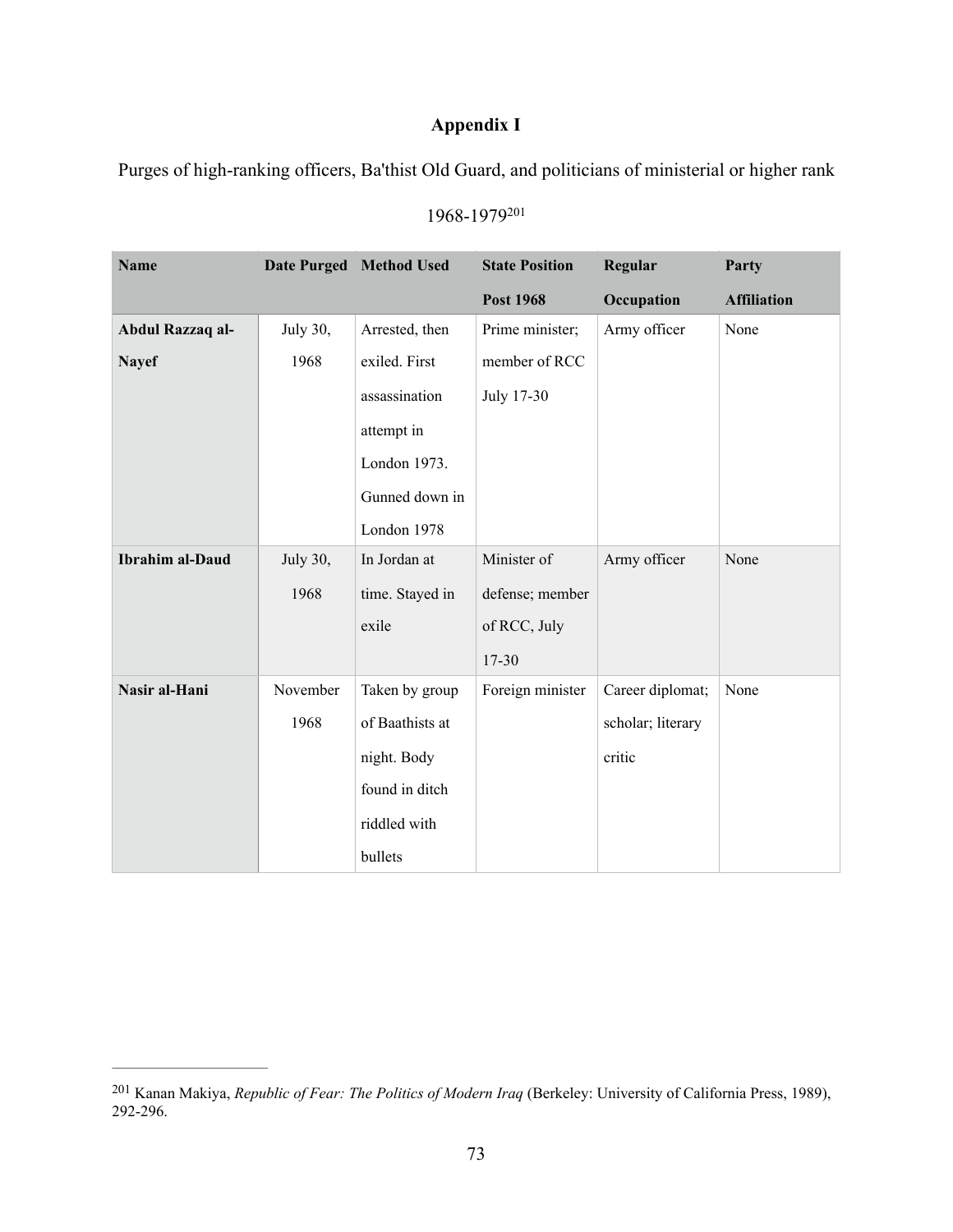# Appendix I

Purges of high-ranking officers, Ba'thist Old Guard, and politicians of ministerial or higher rank 1968-1979[201]

| Name | Date Purged | Method Used | State Position Post 1968 | Regular Occupation | Party Affiliation |
|---|---|---|---|---|---|
| **Abdul Razzaq al-Nayef** | July 30, 1968 | Arrested, then exiled. First assassination attempt in London 1973. Gunned down in London 1978 | Prime minister; member of RCC July 17-30 | Army officer | None |
| **Ibrahim al-Daud** | July 30, 1968 | In Jordan at time. Stayed in exile | Minister of defense; member of RCC, July 17-30 | Army officer | None |
| **Nasir al-Hani** | November 1968 | Taken by group of Baathists at night. Body found in ditch riddled with bullets | Foreign minister | Career diplomat; scholar; literary critic | None |

[201] Kanan Makiya, *Republic of Fear: The Politics of Modern Iraq* (Berkeley: University of California Press, 1989), 292-296.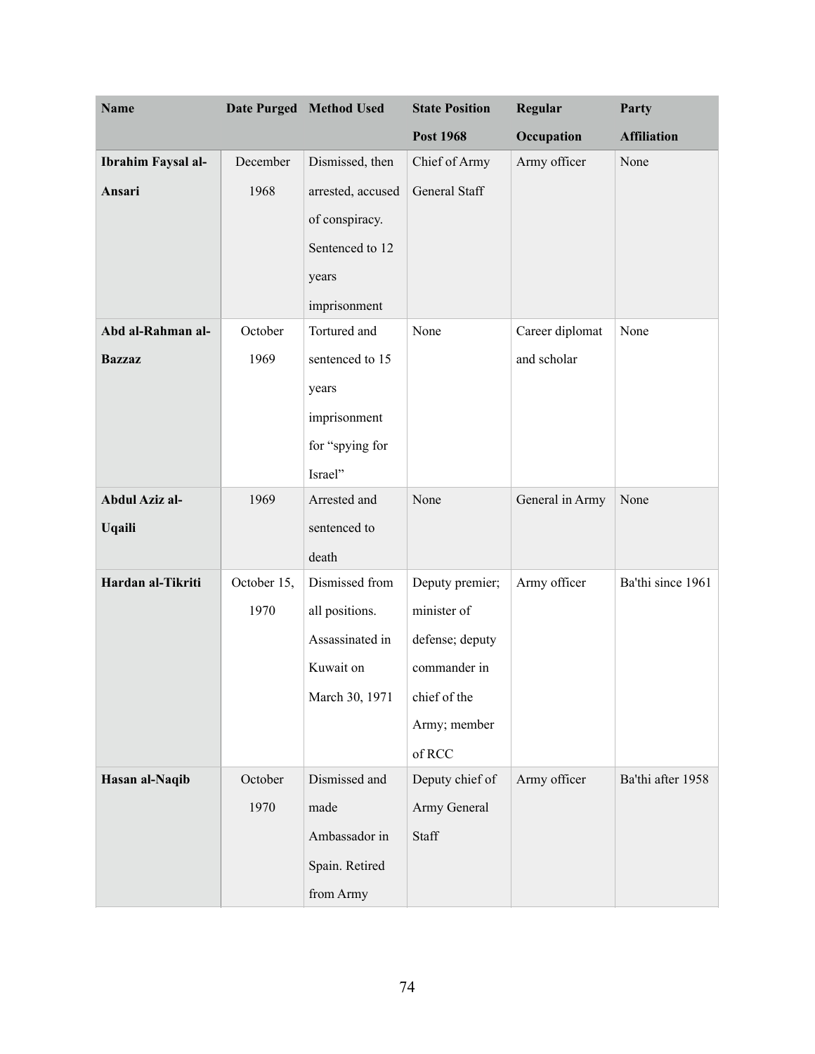| Name | Date Purged | Method Used | State Position Post 1968 | Regular Occupation | Party Affiliation |
|---|---|---|---|---|---|
| **Ibrahim Faysal al-Ansari** | December 1968 | Dismissed, then arrested, accused of conspiracy. Sentenced to 12 years imprisonment | Chief of Army General Staff | Army officer | None |
| **Abd al-Rahman al-Bazzaz** | October 1969 | Tortured and sentenced to 15 years imprisonment for "spying for Israel" | None | Career diplomat and scholar | None |
| **Abdul Aziz al-Uqaili** | 1969 | Arrested and sentenced to death | None | General in Army | None |
| **Hardan al-Tikriti** | October 15, 1970 | Dismissed from all positions. Assassinated in Kuwait on March 30, 1971 | Deputy premier; minister of defense; deputy commander in chief of the Army; member of RCC | Army officer | Ba'thi since 1961 |
| **Hasan al-Naqib** | October 1970 | Dismissed and made Ambassador in Spain. Retired from Army | Deputy chief of Army General Staff | Army officer | Ba'thi after 1958 |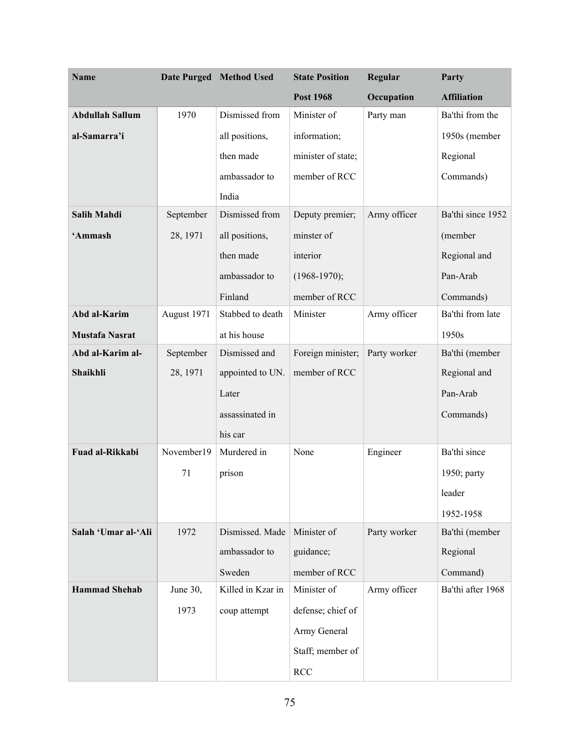| Name | Date Purged | Method Used | State Position Post 1968 | Regular Occupation | Party Affiliation |
|---|---|---|---|---|---|
| **Abdullah Sallum al-Samarra'i** | 1970 | Dismissed from all positions, then made ambassador to India | Minister of information; minister of state; member of RCC | Party man | Ba'thi from the 1950s (member Regional Commands) |
| **Salih Mahdi 'Ammash** | September 28, 1971 | Dismissed from all positions, then made ambassador to Finland | Deputy premier; minster of interior (1968-1970); member of RCC | Army officer | Ba'thi since 1952 (member Regional and Pan-Arab Commands) |
| **Abd al-Karim Mustafa Nasrat** | August 1971 | Stabbed to death at his house | Minister | Army officer | Ba'thi from late 1950s |
| **Abd al-Karim al-Shaikhli** | September 28, 1971 | Dismissed and appointed to UN. Later assassinated in his car | Foreign minister; member of RCC | Party worker | Ba'thi (member Regional and Pan-Arab Commands) |
| **Fuad al-Rikkabi** | November1971 | Murdered in prison | None | Engineer | Ba'thi since 1950; party leader 1952-1958 |
| **Salah 'Umar al-'Ali** | 1972 | Dismissed. Made ambassador to Sweden | Minister of guidance; member of RCC | Party worker | Ba'thi (member Regional Command) |
| **Hammad Shehab** | June 30, 1973 | Killed in Kzar in coup attempt | Minister of defense; chief of Army General Staff; member of RCC | Army officer | Ba'thi after 1968 |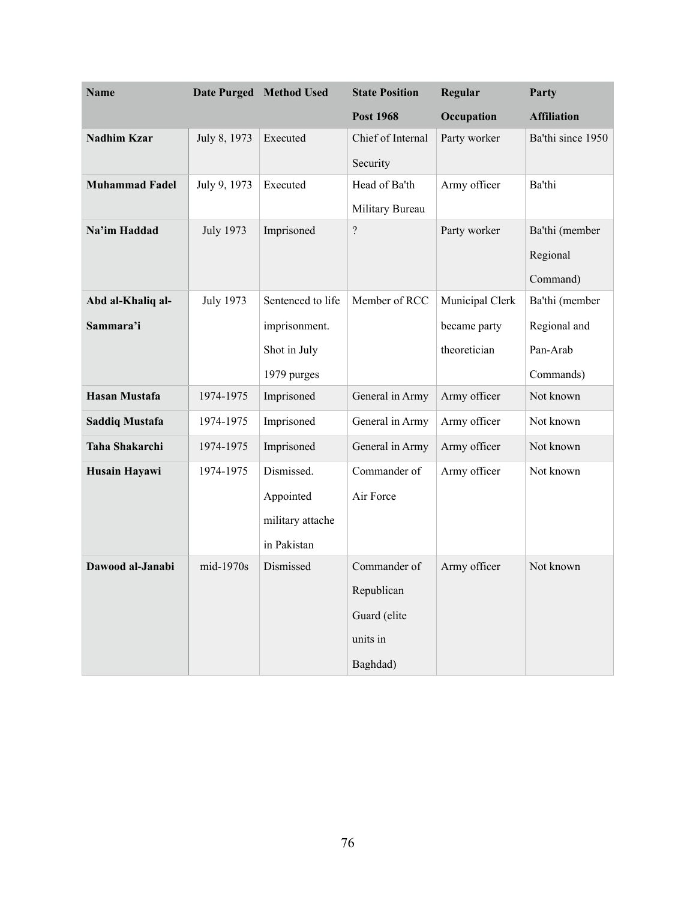| Name | Date Purged | Method Used | State Position Post 1968 | Regular Occupation | Party Affiliation |
|---|---|---|---|---|---|
| **Nadhim Kzar** | July 8, 1973 | Executed | Chief of Internal Security | Party worker | Ba'thi since 1950 |
| **Muhammad Fadel** | July 9, 1973 | Executed | Head of Ba'th Military Bureau | Army officer | Ba'thi |
| **Na'im Haddad** | July 1973 | Imprisoned | ? | Party worker | Ba'thi (member Regional Command) |
| **Abd al-Khaliq al-Sammara'i** | July 1973 | Sentenced to life imprisonment. Shot in July 1979 purges | Member of RCC | Municipal Clerk became party theoretician | Ba'thi (member Regional and Pan-Arab Commands) |
| **Hasan Mustafa** | 1974-1975 | Imprisoned | General in Army | Army officer | Not known |
| **Saddiq Mustafa** | 1974-1975 | Imprisoned | General in Army | Army officer | Not known |
| **Taha Shakarchi** | 1974-1975 | Imprisoned | General in Army | Army officer | Not known |
| **Husain Hayawi** | 1974-1975 | Dismissed. Appointed military attache in Pakistan | Commander of Air Force | Army officer | Not known |
| **Dawood al-Janabi** | mid-1970s | Dismissed | Commander of Republican Guard (elite units in Baghdad) | Army officer | Not known |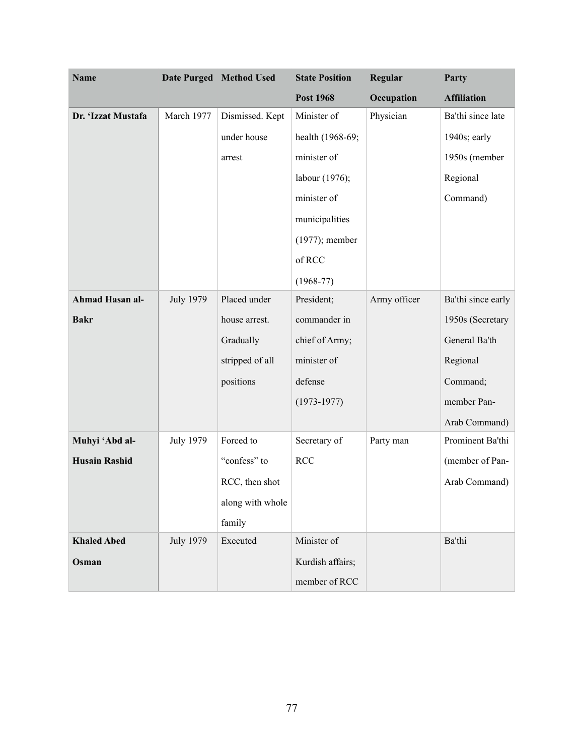| Name | Date Purged | Method Used | State Position Post 1968 | Regular Occupation | Party Affiliation |
|---|---|---|---|---|---|
| **Dr. ʻIzzat Mustafa** | March 1977 | Dismissed. Kept under house arrest | Minister of health (1968-69; minister of labour (1976); minister of municipalities (1977); member of RCC (1968-77) | Physician | Ba'thi since late 1940s; early 1950s (member Regional Command) |
| **Ahmad Hasan al-Bakr** | July 1979 | Placed under house arrest. Gradually stripped of all positions | President; commander in chief of Army; minister of defense (1973-1977) | Army officer | Ba'thi since early 1950s (Secretary General Ba'th Regional Command; member Pan-Arab Command) |
| **Muhyi ʻAbd al-Husain Rashid** | July 1979 | Forced to "confess" to RCC, then shot along with whole family | Secretary of RCC | Party man | Prominent Ba'thi (member of Pan-Arab Command) |
| **Khaled Abed Osman** | July 1979 | Executed | Minister of Kurdish affairs; member of RCC | | Ba'thi |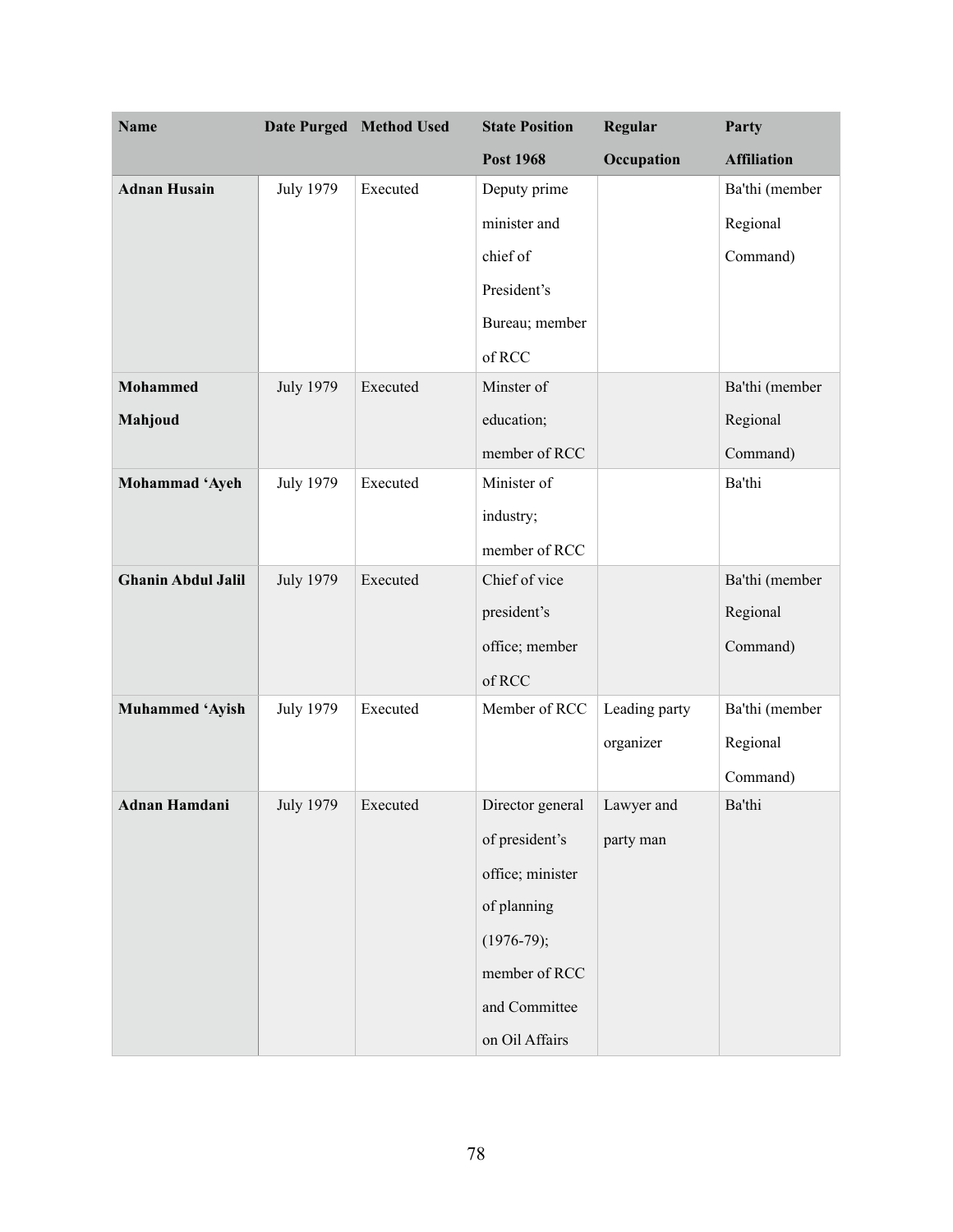| Name | Date Purged | Method Used | State Position Post 1968 | Regular Occupation | Party Affiliation |
|---|---|---|---|---|---|
| **Adnan Husain** | July 1979 | Executed | Deputy prime minister and chief of President's Bureau; member of RCC | | Ba'thi (member Regional Command) |
| **Mohammed Mahjoud** | July 1979 | Executed | Minster of education; member of RCC | | Ba'thi (member Regional Command) |
| **Mohammad 'Ayeh** | July 1979 | Executed | Minister of industry; member of RCC | | Ba'thi |
| **Ghanin Abdul Jalil** | July 1979 | Executed | Chief of vice president's office; member of RCC | | Ba'thi (member Regional Command) |
| **Muhammed 'Ayish** | July 1979 | Executed | Member of RCC | Leading party organizer | Ba'thi (member Regional Command) |
| **Adnan Hamdani** | July 1979 | Executed | Director general of president's office; minister of planning (1976-79); member of RCC and Committee on Oil Affairs | Lawyer and party man | Ba'thi |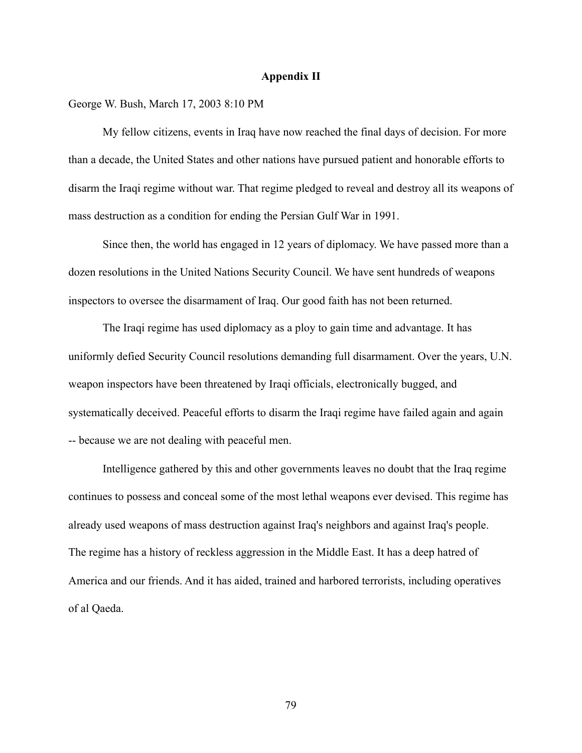# Appendix II

George W. Bush, March 17, 2003 8:10 PM

My fellow citizens, events in Iraq have now reached the final days of decision. For more than a decade, the United States and other nations have pursued patient and honorable efforts to disarm the Iraqi regime without war. That regime pledged to reveal and destroy all its weapons of mass destruction as a condition for ending the Persian Gulf War in 1991.

Since then, the world has engaged in 12 years of diplomacy. We have passed more than a dozen resolutions in the United Nations Security Council. We have sent hundreds of weapons inspectors to oversee the disarmament of Iraq. Our good faith has not been returned.

The Iraqi regime has used diplomacy as a ploy to gain time and advantage. It has uniformly defied Security Council resolutions demanding full disarmament. Over the years, U.N. weapon inspectors have been threatened by Iraqi officials, electronically bugged, and systematically deceived. Peaceful efforts to disarm the Iraqi regime have failed again and again -- because we are not dealing with peaceful men.

Intelligence gathered by this and other governments leaves no doubt that the Iraq regime continues to possess and conceal some of the most lethal weapons ever devised. This regime has already used weapons of mass destruction against Iraq's neighbors and against Iraq's people. The regime has a history of reckless aggression in the Middle East. It has a deep hatred of America and our friends. And it has aided, trained and harbored terrorists, including operatives of al Qaeda.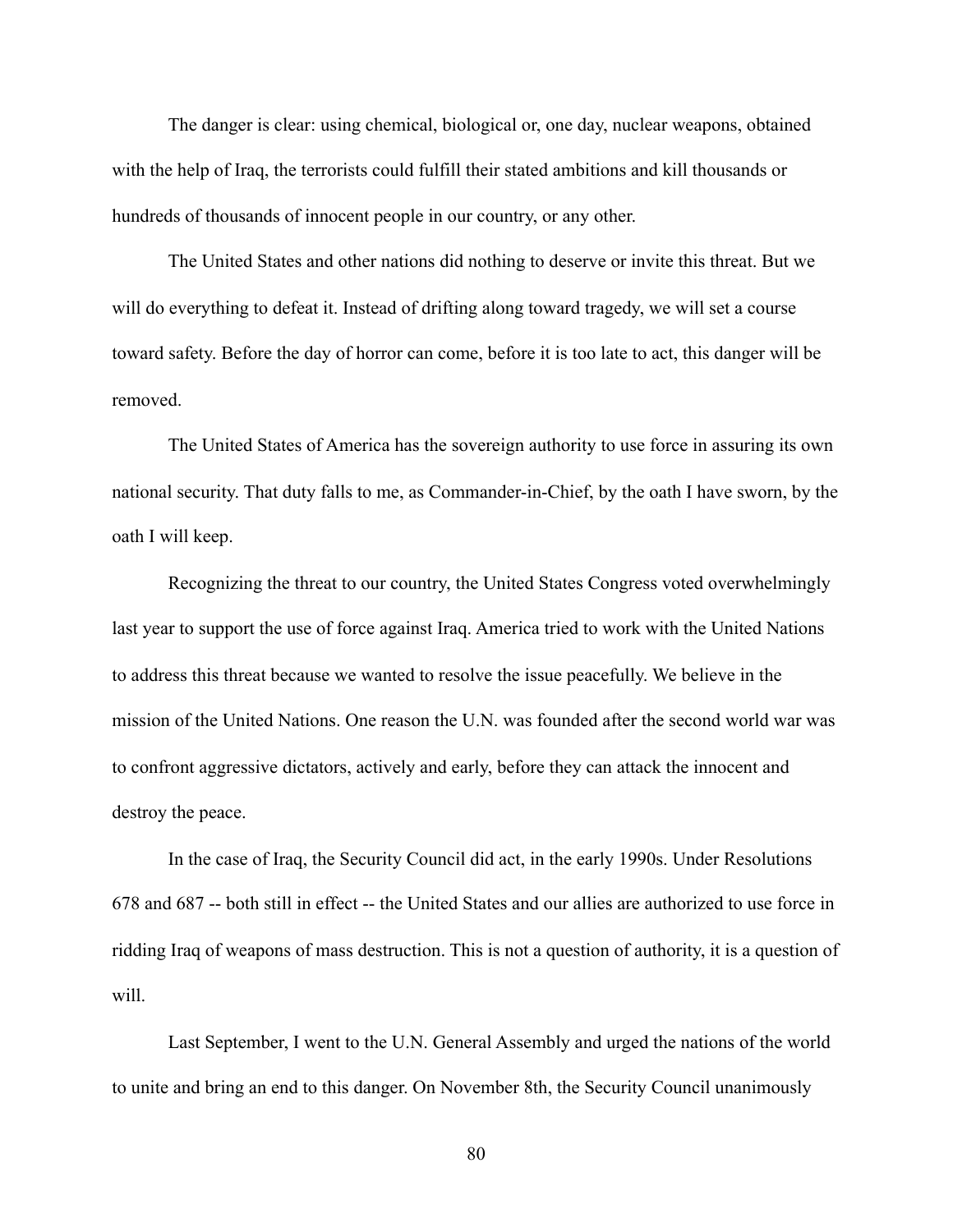The danger is clear: using chemical, biological or, one day, nuclear weapons, obtained with the help of Iraq, the terrorists could fulfill their stated ambitions and kill thousands or hundreds of thousands of innocent people in our country, or any other.

The United States and other nations did nothing to deserve or invite this threat. But we will do everything to defeat it. Instead of drifting along toward tragedy, we will set a course toward safety. Before the day of horror can come, before it is too late to act, this danger will be removed.

The United States of America has the sovereign authority to use force in assuring its own national security. That duty falls to me, as Commander-in-Chief, by the oath I have sworn, by the oath I will keep.

Recognizing the threat to our country, the United States Congress voted overwhelmingly last year to support the use of force against Iraq. America tried to work with the United Nations to address this threat because we wanted to resolve the issue peacefully. We believe in the mission of the United Nations. One reason the U.N. was founded after the second world war was to confront aggressive dictators, actively and early, before they can attack the innocent and destroy the peace.

In the case of Iraq, the Security Council did act, in the early 1990s. Under Resolutions 678 and 687 -- both still in effect -- the United States and our allies are authorized to use force in ridding Iraq of weapons of mass destruction. This is not a question of authority, it is a question of will.

Last September, I went to the U.N. General Assembly and urged the nations of the world to unite and bring an end to this danger. On November 8th, the Security Council unanimously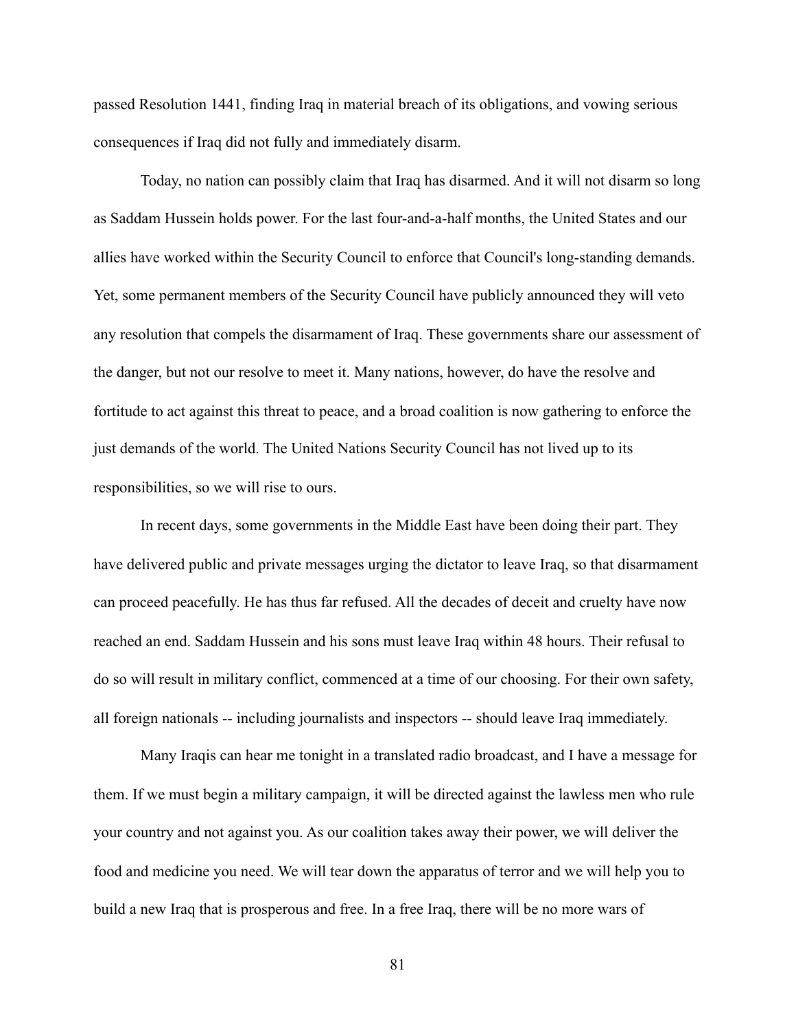passed Resolution 1441, finding Iraq in material breach of its obligations, and vowing serious consequences if Iraq did not fully and immediately disarm.

Today, no nation can possibly claim that Iraq has disarmed. And it will not disarm so long as Saddam Hussein holds power. For the last four-and-a-half months, the United States and our allies have worked within the Security Council to enforce that Council's long-standing demands. Yet, some permanent members of the Security Council have publicly announced they will veto any resolution that compels the disarmament of Iraq. These governments share our assessment of the danger, but not our resolve to meet it. Many nations, however, do have the resolve and fortitude to act against this threat to peace, and a broad coalition is now gathering to enforce the just demands of the world. The United Nations Security Council has not lived up to its responsibilities, so we will rise to ours.

In recent days, some governments in the Middle East have been doing their part. They have delivered public and private messages urging the dictator to leave Iraq, so that disarmament can proceed peacefully. He has thus far refused. All the decades of deceit and cruelty have now reached an end. Saddam Hussein and his sons must leave Iraq within 48 hours. Their refusal to do so will result in military conflict, commenced at a time of our choosing. For their own safety, all foreign nationals -- including journalists and inspectors -- should leave Iraq immediately.

Many Iraqis can hear me tonight in a translated radio broadcast, and I have a message for them. If we must begin a military campaign, it will be directed against the lawless men who rule your country and not against you. As our coalition takes away their power, we will deliver the food and medicine you need. We will tear down the apparatus of terror and we will help you to build a new Iraq that is prosperous and free. In a free Iraq, there will be no more wars of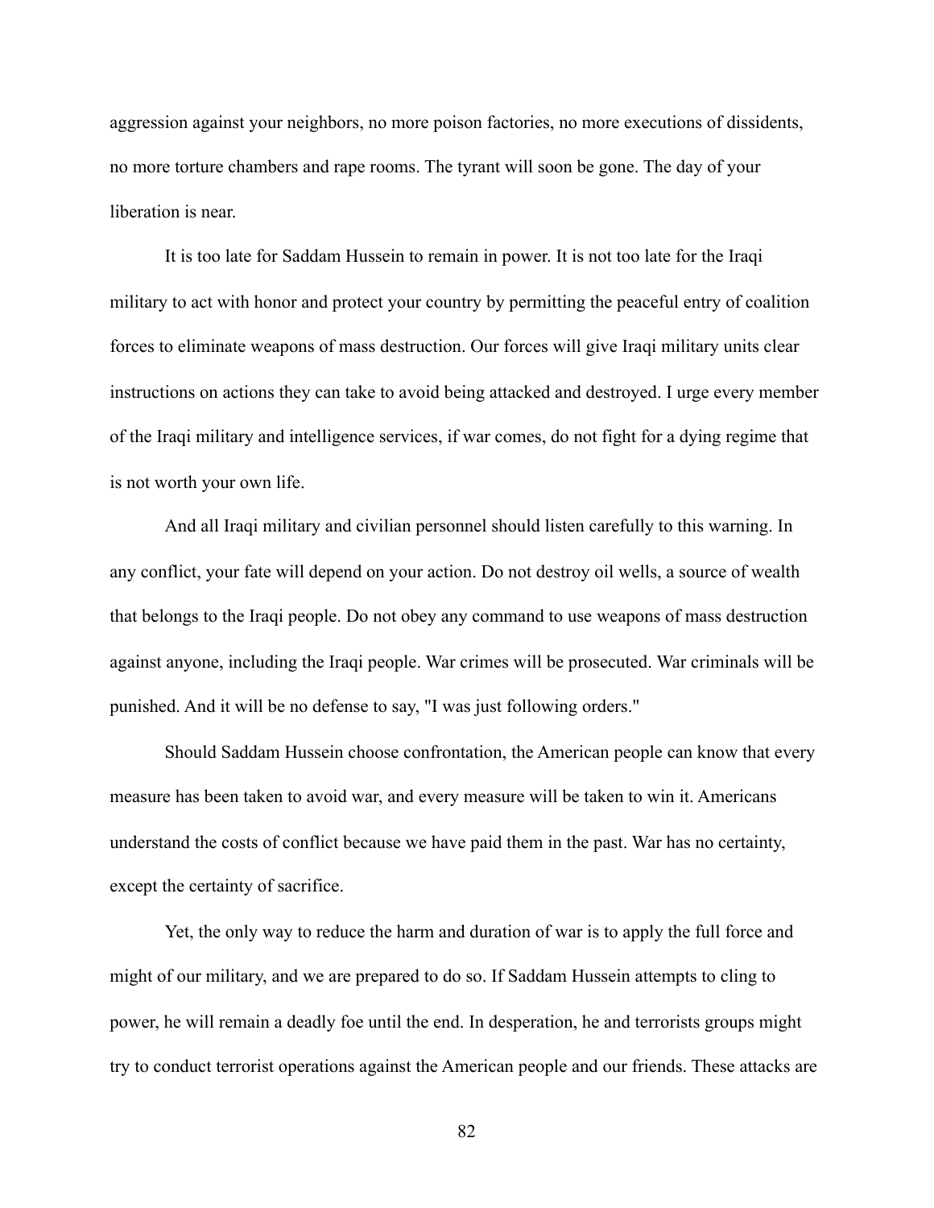aggression against your neighbors, no more poison factories, no more executions of dissidents, no more torture chambers and rape rooms. The tyrant will soon be gone. The day of your liberation is near.

It is too late for Saddam Hussein to remain in power. It is not too late for the Iraqi military to act with honor and protect your country by permitting the peaceful entry of coalition forces to eliminate weapons of mass destruction. Our forces will give Iraqi military units clear instructions on actions they can take to avoid being attacked and destroyed. I urge every member of the Iraqi military and intelligence services, if war comes, do not fight for a dying regime that is not worth your own life.

And all Iraqi military and civilian personnel should listen carefully to this warning. In any conflict, your fate will depend on your action. Do not destroy oil wells, a source of wealth that belongs to the Iraqi people. Do not obey any command to use weapons of mass destruction against anyone, including the Iraqi people. War crimes will be prosecuted. War criminals will be punished. And it will be no defense to say, "I was just following orders."

Should Saddam Hussein choose confrontation, the American people can know that every measure has been taken to avoid war, and every measure will be taken to win it. Americans understand the costs of conflict because we have paid them in the past. War has no certainty, except the certainty of sacrifice.

Yet, the only way to reduce the harm and duration of war is to apply the full force and might of our military, and we are prepared to do so. If Saddam Hussein attempts to cling to power, he will remain a deadly foe until the end. In desperation, he and terrorists groups might try to conduct terrorist operations against the American people and our friends. These attacks are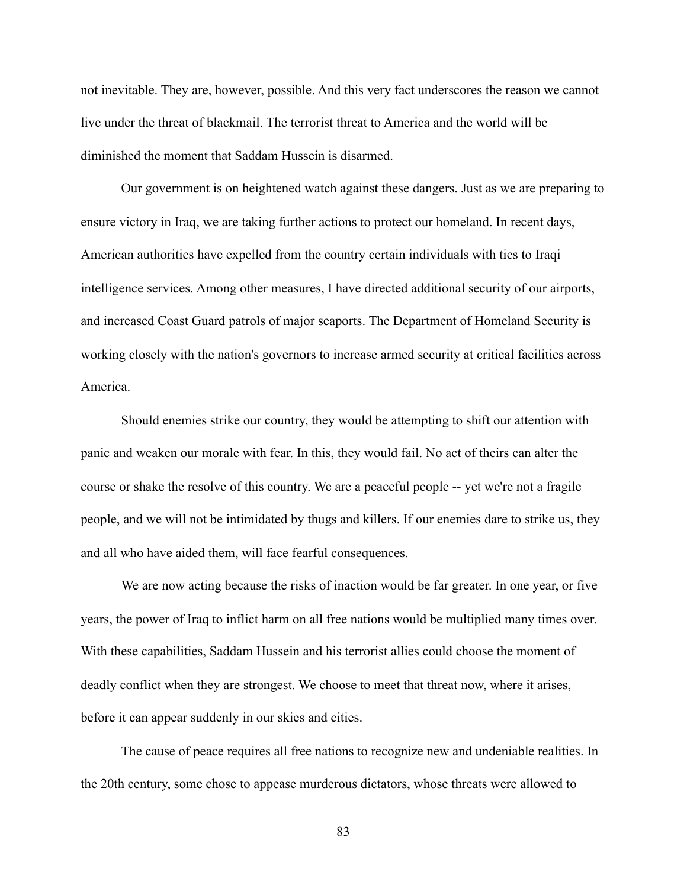not inevitable. They are, however, possible. And this very fact underscores the reason we cannot live under the threat of blackmail. The terrorist threat to America and the world will be diminished the moment that Saddam Hussein is disarmed.

Our government is on heightened watch against these dangers. Just as we are preparing to ensure victory in Iraq, we are taking further actions to protect our homeland. In recent days, American authorities have expelled from the country certain individuals with ties to Iraqi intelligence services. Among other measures, I have directed additional security of our airports, and increased Coast Guard patrols of major seaports. The Department of Homeland Security is working closely with the nation's governors to increase armed security at critical facilities across America.

Should enemies strike our country, they would be attempting to shift our attention with panic and weaken our morale with fear. In this, they would fail. No act of theirs can alter the course or shake the resolve of this country. We are a peaceful people -- yet we're not a fragile people, and we will not be intimidated by thugs and killers. If our enemies dare to strike us, they and all who have aided them, will face fearful consequences.

We are now acting because the risks of inaction would be far greater. In one year, or five years, the power of Iraq to inflict harm on all free nations would be multiplied many times over. With these capabilities, Saddam Hussein and his terrorist allies could choose the moment of deadly conflict when they are strongest. We choose to meet that threat now, where it arises, before it can appear suddenly in our skies and cities.

The cause of peace requires all free nations to recognize new and undeniable realities. In the 20th century, some chose to appease murderous dictators, whose threats were allowed to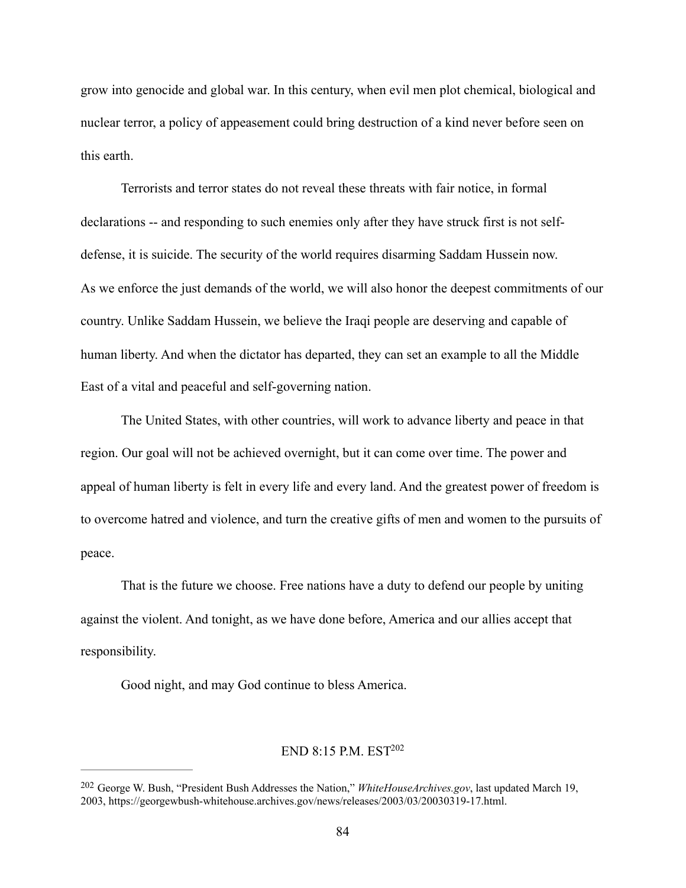grow into genocide and global war. In this century, when evil men plot chemical, biological and nuclear terror, a policy of appeasement could bring destruction of a kind never before seen on this earth.

Terrorists and terror states do not reveal these threats with fair notice, in formal declarations -- and responding to such enemies only after they have struck first is not self-defense, it is suicide. The security of the world requires disarming Saddam Hussein now.
As we enforce the just demands of the world, we will also honor the deepest commitments of our country. Unlike Saddam Hussein, we believe the Iraqi people are deserving and capable of human liberty. And when the dictator has departed, they can set an example to all the Middle East of a vital and peaceful and self-governing nation.

The United States, with other countries, will work to advance liberty and peace in that region. Our goal will not be achieved overnight, but it can come over time. The power and appeal of human liberty is felt in every life and every land. And the greatest power of freedom is to overcome hatred and violence, and turn the creative gifts of men and women to the pursuits of peace.

That is the future we choose. Free nations have a duty to defend our people by uniting against the violent. And tonight, as we have done before, America and our allies accept that responsibility.

Good night, and may God continue to bless America.

END 8:15 P.M. EST[202]

---

[202] George W. Bush, "President Bush Addresses the Nation," *WhiteHouseArchives.gov*, last updated March 19, 2003, https://georgewbush-whitehouse.archives.gov/news/releases/2003/03/20030319-17.html.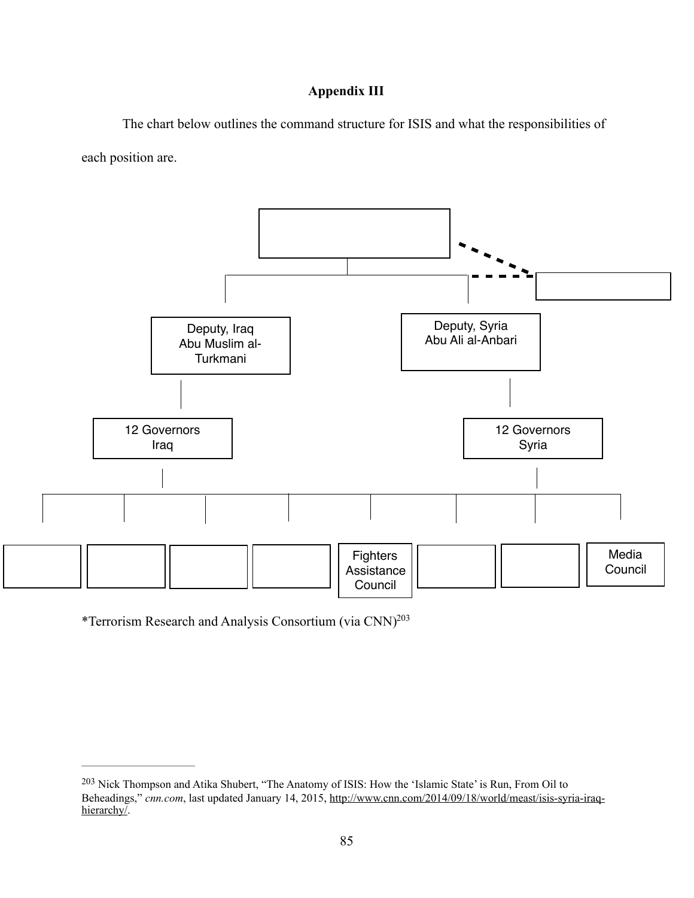**Appendix III**

The chart below outlines the command structure for ISIS and what the responsibilities of each position are.

Deputy, Iraq
Abu Muslim al-Turkmani

Deputy, Syria
Abu Ali al-Anbari

12 Governors
Iraq

12 Governors
Syria

Fighters Assistance Council

Media Council

*Terrorism Research and Analysis Consortium (via CNN)[203]

---

[203] Nick Thompson and Atika Shubert, "The Anatomy of ISIS: How the 'Islamic State' is Run, From Oil to Beheadings," *cnn.com*, last updated January 14, 2015, http://www.cnn.com/2014/09/18/world/meast/isis-syria-iraq-hierarchy/.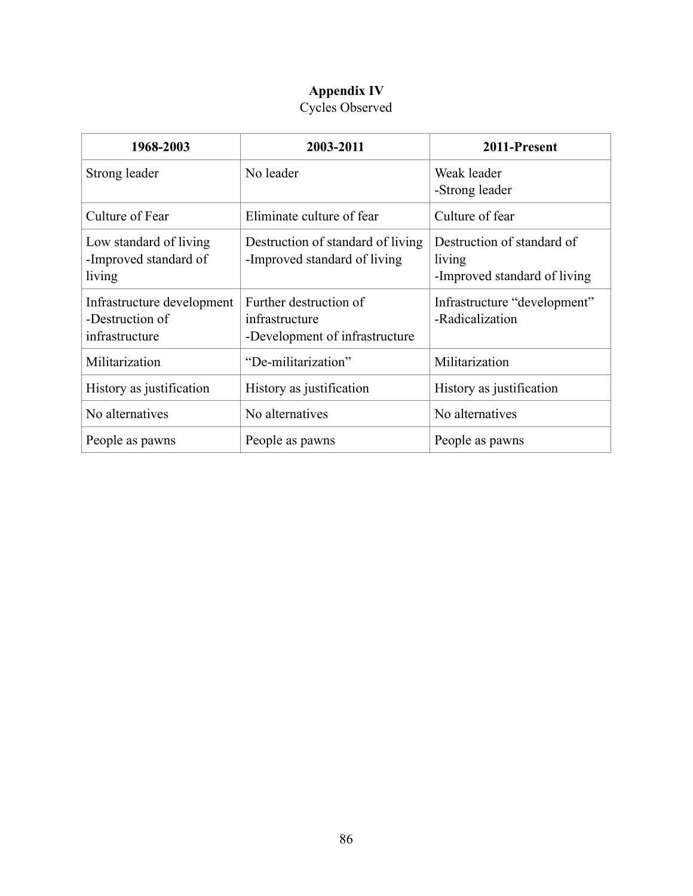**Appendix IV**

Cycles Observed

| 1968-2003 | 2003-2011 | 2011-Present |
|---|---|---|
| Strong leader | No leader | Weak leader<br>-Strong leader |
| Culture of Fear | Eliminate culture of fear | Culture of fear |
| Low standard of living<br>-Improved standard of living | Destruction of standard of living<br>-Improved standard of living | Destruction of standard of living<br>-Improved standard of living |
| Infrastructure development<br>-Destruction of infrastructure | Further destruction of infrastructure<br>-Development of infrastructure | Infrastructure "development"<br>-Radicalization |
| Militarization | "De-militarization" | Militarization |
| History as justification | History as justification | History as justification |
| No alternatives | No alternatives | No alternatives |
| People as pawns | People as pawns | People as pawns |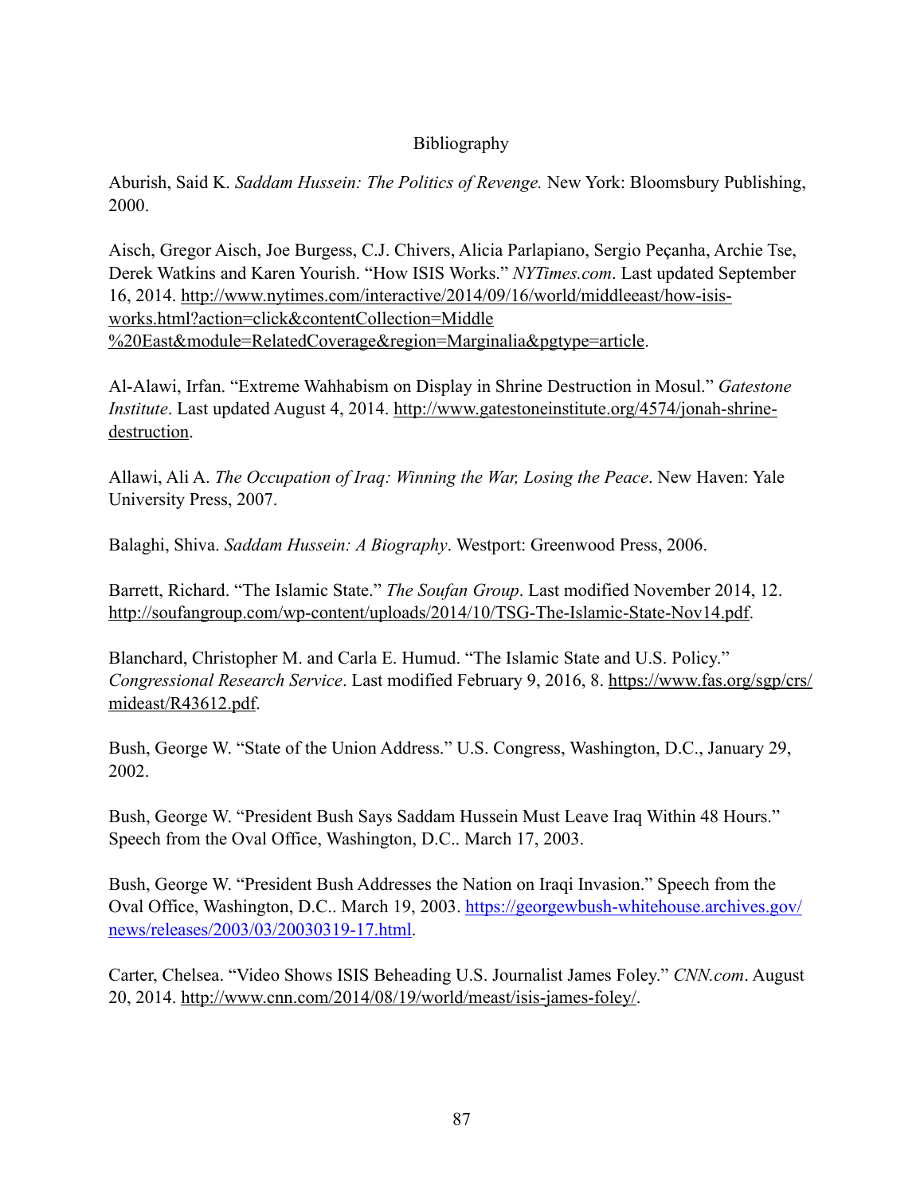# Bibliography

Aburish, Said K. *Saddam Hussein: The Politics of Revenge.* New York: Bloomsbury Publishing, 2000.

Aisch, Gregor Aisch, Joe Burgess, C.J. Chivers, Alicia Parlapiano, Sergio Peçanha, Archie Tse, Derek Watkins and Karen Yourish. "How ISIS Works." *NYTimes.com*. Last updated September 16, 2014. http://www.nytimes.com/interactive/2014/09/16/world/middleeast/how-isis-works.html?action=click&contentCollection=Middle%20East&module=RelatedCoverage&region=Marginalia&pgtype=article.

Al-Alawi, Irfan. "Extreme Wahhabism on Display in Shrine Destruction in Mosul." *Gatestone Institute*. Last updated August 4, 2014. http://www.gatestoneinstitute.org/4574/jonah-shrine-destruction.

Allawi, Ali A. *The Occupation of Iraq: Winning the War, Losing the Peace*. New Haven: Yale University Press, 2007.

Balaghi, Shiva. *Saddam Hussein: A Biography*. Westport: Greenwood Press, 2006.

Barrett, Richard. "The Islamic State." *The Soufan Group*. Last modified November 2014, 12. http://soufangroup.com/wp-content/uploads/2014/10/TSG-The-Islamic-State-Nov14.pdf.

Blanchard, Christopher M. and Carla E. Humud. "The Islamic State and U.S. Policy." *Congressional Research Service*. Last modified February 9, 2016, 8. https://www.fas.org/sgp/crs/mideast/R43612.pdf.

Bush, George W. "State of the Union Address." U.S. Congress, Washington, D.C., January 29, 2002.

Bush, George W. "President Bush Says Saddam Hussein Must Leave Iraq Within 48 Hours." Speech from the Oval Office, Washington, D.C.. March 17, 2003.

Bush, George W. "President Bush Addresses the Nation on Iraqi Invasion." Speech from the Oval Office, Washington, D.C.. March 19, 2003. https://georgewbush-whitehouse.archives.gov/news/releases/2003/03/20030319-17.html.

Carter, Chelsea. "Video Shows ISIS Beheading U.S. Journalist James Foley." *CNN.com*. August 20, 2014. http://www.cnn.com/2014/08/19/world/meast/isis-james-foley/.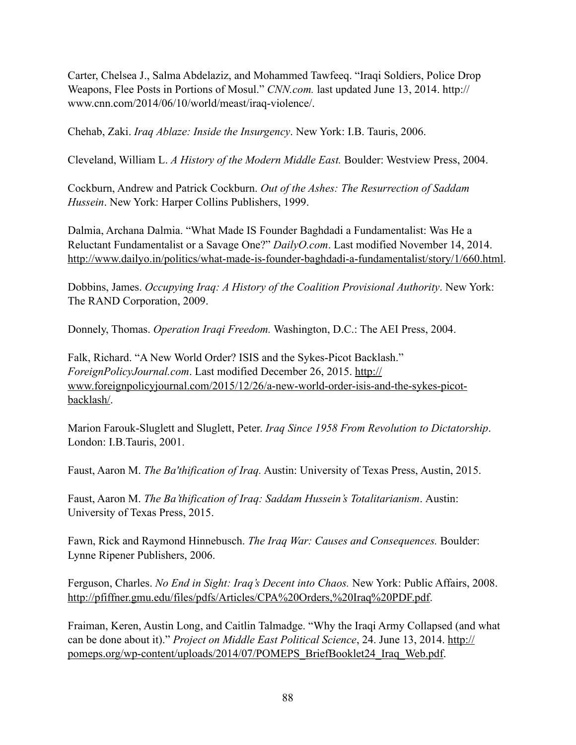Carter, Chelsea J., Salma Abdelaziz, and Mohammed Tawfeeq. "Iraqi Soldiers, Police Drop Weapons, Flee Posts in Portions of Mosul." *CNN.com.* last updated June 13, 2014. http://www.cnn.com/2014/06/10/world/meast/iraq-violence/.

Chehab, Zaki. *Iraq Ablaze: Inside the Insurgency*. New York: I.B. Tauris, 2006.

Cleveland, William L. *A History of the Modern Middle East.* Boulder: Westview Press, 2004.

Cockburn, Andrew and Patrick Cockburn. *Out of the Ashes: The Resurrection of Saddam Hussein*. New York: Harper Collins Publishers, 1999.

Dalmia, Archana Dalmia. "What Made IS Founder Baghdadi a Fundamentalist: Was He a Reluctant Fundamentalist or a Savage One?" *DailyO.com*. Last modified November 14, 2014. http://www.dailyo.in/politics/what-made-is-founder-baghdadi-a-fundamentalist/story/1/660.html.

Dobbins, James. *Occupying Iraq: A History of the Coalition Provisional Authority*. New York: The RAND Corporation, 2009.

Donnely, Thomas. *Operation Iraqi Freedom.* Washington, D.C.: The AEI Press, 2004.

Falk, Richard. "A New World Order? ISIS and the Sykes-Picot Backlash." *ForeignPolicyJournal.com*. Last modified December 26, 2015. http://www.foreignpolicyjournal.com/2015/12/26/a-new-world-order-isis-and-the-sykes-picot-backlash/.

Marion Farouk-Sluglett and Sluglett, Peter. *Iraq Since 1958 From Revolution to Dictatorship*. London: I.B.Tauris, 2001.

Faust, Aaron M. *The Ba'thification of Iraq.* Austin: University of Texas Press, Austin, 2015.

Faust, Aaron M. *The Ba'thification of Iraq: Saddam Hussein's Totalitarianism*. Austin: University of Texas Press, 2015.

Fawn, Rick and Raymond Hinnebusch. *The Iraq War: Causes and Consequences.* Boulder: Lynne Ripener Publishers, 2006.

Ferguson, Charles. *No End in Sight: Iraq's Decent into Chaos.* New York: Public Affairs, 2008. http://pfiffner.gmu.edu/files/pdfs/Articles/CPA%20Orders,%20Iraq%20PDF.pdf.

Fraiman, Keren, Austin Long, and Caitlin Talmadge. "Why the Iraqi Army Collapsed (and what can be done about it)." *Project on Middle East Political Science*, 24. June 13, 2014. http://pomeps.org/wp-content/uploads/2014/07/POMEPS_BriefBooklet24_Iraq_Web.pdf.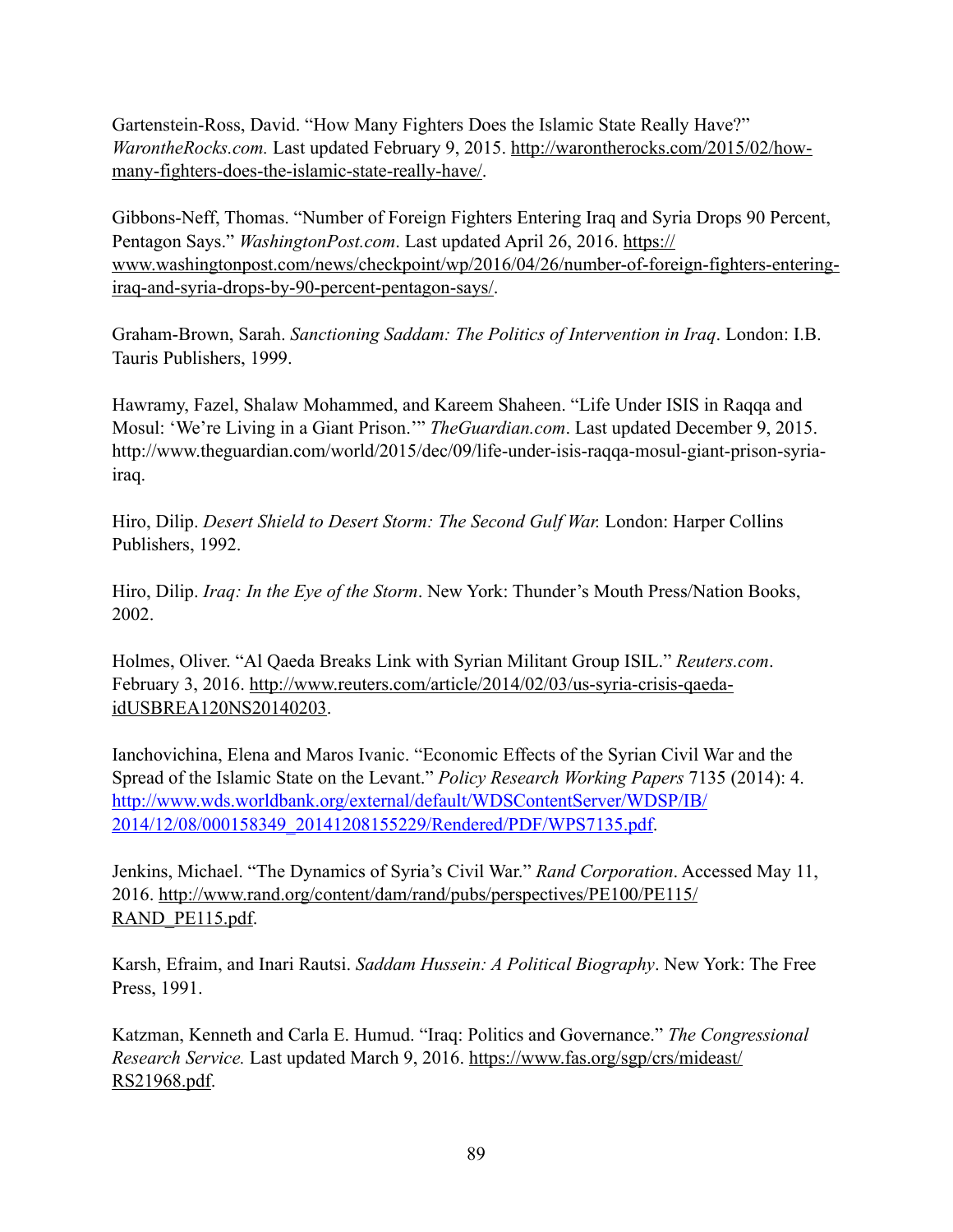Gartenstein-Ross, David. "How Many Fighters Does the Islamic State Really Have?" *WarontheRocks.com.* Last updated February 9, 2015. http://warontherocks.com/2015/02/how-many-fighters-does-the-islamic-state-really-have/.

Gibbons-Neff, Thomas. "Number of Foreign Fighters Entering Iraq and Syria Drops 90 Percent, Pentagon Says." *WashingtonPost.com*. Last updated April 26, 2016. https://www.washingtonpost.com/news/checkpoint/wp/2016/04/26/number-of-foreign-fighters-entering-iraq-and-syria-drops-by-90-percent-pentagon-says/.

Graham-Brown, Sarah. *Sanctioning Saddam: The Politics of Intervention in Iraq*. London: I.B. Tauris Publishers, 1999.

Hawramy, Fazel, Shalaw Mohammed, and Kareem Shaheen. "Life Under ISIS in Raqqa and Mosul: 'We're Living in a Giant Prison.'" *TheGuardian.com*. Last updated December 9, 2015. http://www.theguardian.com/world/2015/dec/09/life-under-isis-raqqa-mosul-giant-prison-syria-iraq.

Hiro, Dilip. *Desert Shield to Desert Storm: The Second Gulf War.* London: Harper Collins Publishers, 1992.

Hiro, Dilip. *Iraq: In the Eye of the Storm*. New York: Thunder's Mouth Press/Nation Books, 2002.

Holmes, Oliver. "Al Qaeda Breaks Link with Syrian Militant Group ISIL." *Reuters.com*. February 3, 2016. http://www.reuters.com/article/2014/02/03/us-syria-crisis-qaeda-idUSBREA120NS20140203.

Ianchovichina, Elena and Maros Ivanic. "Economic Effects of the Syrian Civil War and the Spread of the Islamic State on the Levant." *Policy Research Working Papers* 7135 (2014): 4. http://www.wds.worldbank.org/external/default/WDSContentServer/WDSP/IB/2014/12/08/000158349_20141208155229/Rendered/PDF/WPS7135.pdf.

Jenkins, Michael. "The Dynamics of Syria's Civil War." *Rand Corporation*. Accessed May 11, 2016. http://www.rand.org/content/dam/rand/pubs/perspectives/PE100/PE115/RAND_PE115.pdf.

Karsh, Efraim, and Inari Rautsi. *Saddam Hussein: A Political Biography*. New York: The Free Press, 1991.

Katzman, Kenneth and Carla E. Humud. "Iraq: Politics and Governance." *The Congressional Research Service.* Last updated March 9, 2016. https://www.fas.org/sgp/crs/mideast/RS21968.pdf.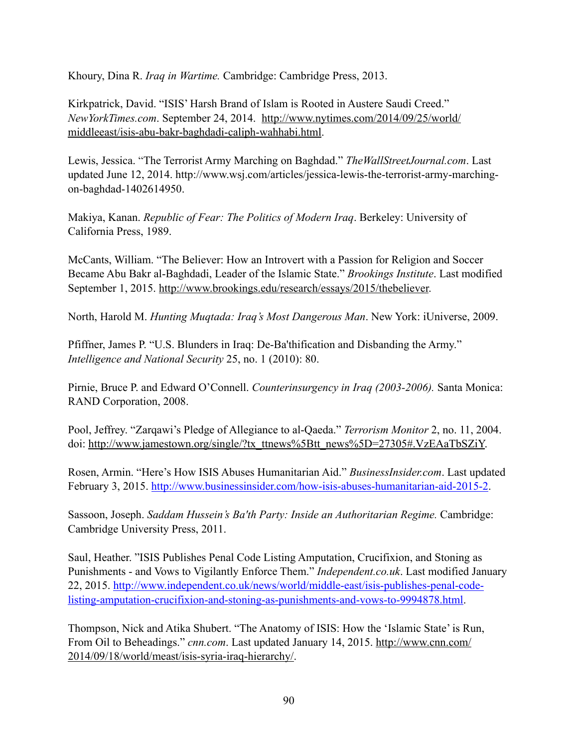Khoury, Dina R. *Iraq in Wartime.* Cambridge: Cambridge Press, 2013.

Kirkpatrick, David. "ISIS' Harsh Brand of Islam is Rooted in Austere Saudi Creed." *NewYorkTimes.com*. September 24, 2014. http://www.nytimes.com/2014/09/25/world/middleeast/isis-abu-bakr-baghdadi-caliph-wahhabi.html.

Lewis, Jessica. "The Terrorist Army Marching on Baghdad." *TheWallStreetJournal.com*. Last updated June 12, 2014. http://www.wsj.com/articles/jessica-lewis-the-terrorist-army-marching-on-baghdad-1402614950.

Makiya, Kanan. *Republic of Fear: The Politics of Modern Iraq*. Berkeley: University of California Press, 1989.

McCants, William. "The Believer: How an Introvert with a Passion for Religion and Soccer Became Abu Bakr al-Baghdadi, Leader of the Islamic State." *Brookings Institute*. Last modified September 1, 2015. http://www.brookings.edu/research/essays/2015/thebeliever.

North, Harold M. *Hunting Muqtada: Iraq's Most Dangerous Man*. New York: iUniverse, 2009.

Pfiffner, James P. "U.S. Blunders in Iraq: De-Ba'thification and Disbanding the Army." *Intelligence and National Security* 25, no. 1 (2010): 80.

Pirnie, Bruce P. and Edward O'Connell. *Counterinsurgency in Iraq (2003-2006).* Santa Monica: RAND Corporation, 2008.

Pool, Jeffrey. "Zarqawi's Pledge of Allegiance to al-Qaeda." *Terrorism Monitor* 2, no. 11, 2004. doi: http://www.jamestown.org/single/?tx_ttnews%5Btt_news%5D=27305#.VzEAaTbSZiY.

Rosen, Armin. "Here's How ISIS Abuses Humanitarian Aid." *BusinessInsider.com*. Last updated February 3, 2015. http://www.businessinsider.com/how-isis-abuses-humanitarian-aid-2015-2.

Sassoon, Joseph. *Saddam Hussein's Ba'th Party: Inside an Authoritarian Regime.* Cambridge: Cambridge University Press, 2011.

Saul, Heather. "ISIS Publishes Penal Code Listing Amputation, Crucifixion, and Stoning as Punishments - and Vows to Vigilantly Enforce Them." *Independent.co.uk*. Last modified January 22, 2015. http://www.independent.co.uk/news/world/middle-east/isis-publishes-penal-code-listing-amputation-crucifixion-and-stoning-as-punishments-and-vows-to-9994878.html.

Thompson, Nick and Atika Shubert. "The Anatomy of ISIS: How the 'Islamic State' is Run, From Oil to Beheadings." *cnn.com*. Last updated January 14, 2015. http://www.cnn.com/2014/09/18/world/meast/isis-syria-iraq-hierarchy/.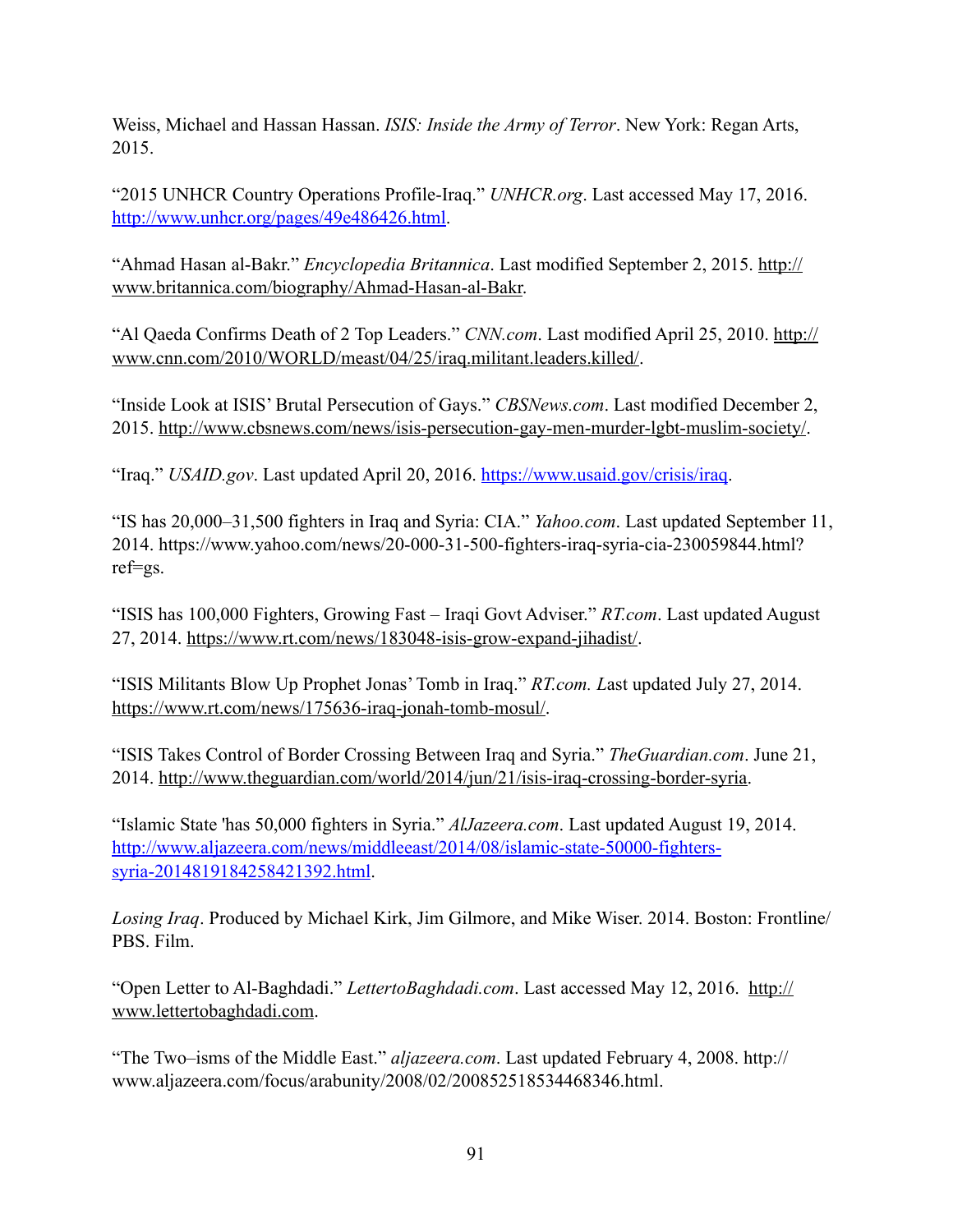Weiss, Michael and Hassan Hassan. *ISIS: Inside the Army of Terror*. New York: Regan Arts, 2015.

"2015 UNHCR Country Operations Profile-Iraq." *UNHCR.org*. Last accessed May 17, 2016. http://www.unhcr.org/pages/49e486426.html.

"Ahmad Hasan al-Bakr." *Encyclopedia Britannica*. Last modified September 2, 2015. http://www.britannica.com/biography/Ahmad-Hasan-al-Bakr.

"Al Qaeda Confirms Death of 2 Top Leaders." *CNN.com*. Last modified April 25, 2010. http://www.cnn.com/2010/WORLD/meast/04/25/iraq.militant.leaders.killed/.

"Inside Look at ISIS' Brutal Persecution of Gays." *CBSNews.com*. Last modified December 2, 2015. http://www.cbsnews.com/news/isis-persecution-gay-men-murder-lgbt-muslim-society/.

"Iraq." *USAID.gov*. Last updated April 20, 2016. https://www.usaid.gov/crisis/iraq.

"IS has 20,000–31,500 fighters in Iraq and Syria: CIA." *Yahoo.com*. Last updated September 11, 2014. https://www.yahoo.com/news/20-000-31-500-fighters-iraq-syria-cia-230059844.html?ref=gs.

"ISIS has 100,000 Fighters, Growing Fast – Iraqi Govt Adviser." *RT.com*. Last updated August 27, 2014. https://www.rt.com/news/183048-isis-grow-expand-jihadist/.

"ISIS Militants Blow Up Prophet Jonas' Tomb in Iraq." *RT.com. L*ast updated July 27, 2014. https://www.rt.com/news/175636-iraq-jonah-tomb-mosul/.

"ISIS Takes Control of Border Crossing Between Iraq and Syria." *TheGuardian.com*. June 21, 2014. http://www.theguardian.com/world/2014/jun/21/isis-iraq-crossing-border-syria.

"Islamic State 'has 50,000 fighters in Syria." *AlJazeera.com*. Last updated August 19, 2014. http://www.aljazeera.com/news/middleeast/2014/08/islamic-state-50000-fighters-syria-2014819184258421392.html.

*Losing Iraq*. Produced by Michael Kirk, Jim Gilmore, and Mike Wiser. 2014. Boston: Frontline/PBS. Film.

"Open Letter to Al-Baghdadi." *LettertoBaghdadi.com*. Last accessed May 12, 2016. http://www.lettertobaghdadi.com.

"The Two–isms of the Middle East." *aljazeera.com*. Last updated February 4, 2008. http://www.aljazeera.com/focus/arabunity/2008/02/200852518534468346.html.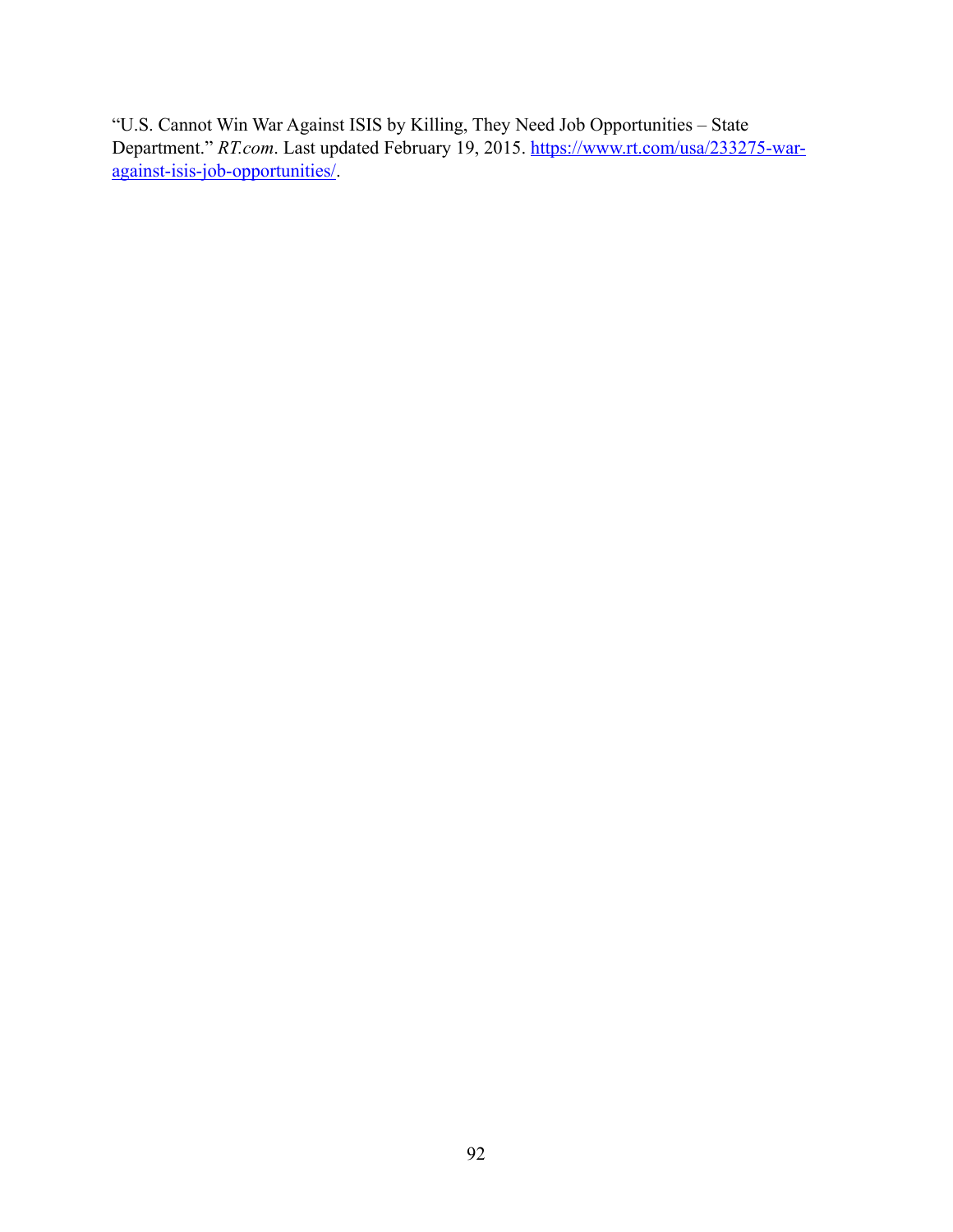"U.S. Cannot Win War Against ISIS by Killing, They Need Job Opportunities – State Department." *RT.com*. Last updated February 19, 2015. https://www.rt.com/usa/233275-war-against-isis-job-opportunities/.